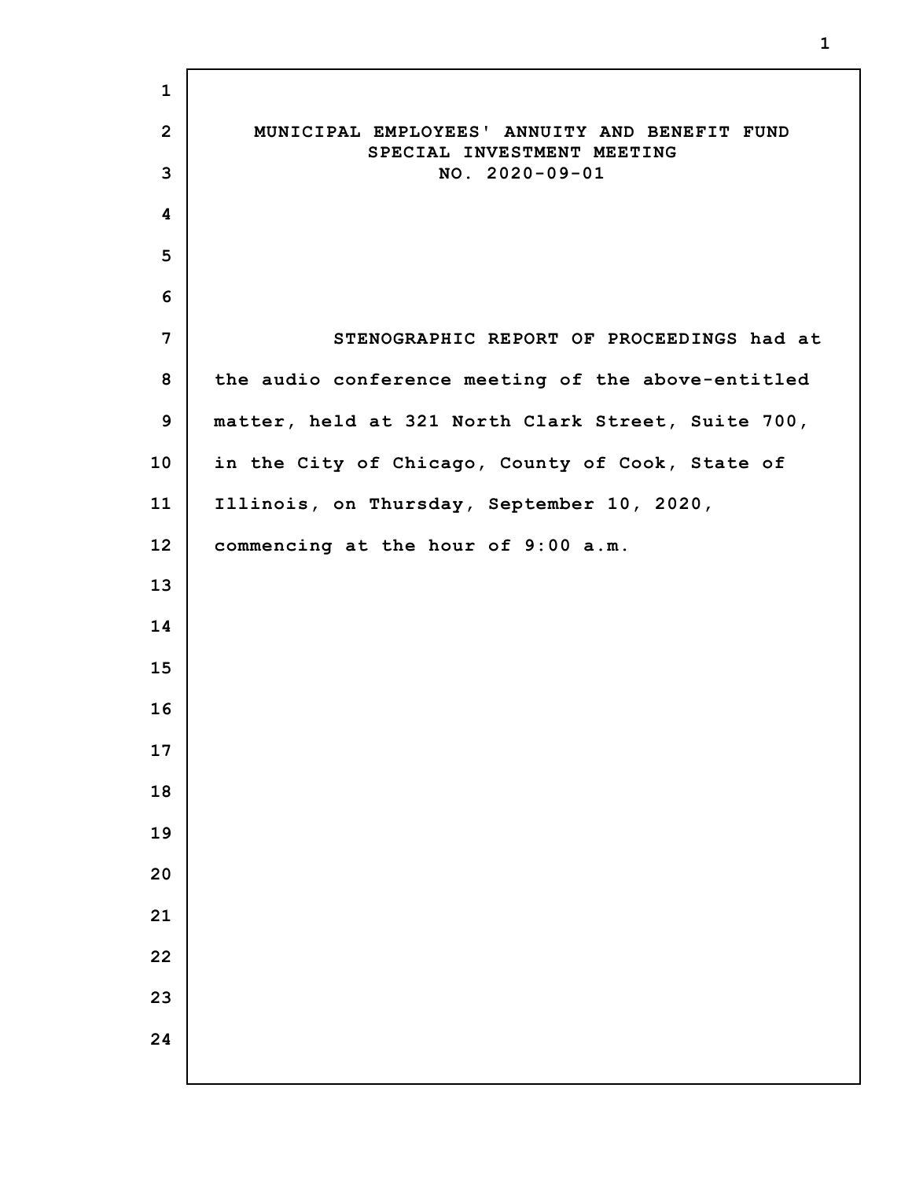# MUNICIPAL EMPLOYEES' ANNUITY AND BENEFIT FUND
## SPECIAL INVESTMENT MEETING
## NO. 2020-09-01

STENOGRAPHIC REPORT OF PROCEEDINGS had at the audio conference meeting of the above-entitled matter, held at 321 North Clark Street, Suite 700, in the City of Chicago, County of Cook, State of Illinois, on Thursday, September 10, 2020, commencing at the hour of 9:00 a.m.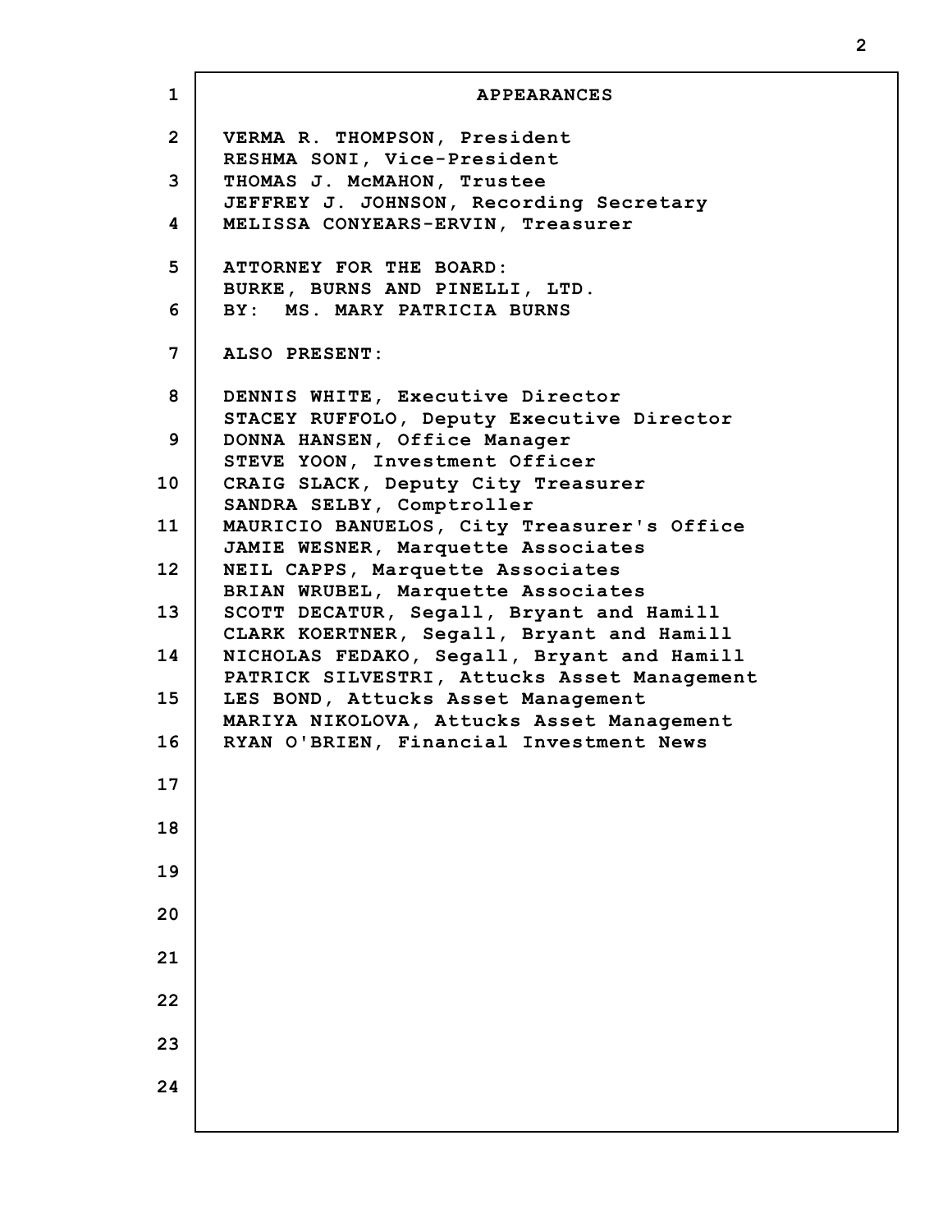## APPEARANCES

VERMA R. THOMPSON, President
RESHMA SONI, Vice-President
THOMAS J. McMAHON, Trustee
JEFFREY J. JOHNSON, Recording Secretary
MELISSA CONYEARS-ERVIN, Treasurer

ATTORNEY FOR THE BOARD:
BURKE, BURNS AND PINELLI, LTD.
BY: MS. MARY PATRICIA BURNS

ALSO PRESENT:

DENNIS WHITE, Executive Director
STACEY RUFFOLO, Deputy Executive Director
DONNA HANSEN, Office Manager
STEVE YOON, Investment Officer
CRAIG SLACK, Deputy City Treasurer
SANDRA SELBY, Comptroller
MAURICIO BANUELOS, City Treasurer's Office
JAMIE WESNER, Marquette Associates
NEIL CAPPS, Marquette Associates
BRIAN WRUBEL, Marquette Associates
SCOTT DECATUR, Segall, Bryant and Hamill
CLARK KOERTNER, Segall, Bryant and Hamill
NICHOLAS FEDAKO, Segall, Bryant and Hamill
PATRICK SILVESTRI, Attucks Asset Management
LES BOND, Attucks Asset Management
MARIYA NIKOLOVA, Attucks Asset Management
RYAN O'BRIEN, Financial Investment News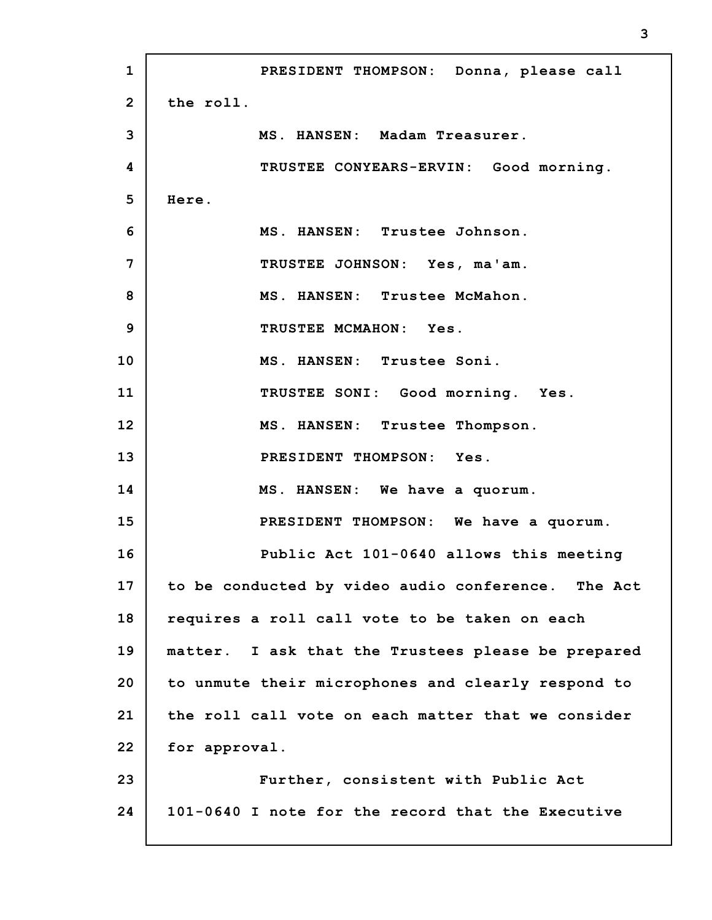PRESIDENT THOMPSON: Donna, please call the roll.

MS. HANSEN: Madam Treasurer.

TRUSTEE CONYEARS-ERVIN: Good morning. Here.

MS. HANSEN: Trustee Johnson.

TRUSTEE JOHNSON: Yes, ma'am.

MS. HANSEN: Trustee McMahon.

TRUSTEE MCMAHON: Yes.

MS. HANSEN: Trustee Soni.

TRUSTEE SONI: Good morning. Yes.

MS. HANSEN: Trustee Thompson.

PRESIDENT THOMPSON: Yes.

MS. HANSEN: We have a quorum.

PRESIDENT THOMPSON: We have a quorum.

Public Act 101-0640 allows this meeting to be conducted by video audio conference. The Act requires a roll call vote to be taken on each matter. I ask that the Trustees please be prepared to unmute their microphones and clearly respond to the roll call vote on each matter that we consider for approval.

Further, consistent with Public Act 101-0640 I note for the record that the Executive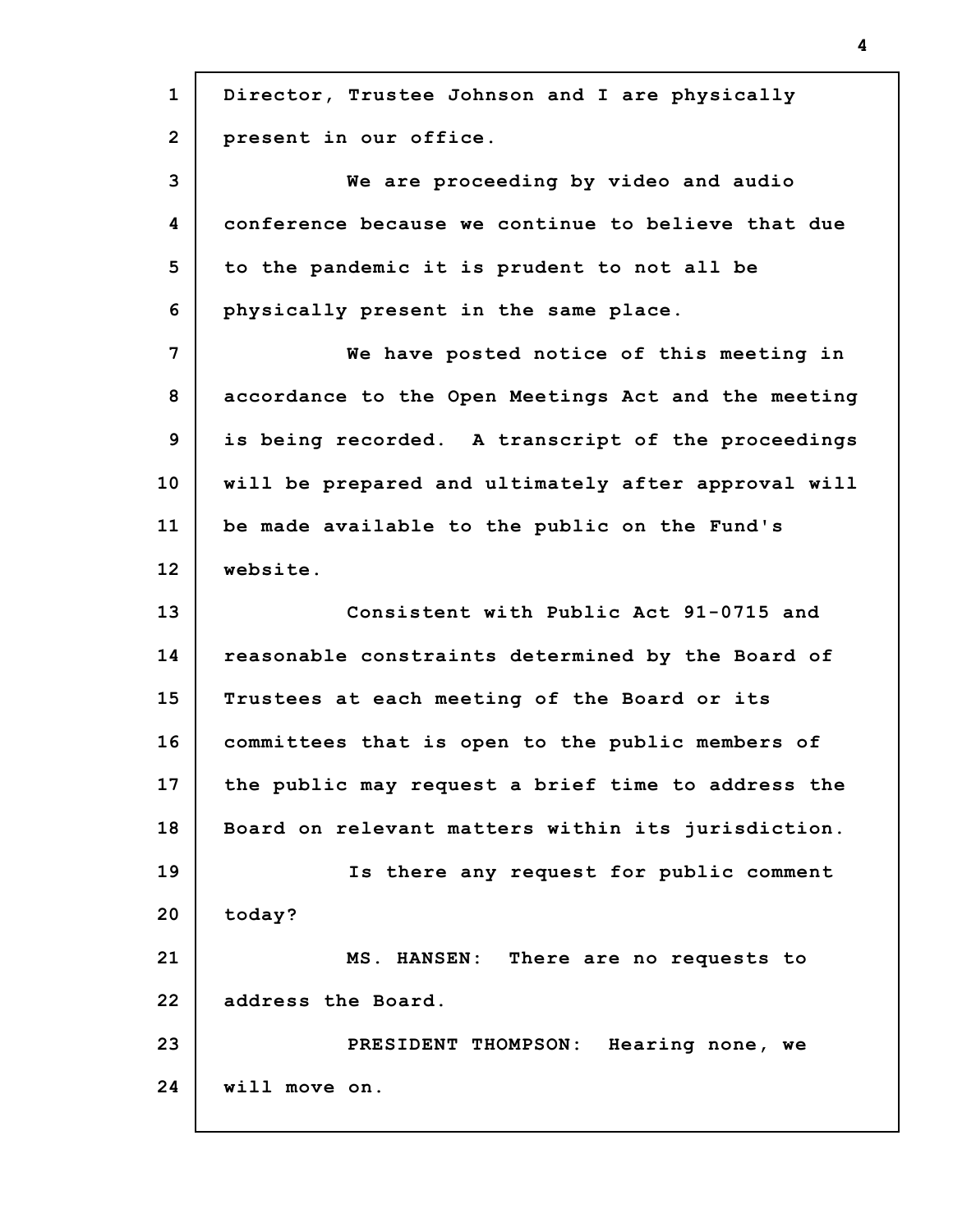Director, Trustee Johnson and I are physically present in our office.

We are proceeding by video and audio conference because we continue to believe that due to the pandemic it is prudent to not all be physically present in the same place.

We have posted notice of this meeting in accordance to the Open Meetings Act and the meeting is being recorded. A transcript of the proceedings will be prepared and ultimately after approval will be made available to the public on the Fund's website.

Consistent with Public Act 91-0715 and reasonable constraints determined by the Board of Trustees at each meeting of the Board or its committees that is open to the public members of the public may request a brief time to address the Board on relevant matters within its jurisdiction.

Is there any request for public comment today?

MS. HANSEN: There are no requests to address the Board.

PRESIDENT THOMPSON: Hearing none, we will move on.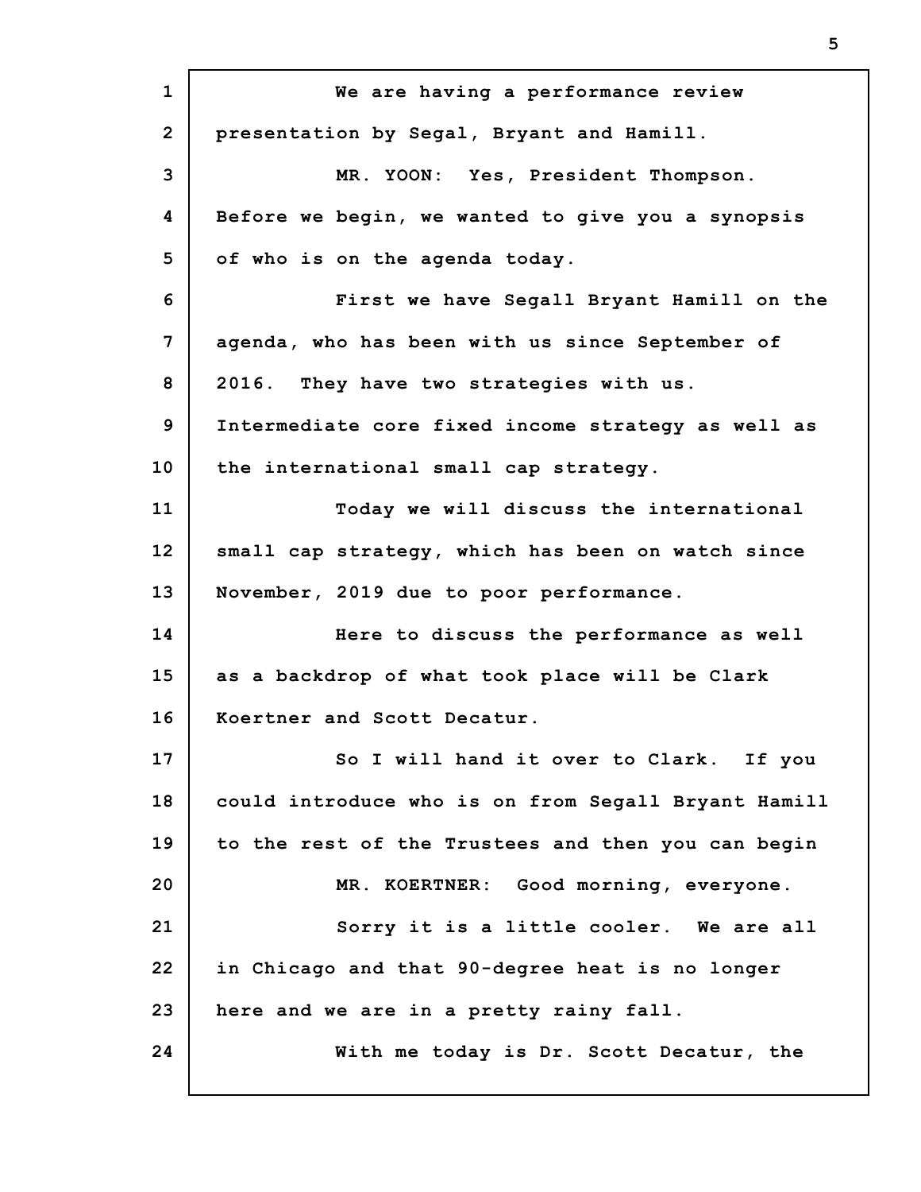We are having a performance review presentation by Segal, Bryant and Hamill.

MR. YOON: Yes, President Thompson. Before we begin, we wanted to give you a synopsis of who is on the agenda today.

First we have Segall Bryant Hamill on the agenda, who has been with us since September of 2016. They have two strategies with us. Intermediate core fixed income strategy as well as the international small cap strategy.

Today we will discuss the international small cap strategy, which has been on watch since November, 2019 due to poor performance.

Here to discuss the performance as well as a backdrop of what took place will be Clark Koertner and Scott Decatur.

So I will hand it over to Clark. If you could introduce who is on from Segall Bryant Hamill to the rest of the Trustees and then you can begin

MR. KOERTNER: Good morning, everyone.

Sorry it is a little cooler. We are all in Chicago and that 90-degree heat is no longer here and we are in a pretty rainy fall.

With me today is Dr. Scott Decatur, the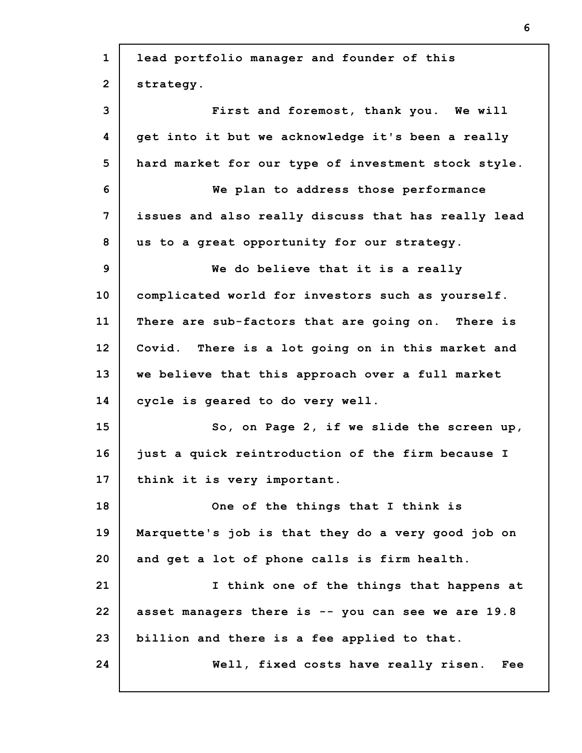lead portfolio manager and founder of this strategy.

First and foremost, thank you. We will get into it but we acknowledge it's been a really hard market for our type of investment stock style.

We plan to address those performance issues and also really discuss that has really lead us to a great opportunity for our strategy.

We do believe that it is a really complicated world for investors such as yourself. There are sub-factors that are going on. There is Covid. There is a lot going on in this market and we believe that this approach over a full market cycle is geared to do very well.

So, on Page 2, if we slide the screen up, just a quick reintroduction of the firm because I think it is very important.

One of the things that I think is Marquette's job is that they do a very good job on and get a lot of phone calls is firm health.

I think one of the things that happens at asset managers there is -- you can see we are 19.8 billion and there is a fee applied to that.

Well, fixed costs have really risen. Fee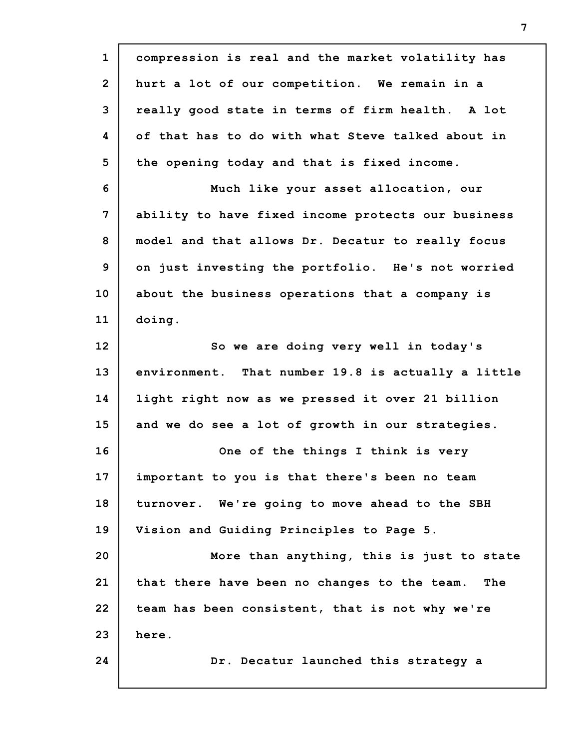compression is real and the market volatility has hurt a lot of our competition. We remain in a really good state in terms of firm health. A lot of that has to do with what Steve talked about in the opening today and that is fixed income.

Much like your asset allocation, our ability to have fixed income protects our business model and that allows Dr. Decatur to really focus on just investing the portfolio. He's not worried about the business operations that a company is doing.

So we are doing very well in today's environment. That number 19.8 is actually a little light right now as we pressed it over 21 billion and we do see a lot of growth in our strategies.

One of the things I think is very important to you is that there's been no team turnover. We're going to move ahead to the SBH Vision and Guiding Principles to Page 5.

More than anything, this is just to state that there have been no changes to the team. The team has been consistent, that is not why we're here.

Dr. Decatur launched this strategy a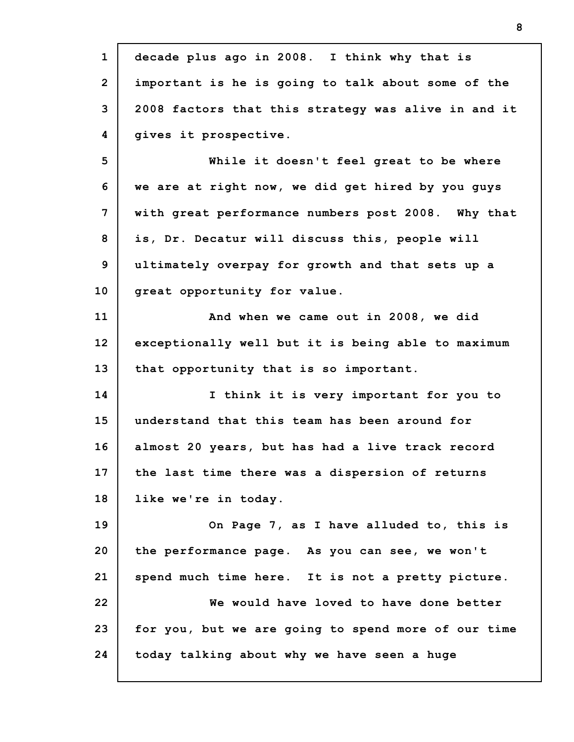decade plus ago in 2008. I think why that is important is he is going to talk about some of the 2008 factors that this strategy was alive in and it gives it prospective.

While it doesn't feel great to be where we are at right now, we did get hired by you guys with great performance numbers post 2008. Why that is, Dr. Decatur will discuss this, people will ultimately overpay for growth and that sets up a great opportunity for value.

And when we came out in 2008, we did exceptionally well but it is being able to maximum that opportunity that is so important.

I think it is very important for you to understand that this team has been around for almost 20 years, but has had a live track record the last time there was a dispersion of returns like we're in today.

On Page 7, as I have alluded to, this is the performance page. As you can see, we won't spend much time here. It is not a pretty picture.

We would have loved to have done better for you, but we are going to spend more of our time today talking about why we have seen a huge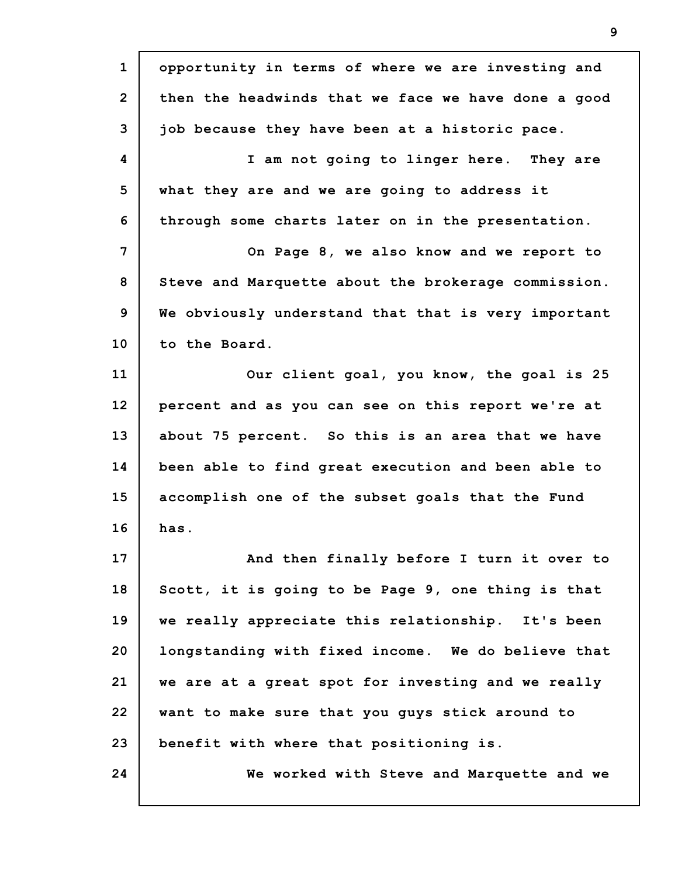opportunity in terms of where we are investing and then the headwinds that we face we have done a good job because they have been at a historic pace.

I am not going to linger here. They are what they are and we are going to address it through some charts later on in the presentation.

On Page 8, we also know and we report to Steve and Marquette about the brokerage commission. We obviously understand that that is very important to the Board.

Our client goal, you know, the goal is 25 percent and as you can see on this report we're at about 75 percent. So this is an area that we have been able to find great execution and been able to accomplish one of the subset goals that the Fund has.

And then finally before I turn it over to Scott, it is going to be Page 9, one thing is that we really appreciate this relationship. It's been longstanding with fixed income. We do believe that we are at a great spot for investing and we really want to make sure that you guys stick around to benefit with where that positioning is.

We worked with Steve and Marquette and we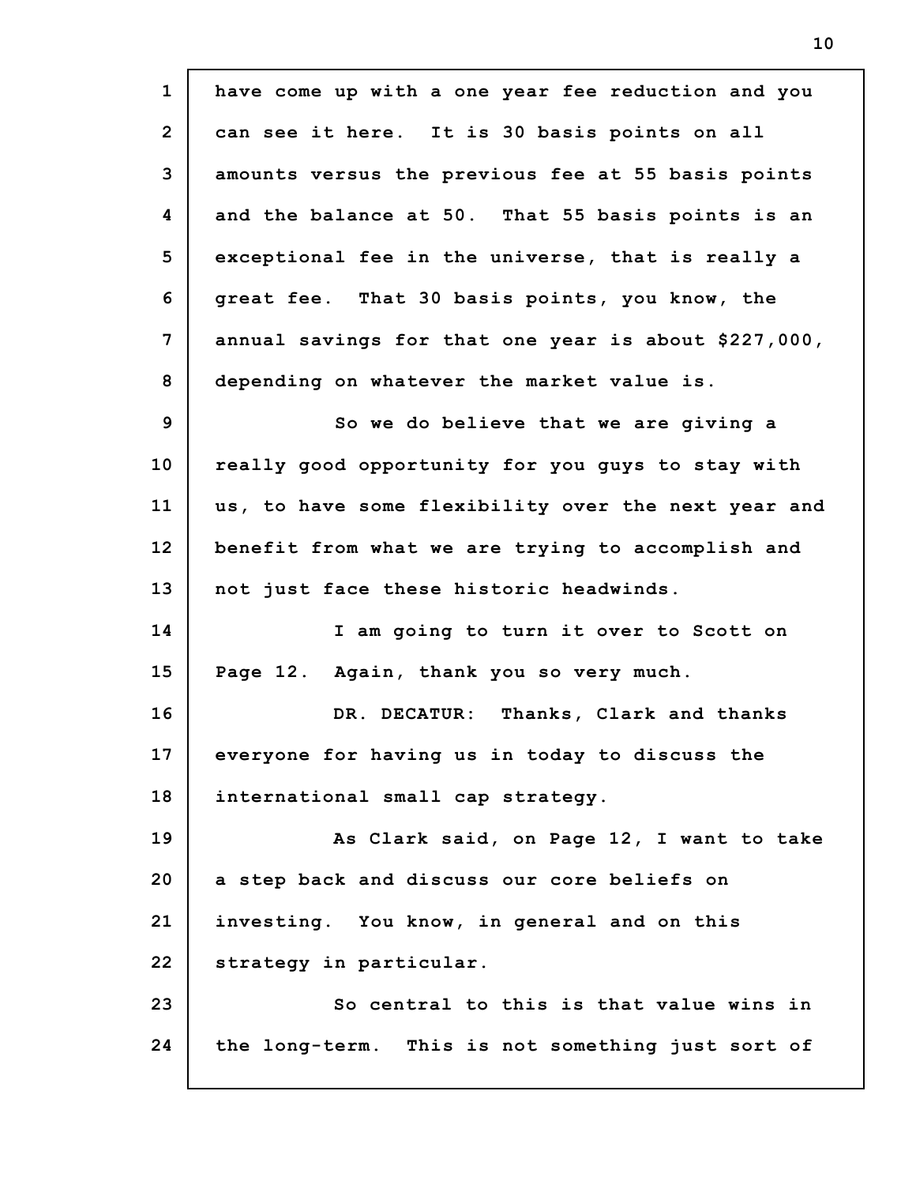have come up with a one year fee reduction and you can see it here. It is 30 basis points on all amounts versus the previous fee at 55 basis points and the balance at 50. That 55 basis points is an exceptional fee in the universe, that is really a great fee. That 30 basis points, you know, the annual savings for that one year is about $227,000, depending on whatever the market value is.

So we do believe that we are giving a really good opportunity for you guys to stay with us, to have some flexibility over the next year and benefit from what we are trying to accomplish and not just face these historic headwinds.

I am going to turn it over to Scott on Page 12. Again, thank you so very much.

DR. DECATUR: Thanks, Clark and thanks everyone for having us in today to discuss the international small cap strategy.

As Clark said, on Page 12, I want to take a step back and discuss our core beliefs on investing. You know, in general and on this strategy in particular.

So central to this is that value wins in the long-term. This is not something just sort of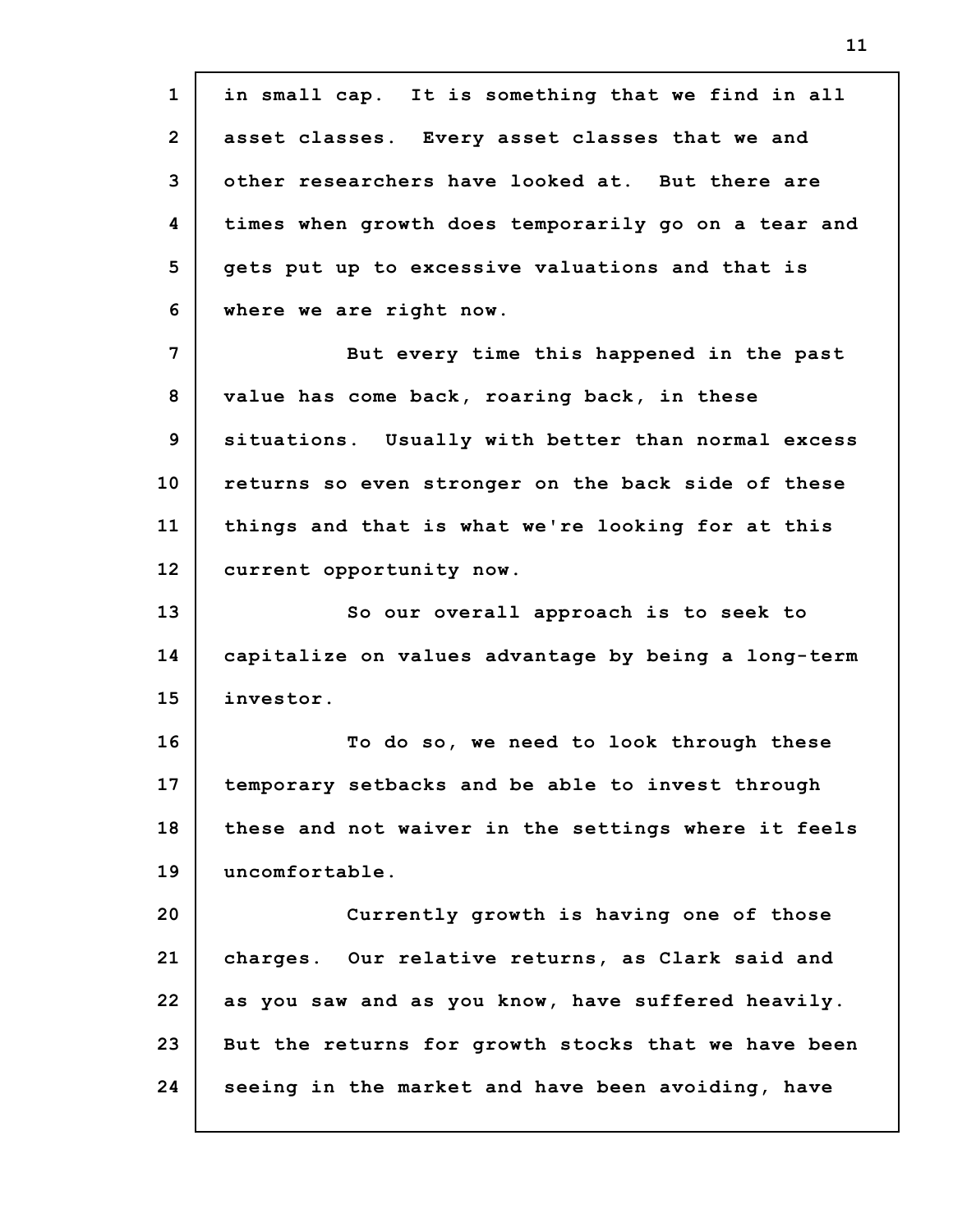in small cap. It is something that we find in all asset classes. Every asset classes that we and other researchers have looked at. But there are times when growth does temporarily go on a tear and gets put up to excessive valuations and that is where we are right now.

But every time this happened in the past value has come back, roaring back, in these situations. Usually with better than normal excess returns so even stronger on the back side of these things and that is what we're looking for at this current opportunity now.

So our overall approach is to seek to capitalize on values advantage by being a long-term investor.

To do so, we need to look through these temporary setbacks and be able to invest through these and not waiver in the settings where it feels uncomfortable.

Currently growth is having one of those charges. Our relative returns, as Clark said and as you saw and as you know, have suffered heavily. But the returns for growth stocks that we have been seeing in the market and have been avoiding, have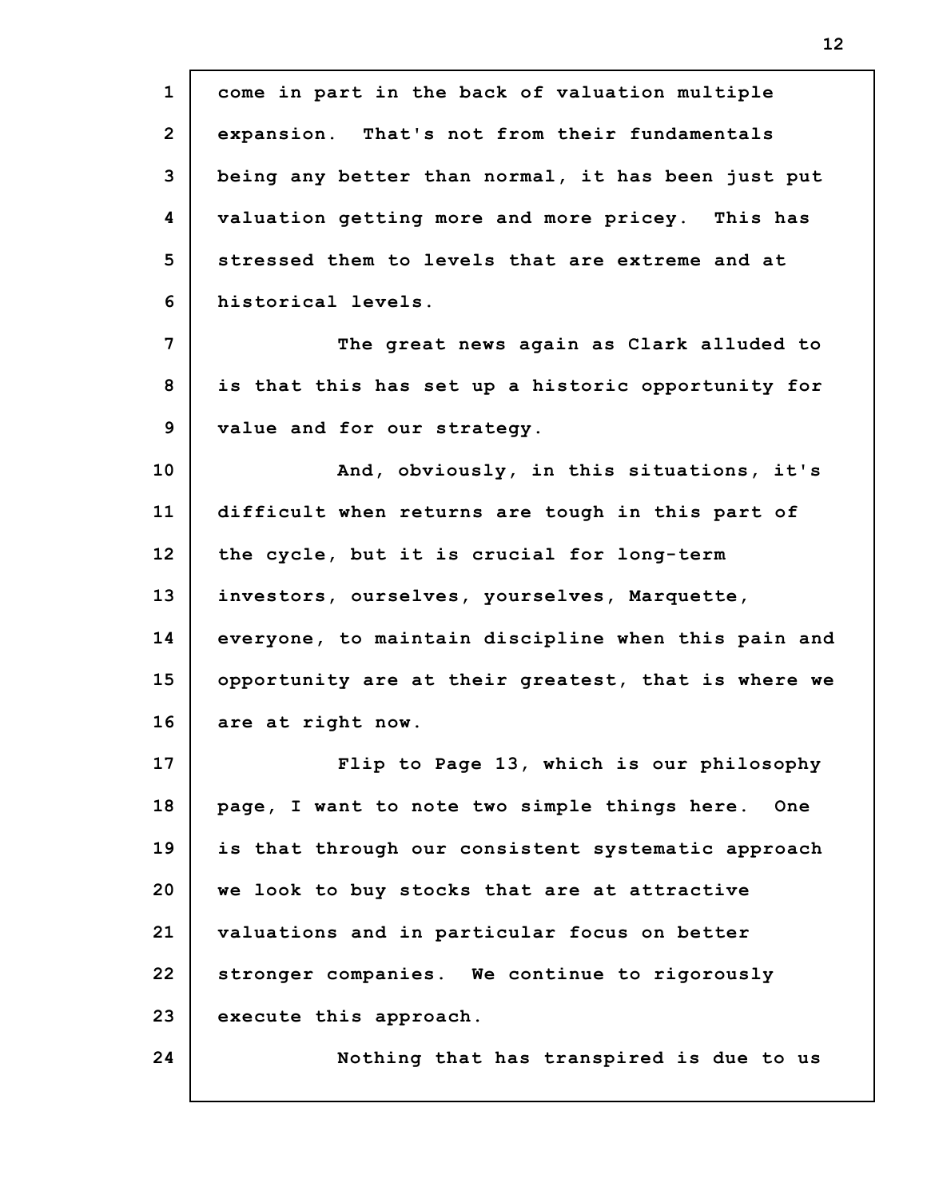come in part in the back of valuation multiple expansion. That's not from their fundamentals being any better than normal, it has been just put valuation getting more and more pricey. This has stressed them to levels that are extreme and at historical levels.

The great news again as Clark alluded to is that this has set up a historic opportunity for value and for our strategy.

And, obviously, in this situations, it's difficult when returns are tough in this part of the cycle, but it is crucial for long-term investors, ourselves, yourselves, Marquette, everyone, to maintain discipline when this pain and opportunity are at their greatest, that is where we are at right now.

Flip to Page 13, which is our philosophy page, I want to note two simple things here. One is that through our consistent systematic approach we look to buy stocks that are at attractive valuations and in particular focus on better stronger companies. We continue to rigorously execute this approach.

Nothing that has transpired is due to us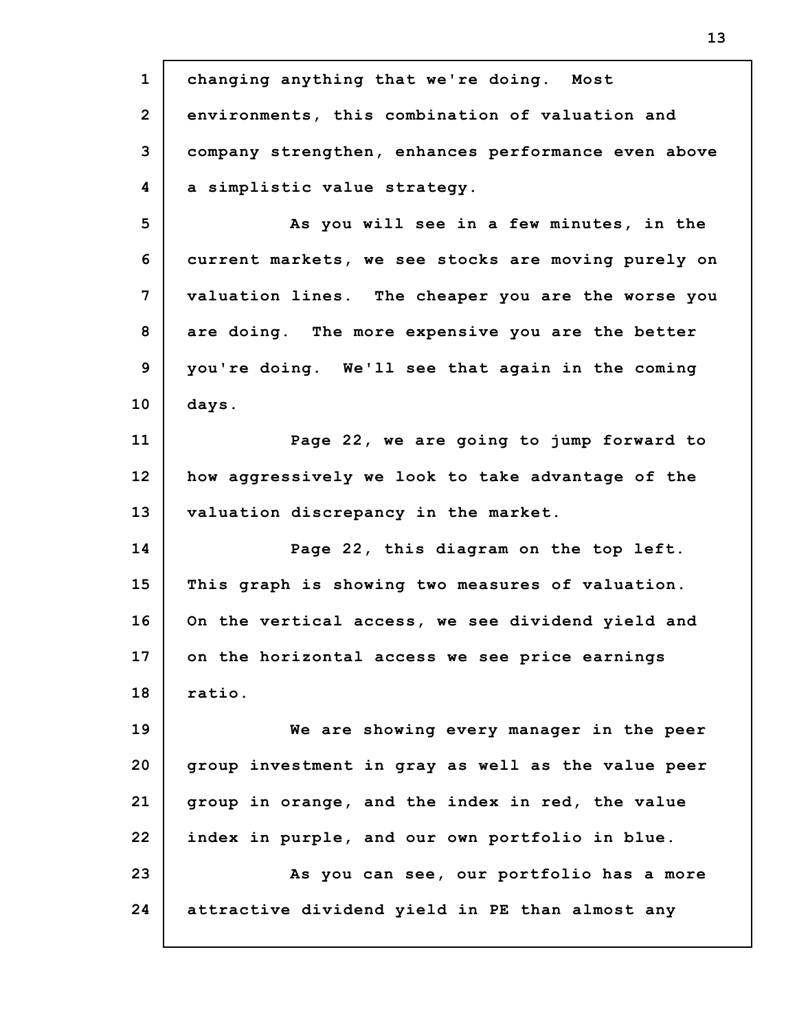changing anything that we're doing. Most environments, this combination of valuation and company strengthen, enhances performance even above a simplistic value strategy.

As you will see in a few minutes, in the current markets, we see stocks are moving purely on valuation lines. The cheaper you are the worse you are doing. The more expensive you are the better you're doing. We'll see that again in the coming days.

Page 22, we are going to jump forward to how aggressively we look to take advantage of the valuation discrepancy in the market.

Page 22, this diagram on the top left. This graph is showing two measures of valuation. On the vertical access, we see dividend yield and on the horizontal access we see price earnings ratio.

We are showing every manager in the peer group investment in gray as well as the value peer group in orange, and the index in red, the value index in purple, and our own portfolio in blue.

As you can see, our portfolio has a more attractive dividend yield in PE than almost any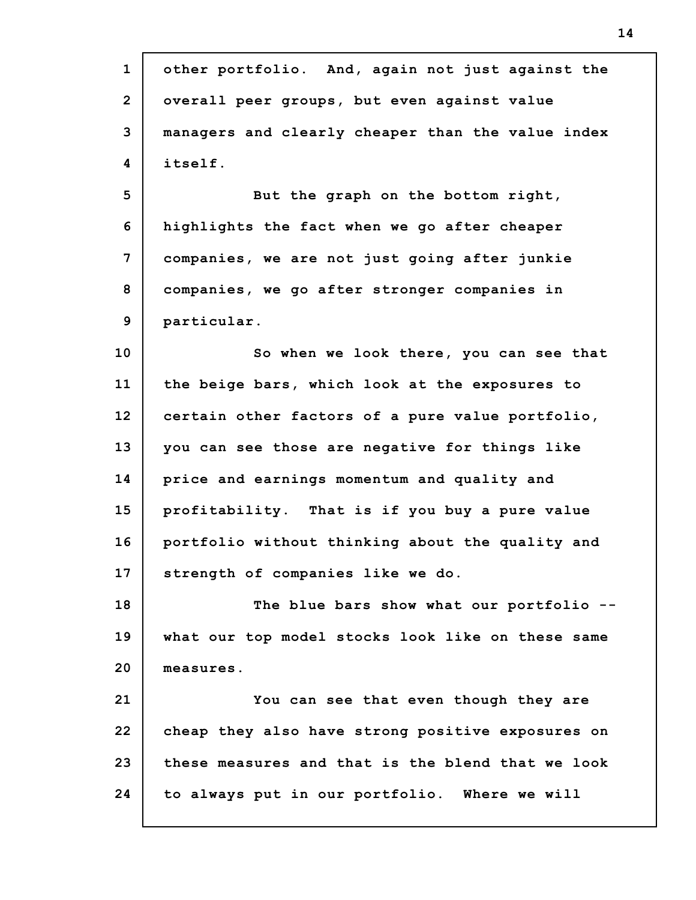other portfolio. And, again not just against the overall peer groups, but even against value managers and clearly cheaper than the value index itself.

But the graph on the bottom right, highlights the fact when we go after cheaper companies, we are not just going after junkie companies, we go after stronger companies in particular.

So when we look there, you can see that the beige bars, which look at the exposures to certain other factors of a pure value portfolio, you can see those are negative for things like price and earnings momentum and quality and profitability. That is if you buy a pure value portfolio without thinking about the quality and strength of companies like we do.

The blue bars show what our portfolio -- what our top model stocks look like on these same measures.

You can see that even though they are cheap they also have strong positive exposures on these measures and that is the blend that we look to always put in our portfolio. Where we will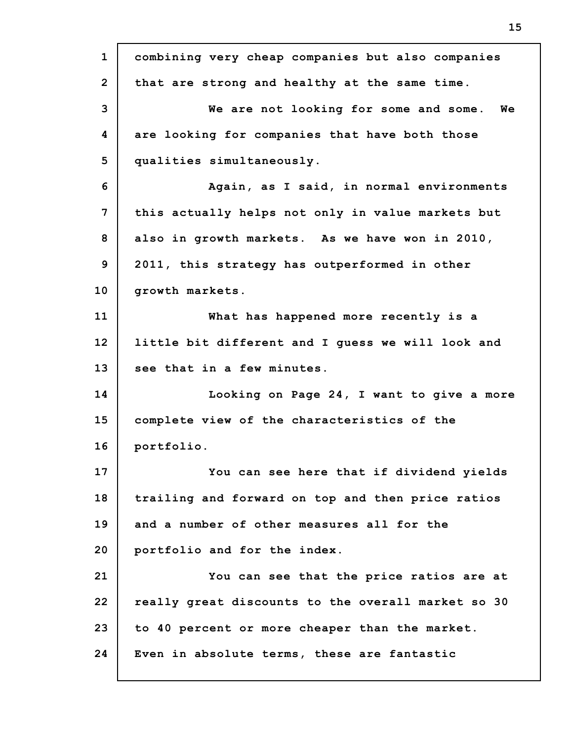combining very cheap companies but also companies that are strong and healthy at the same time.

We are not looking for some and some. We are looking for companies that have both those qualities simultaneously.

Again, as I said, in normal environments this actually helps not only in value markets but also in growth markets. As we have won in 2010, 2011, this strategy has outperformed in other growth markets.

What has happened more recently is a little bit different and I guess we will look and see that in a few minutes.

Looking on Page 24, I want to give a more complete view of the characteristics of the portfolio.

You can see here that if dividend yields trailing and forward on top and then price ratios and a number of other measures all for the portfolio and for the index.

You can see that the price ratios are at really great discounts to the overall market so 30 to 40 percent or more cheaper than the market. Even in absolute terms, these are fantastic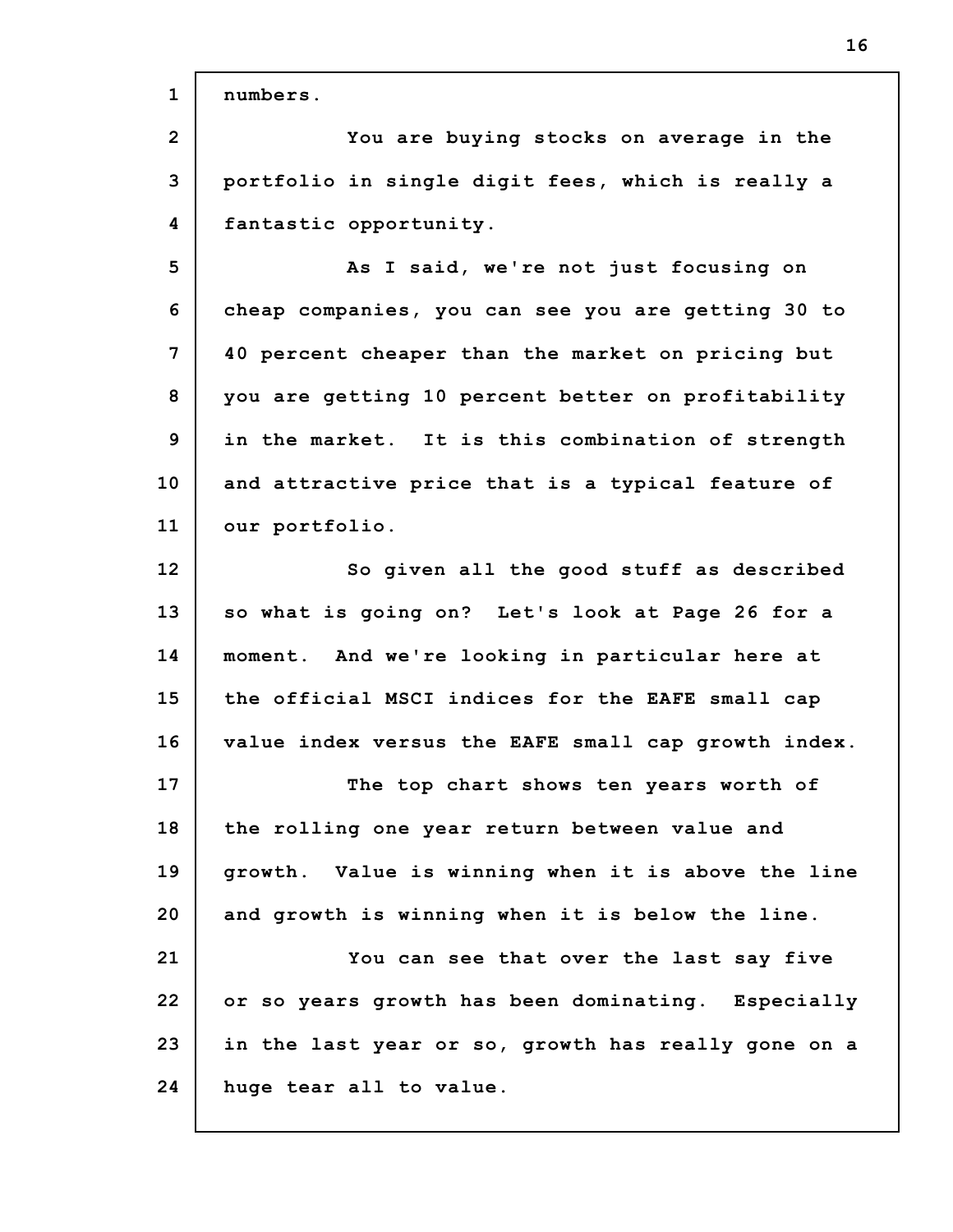numbers.

You are buying stocks on average in the portfolio in single digit fees, which is really a fantastic opportunity.

As I said, we're not just focusing on cheap companies, you can see you are getting 30 to 40 percent cheaper than the market on pricing but you are getting 10 percent better on profitability in the market. It is this combination of strength and attractive price that is a typical feature of our portfolio.

So given all the good stuff as described so what is going on? Let's look at Page 26 for a moment. And we're looking in particular here at the official MSCI indices for the EAFE small cap value index versus the EAFE small cap growth index.

The top chart shows ten years worth of the rolling one year return between value and growth. Value is winning when it is above the line and growth is winning when it is below the line.

You can see that over the last say five or so years growth has been dominating. Especially in the last year or so, growth has really gone on a huge tear all to value.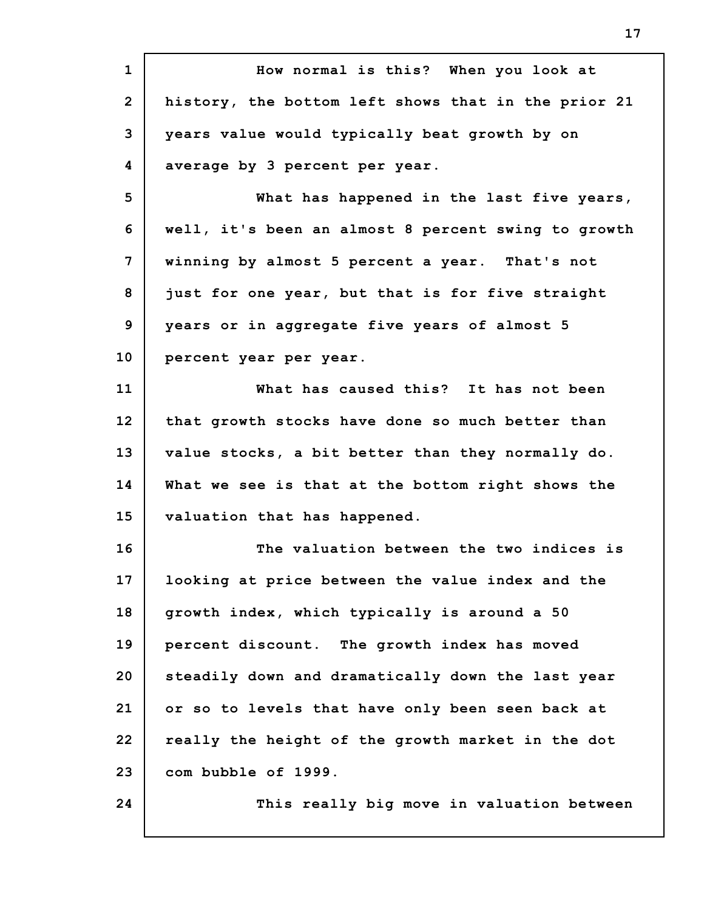How normal is this? When you look at history, the bottom left shows that in the prior 21 years value would typically beat growth by on average by 3 percent per year.

What has happened in the last five years, well, it's been an almost 8 percent swing to growth winning by almost 5 percent a year. That's not just for one year, but that is for five straight years or in aggregate five years of almost 5 percent year per year.

What has caused this? It has not been that growth stocks have done so much better than value stocks, a bit better than they normally do. What we see is that at the bottom right shows the valuation that has happened.

The valuation between the two indices is looking at price between the value index and the growth index, which typically is around a 50 percent discount. The growth index has moved steadily down and dramatically down the last year or so to levels that have only been seen back at really the height of the growth market in the dot com bubble of 1999.

This really big move in valuation between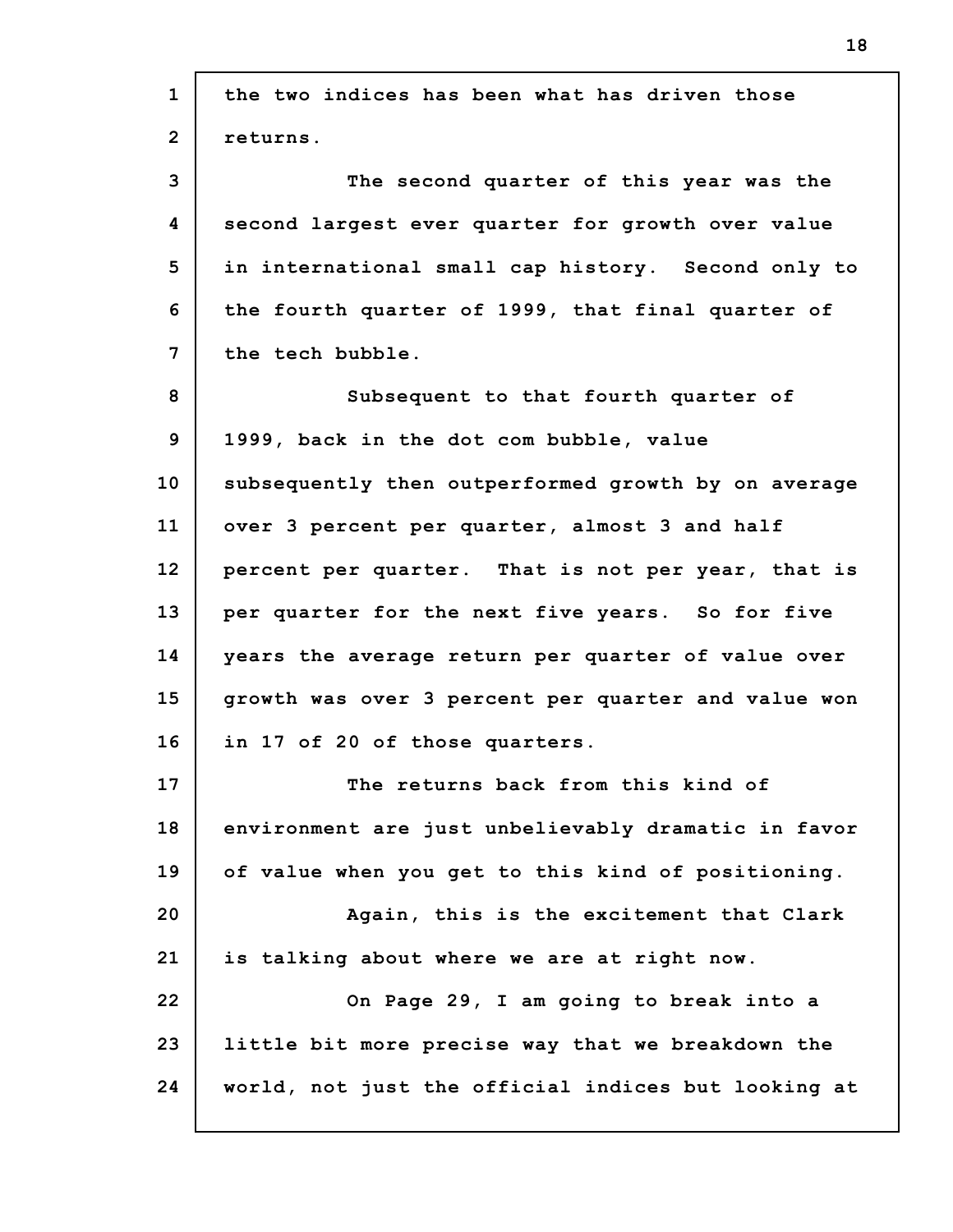the two indices has been what has driven those returns.

The second quarter of this year was the second largest ever quarter for growth over value in international small cap history. Second only to the fourth quarter of 1999, that final quarter of the tech bubble.

Subsequent to that fourth quarter of 1999, back in the dot com bubble, value subsequently then outperformed growth by on average over 3 percent per quarter, almost 3 and half percent per quarter. That is not per year, that is per quarter for the next five years. So for five years the average return per quarter of value over growth was over 3 percent per quarter and value won in 17 of 20 of those quarters.

The returns back from this kind of environment are just unbelievably dramatic in favor of value when you get to this kind of positioning.

Again, this is the excitement that Clark is talking about where we are at right now.

On Page 29, I am going to break into a little bit more precise way that we breakdown the world, not just the official indices but looking at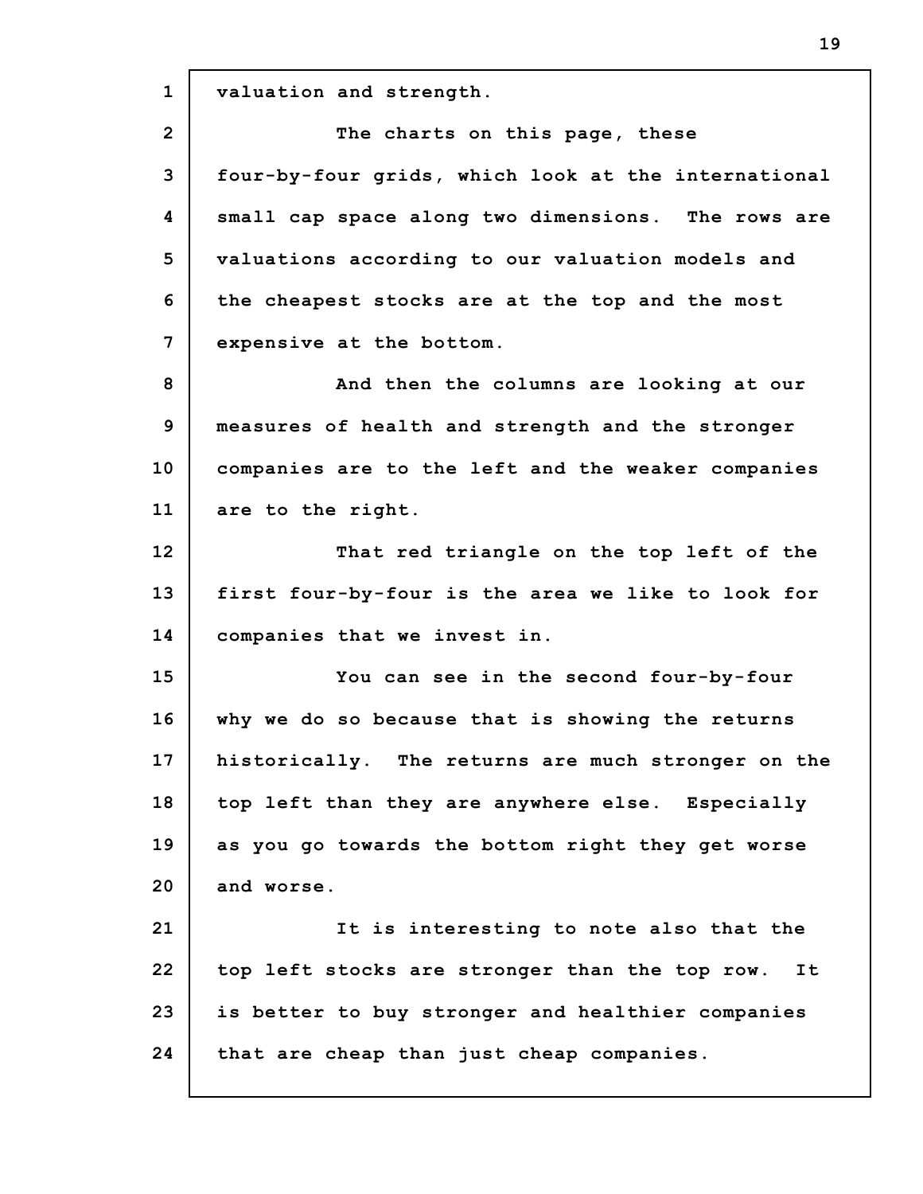valuation and strength.

The charts on this page, these four-by-four grids, which look at the international small cap space along two dimensions. The rows are valuations according to our valuation models and the cheapest stocks are at the top and the most expensive at the bottom.

And then the columns are looking at our measures of health and strength and the stronger companies are to the left and the weaker companies are to the right.

That red triangle on the top left of the first four-by-four is the area we like to look for companies that we invest in.

You can see in the second four-by-four why we do so because that is showing the returns historically. The returns are much stronger on the top left than they are anywhere else. Especially as you go towards the bottom right they get worse and worse.

It is interesting to note also that the top left stocks are stronger than the top row. It is better to buy stronger and healthier companies that are cheap than just cheap companies.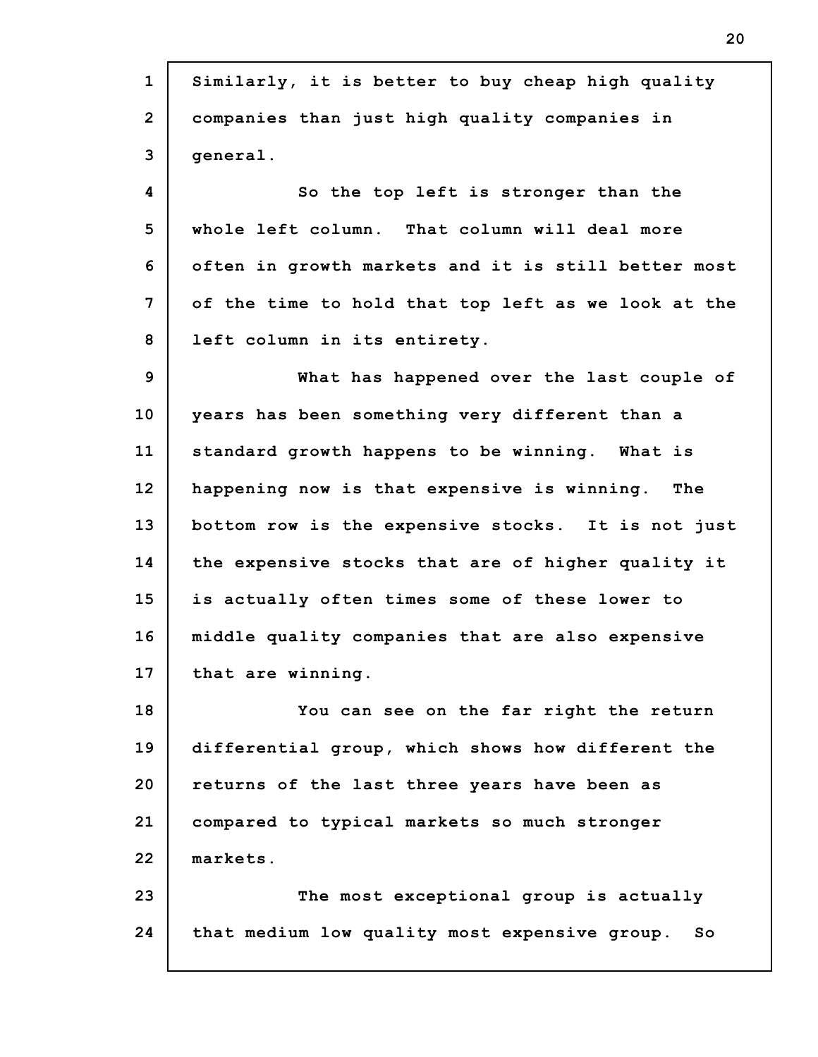Similarly, it is better to buy cheap high quality companies than just high quality companies in general.

So the top left is stronger than the whole left column. That column will deal more often in growth markets and it is still better most of the time to hold that top left as we look at the left column in its entirety.

What has happened over the last couple of years has been something very different than a standard growth happens to be winning. What is happening now is that expensive is winning. The bottom row is the expensive stocks. It is not just the expensive stocks that are of higher quality it is actually often times some of these lower to middle quality companies that are also expensive that are winning.

You can see on the far right the return differential group, which shows how different the returns of the last three years have been as compared to typical markets so much stronger markets.

The most exceptional group is actually that medium low quality most expensive group. So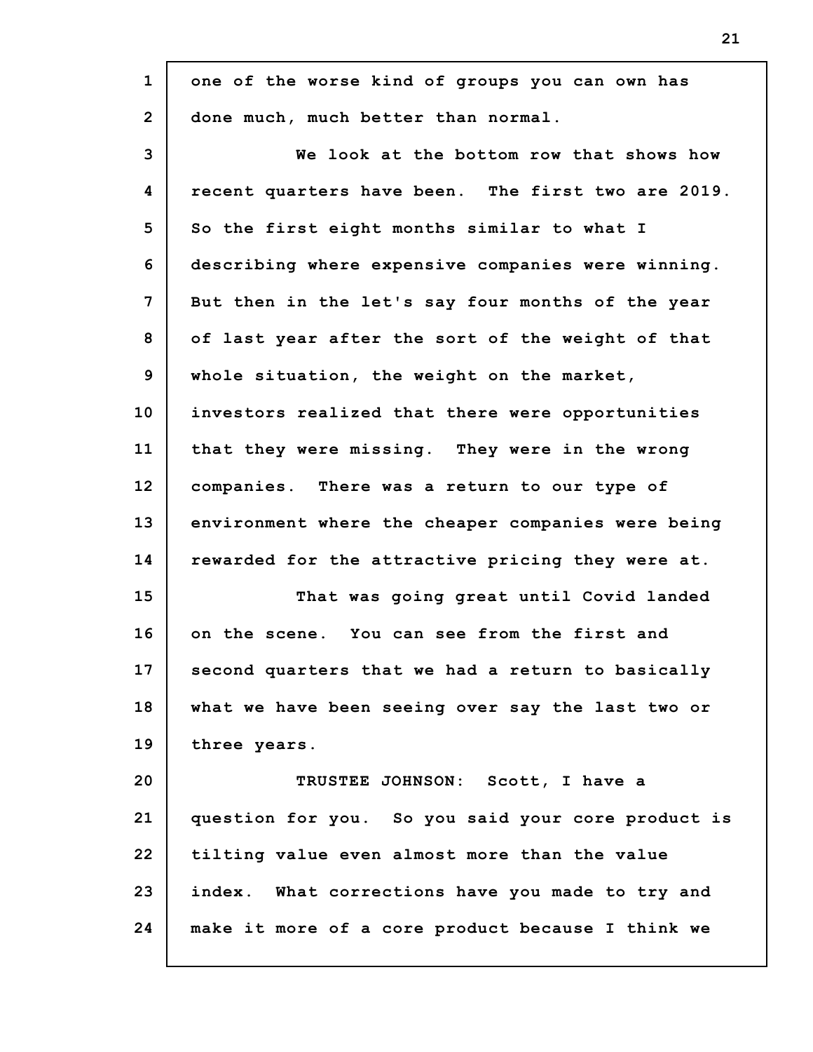one of the worse kind of groups you can own has done much, much better than normal.

We look at the bottom row that shows how recent quarters have been. The first two are 2019. So the first eight months similar to what I describing where expensive companies were winning. But then in the let's say four months of the year of last year after the sort of the weight of that whole situation, the weight on the market, investors realized that there were opportunities that they were missing. They were in the wrong companies. There was a return to our type of environment where the cheaper companies were being rewarded for the attractive pricing they were at.

That was going great until Covid landed on the scene. You can see from the first and second quarters that we had a return to basically what we have been seeing over say the last two or three years.

TRUSTEE JOHNSON: Scott, I have a question for you. So you said your core product is tilting value even almost more than the value index. What corrections have you made to try and make it more of a core product because I think we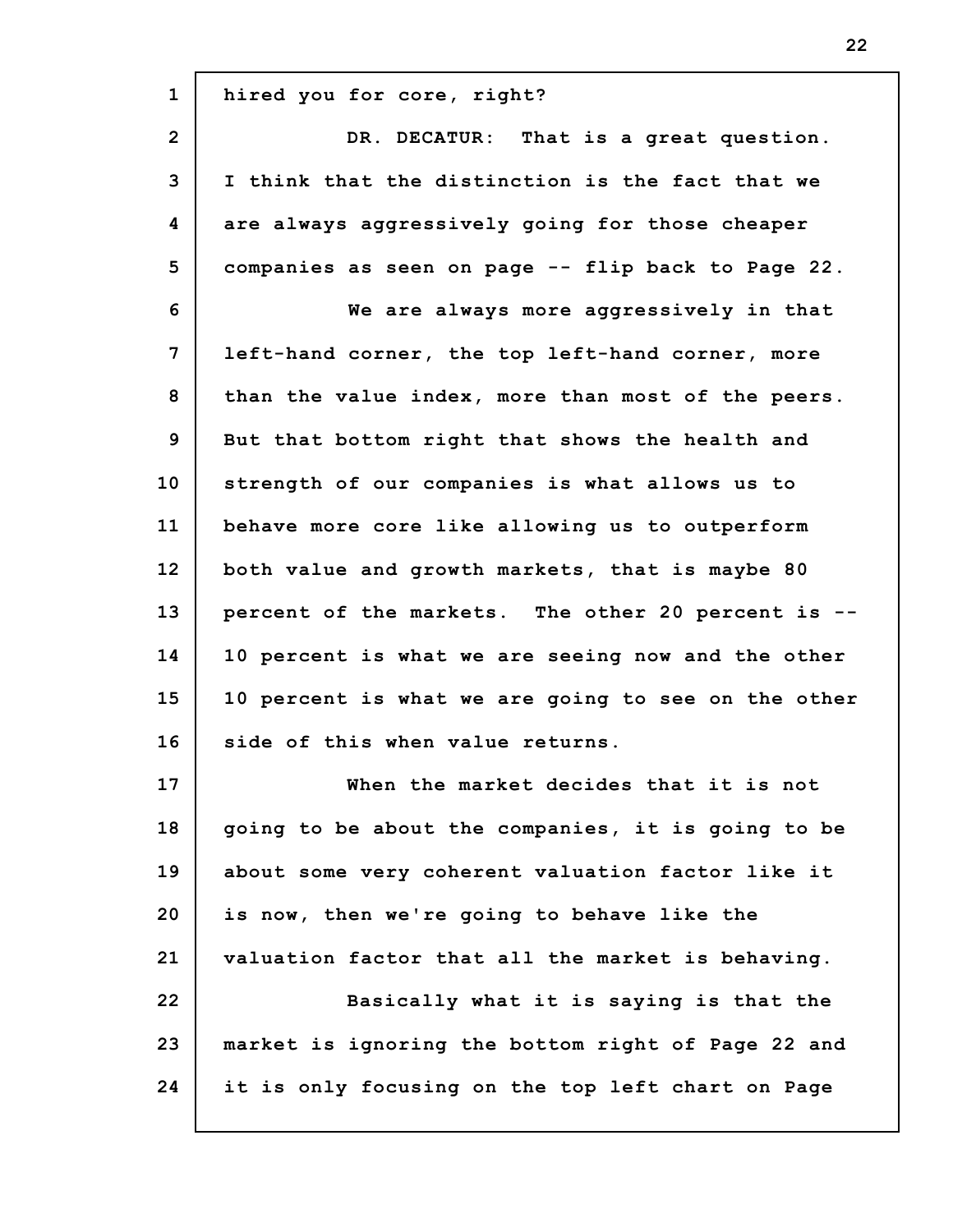hired you for core, right?

DR. DECATUR: That is a great question. I think that the distinction is the fact that we are always aggressively going for those cheaper companies as seen on page -- flip back to Page 22.

We are always more aggressively in that left-hand corner, the top left-hand corner, more than the value index, more than most of the peers. But that bottom right that shows the health and strength of our companies is what allows us to behave more core like allowing us to outperform both value and growth markets, that is maybe 80 percent of the markets. The other 20 percent is -- 10 percent is what we are seeing now and the other 10 percent is what we are going to see on the other side of this when value returns.

When the market decides that it is not going to be about the companies, it is going to be about some very coherent valuation factor like it is now, then we're going to behave like the valuation factor that all the market is behaving.

Basically what it is saying is that the market is ignoring the bottom right of Page 22 and it is only focusing on the top left chart on Page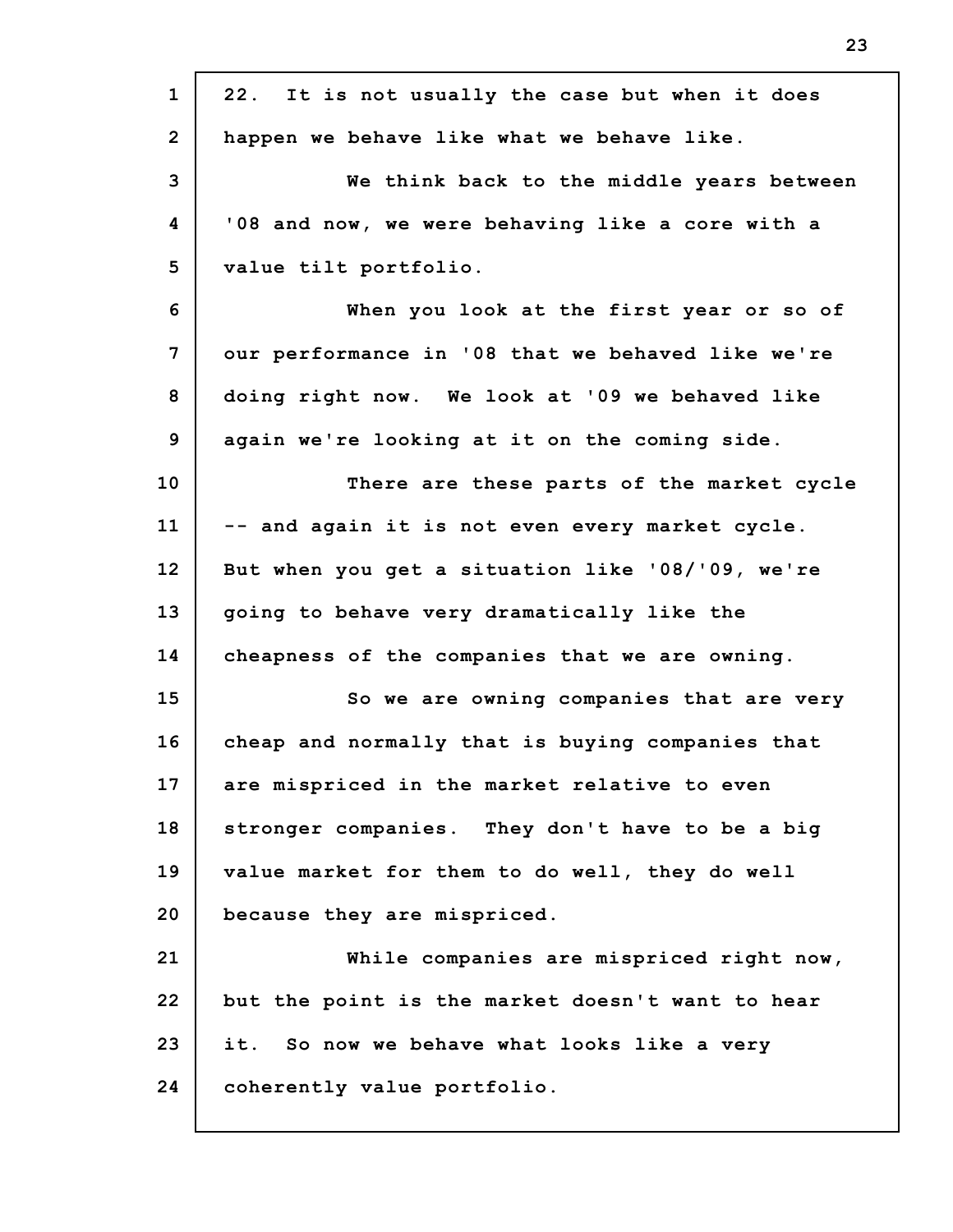22. It is not usually the case but when it does happen we behave like what we behave like.

We think back to the middle years between '08 and now, we were behaving like a core with a value tilt portfolio.

When you look at the first year or so of our performance in '08 that we behaved like we're doing right now. We look at '09 we behaved like again we're looking at it on the coming side.

There are these parts of the market cycle -- and again it is not even every market cycle. But when you get a situation like '08/'09, we're going to behave very dramatically like the cheapness of the companies that we are owning.

So we are owning companies that are very cheap and normally that is buying companies that are mispriced in the market relative to even stronger companies. They don't have to be a big value market for them to do well, they do well because they are mispriced.

While companies are mispriced right now, but the point is the market doesn't want to hear it. So now we behave what looks like a very coherently value portfolio.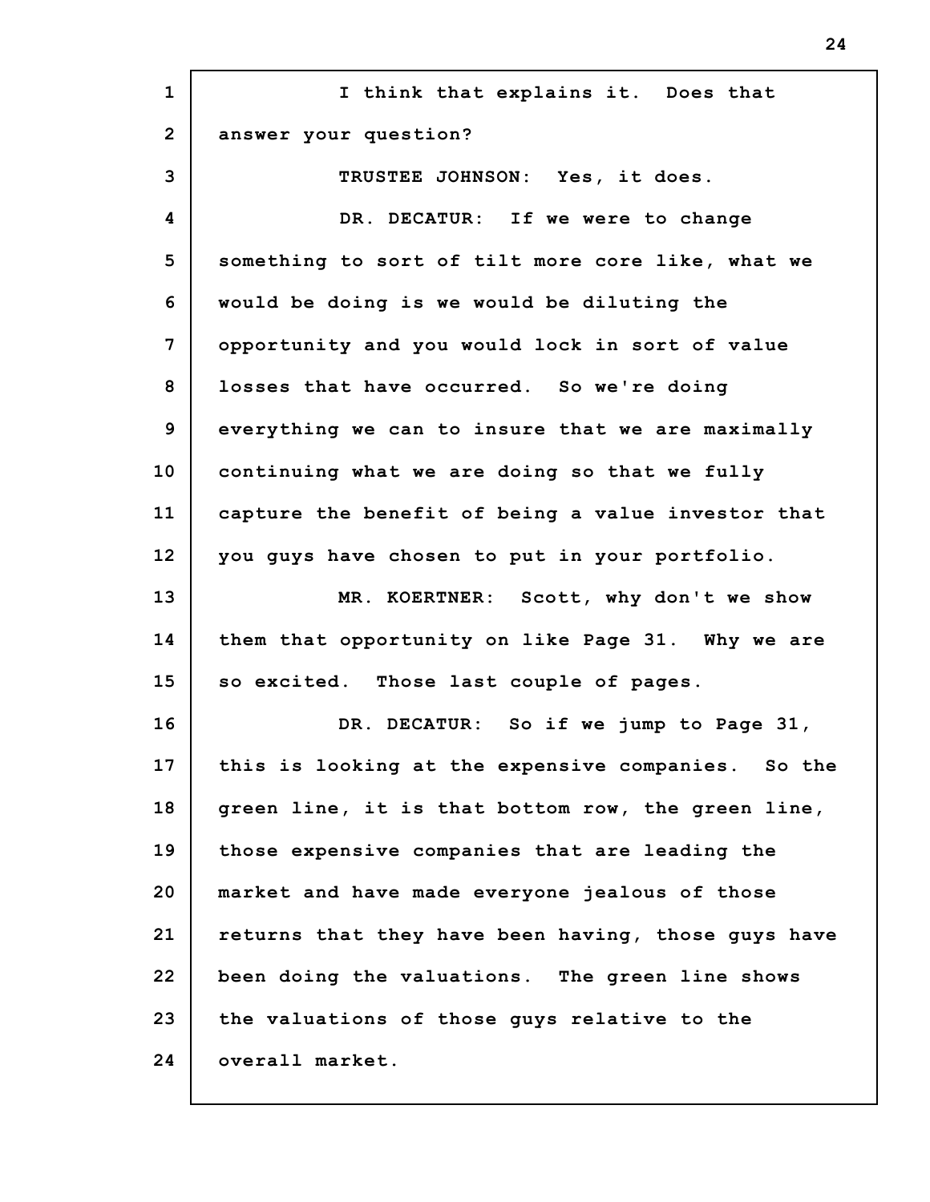I think that explains it. Does that answer your question?

TRUSTEE JOHNSON: Yes, it does.

DR. DECATUR: If we were to change something to sort of tilt more core like, what we would be doing is we would be diluting the opportunity and you would lock in sort of value losses that have occurred. So we're doing everything we can to insure that we are maximally continuing what we are doing so that we fully capture the benefit of being a value investor that you guys have chosen to put in your portfolio.

MR. KOERTNER: Scott, why don't we show them that opportunity on like Page 31. Why we are so excited. Those last couple of pages.

DR. DECATUR: So if we jump to Page 31, this is looking at the expensive companies. So the green line, it is that bottom row, the green line, those expensive companies that are leading the market and have made everyone jealous of those returns that they have been having, those guys have been doing the valuations. The green line shows the valuations of those guys relative to the overall market.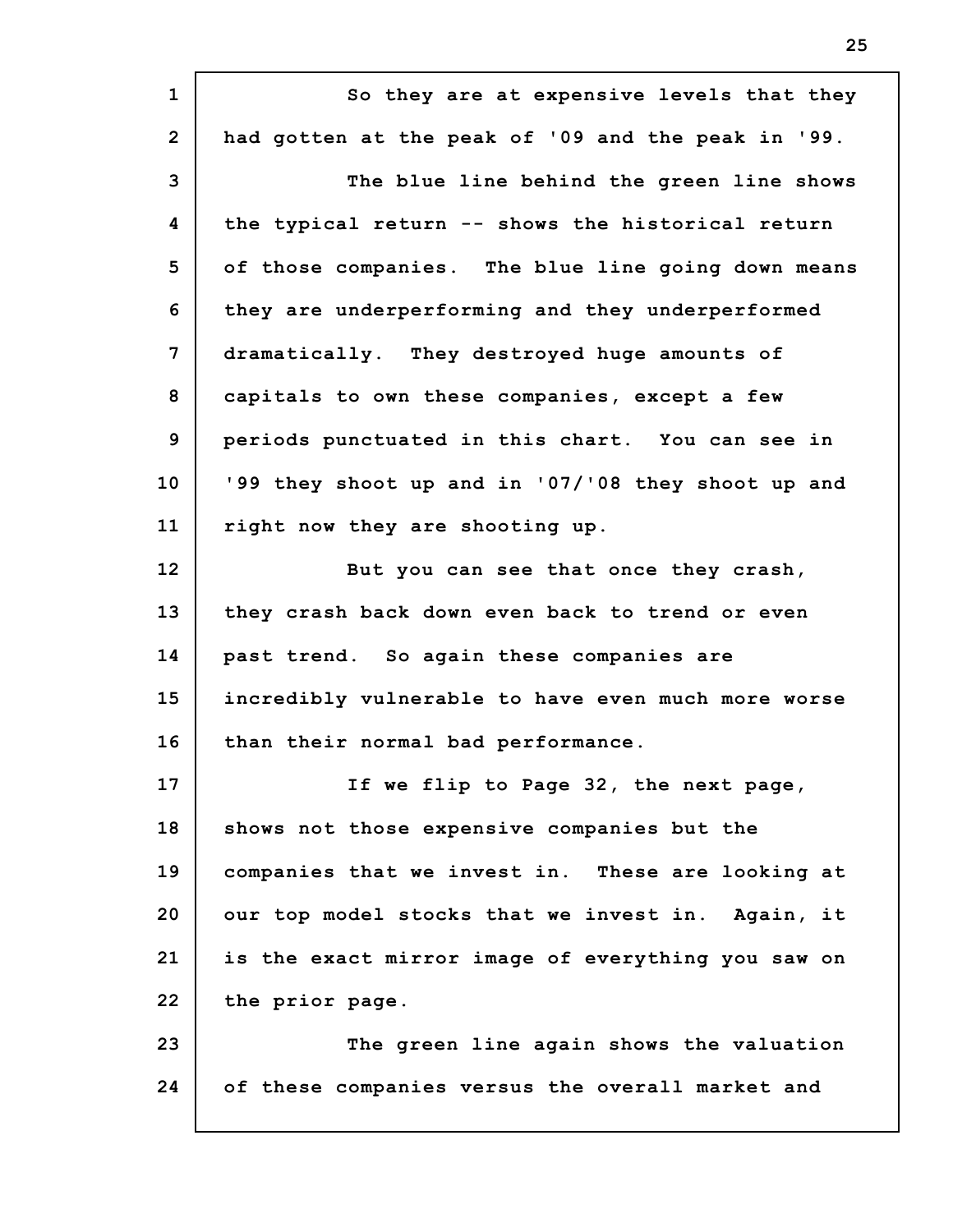So they are at expensive levels that they had gotten at the peak of '09 and the peak in '99.

The blue line behind the green line shows the typical return -- shows the historical return of those companies. The blue line going down means they are underperforming and they underperformed dramatically. They destroyed huge amounts of capitals to own these companies, except a few periods punctuated in this chart. You can see in '99 they shoot up and in '07/'08 they shoot up and right now they are shooting up.

But you can see that once they crash, they crash back down even back to trend or even past trend. So again these companies are incredibly vulnerable to have even much more worse than their normal bad performance.

If we flip to Page 32, the next page, shows not those expensive companies but the companies that we invest in. These are looking at our top model stocks that we invest in. Again, it is the exact mirror image of everything you saw on the prior page.

The green line again shows the valuation of these companies versus the overall market and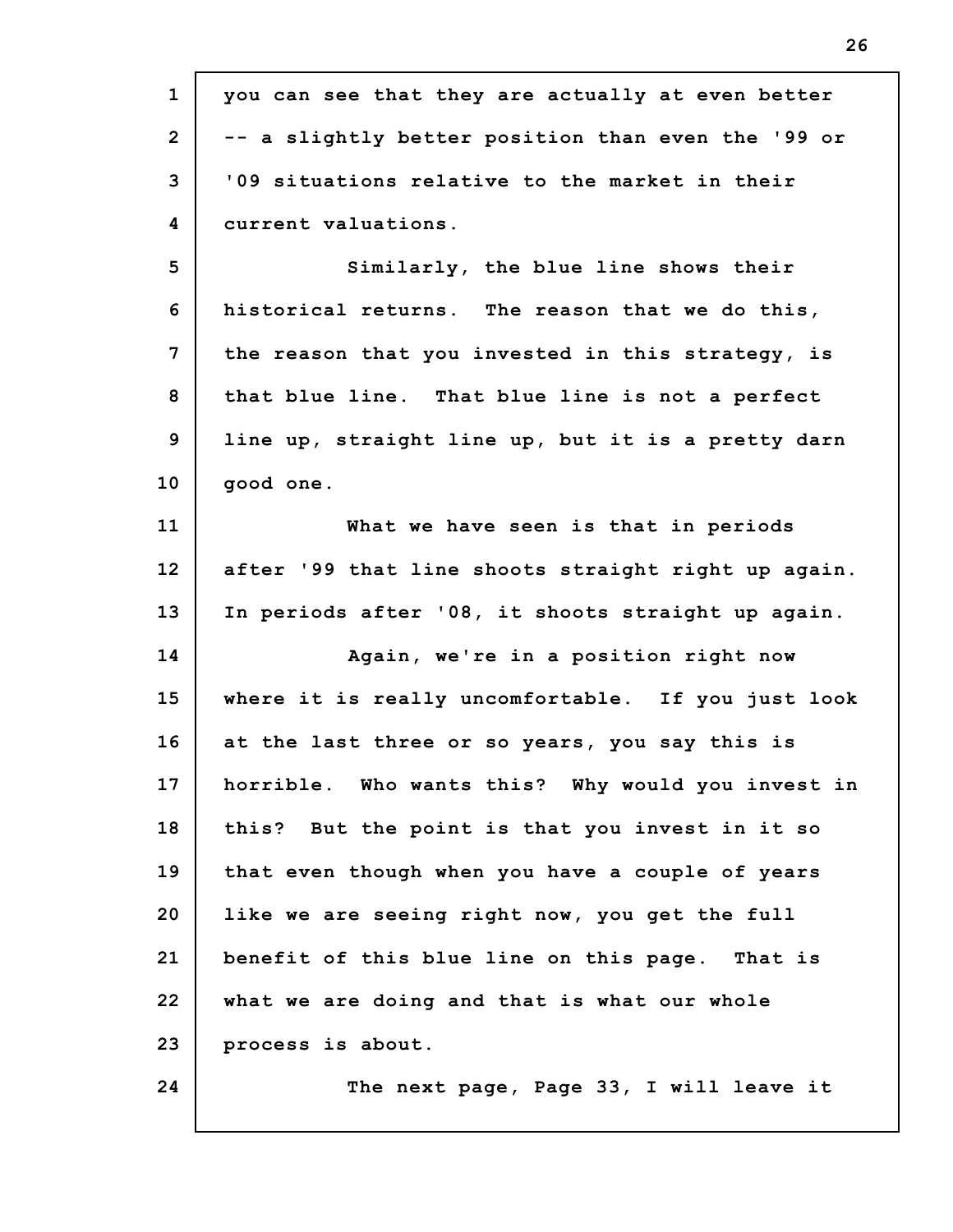you can see that they are actually at even better -- a slightly better position than even the '99 or '09 situations relative to the market in their current valuations.

Similarly, the blue line shows their historical returns. The reason that we do this, the reason that you invested in this strategy, is that blue line. That blue line is not a perfect line up, straight line up, but it is a pretty darn good one.

What we have seen is that in periods after '99 that line shoots straight right up again. In periods after '08, it shoots straight up again.

Again, we're in a position right now where it is really uncomfortable. If you just look at the last three or so years, you say this is horrible. Who wants this? Why would you invest in this? But the point is that you invest in it so that even though when you have a couple of years like we are seeing right now, you get the full benefit of this blue line on this page. That is what we are doing and that is what our whole process is about.

The next page, Page 33, I will leave it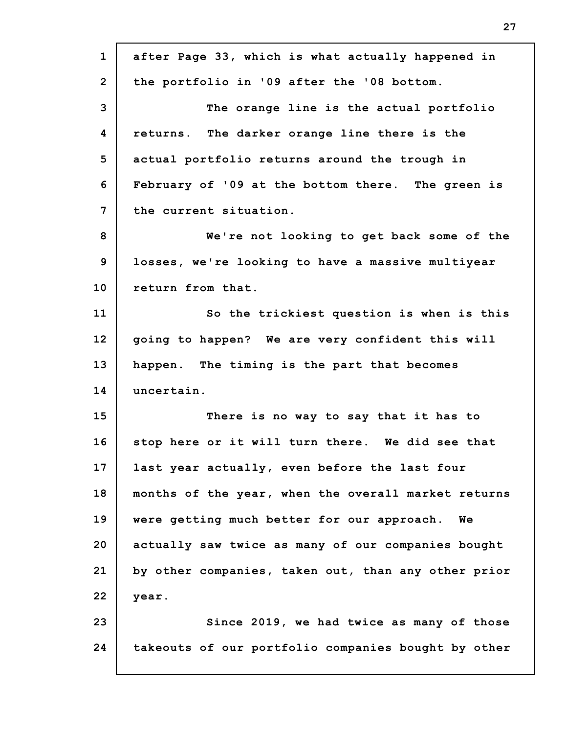after Page 33, which is what actually happened in the portfolio in '09 after the '08 bottom.

The orange line is the actual portfolio returns. The darker orange line there is the actual portfolio returns around the trough in February of '09 at the bottom there. The green is the current situation.

We're not looking to get back some of the losses, we're looking to have a massive multiyear return from that.

So the trickiest question is when is this going to happen? We are very confident this will happen. The timing is the part that becomes uncertain.

There is no way to say that it has to stop here or it will turn there. We did see that last year actually, even before the last four months of the year, when the overall market returns were getting much better for our approach. We actually saw twice as many of our companies bought by other companies, taken out, than any other prior year.

Since 2019, we had twice as many of those takeouts of our portfolio companies bought by other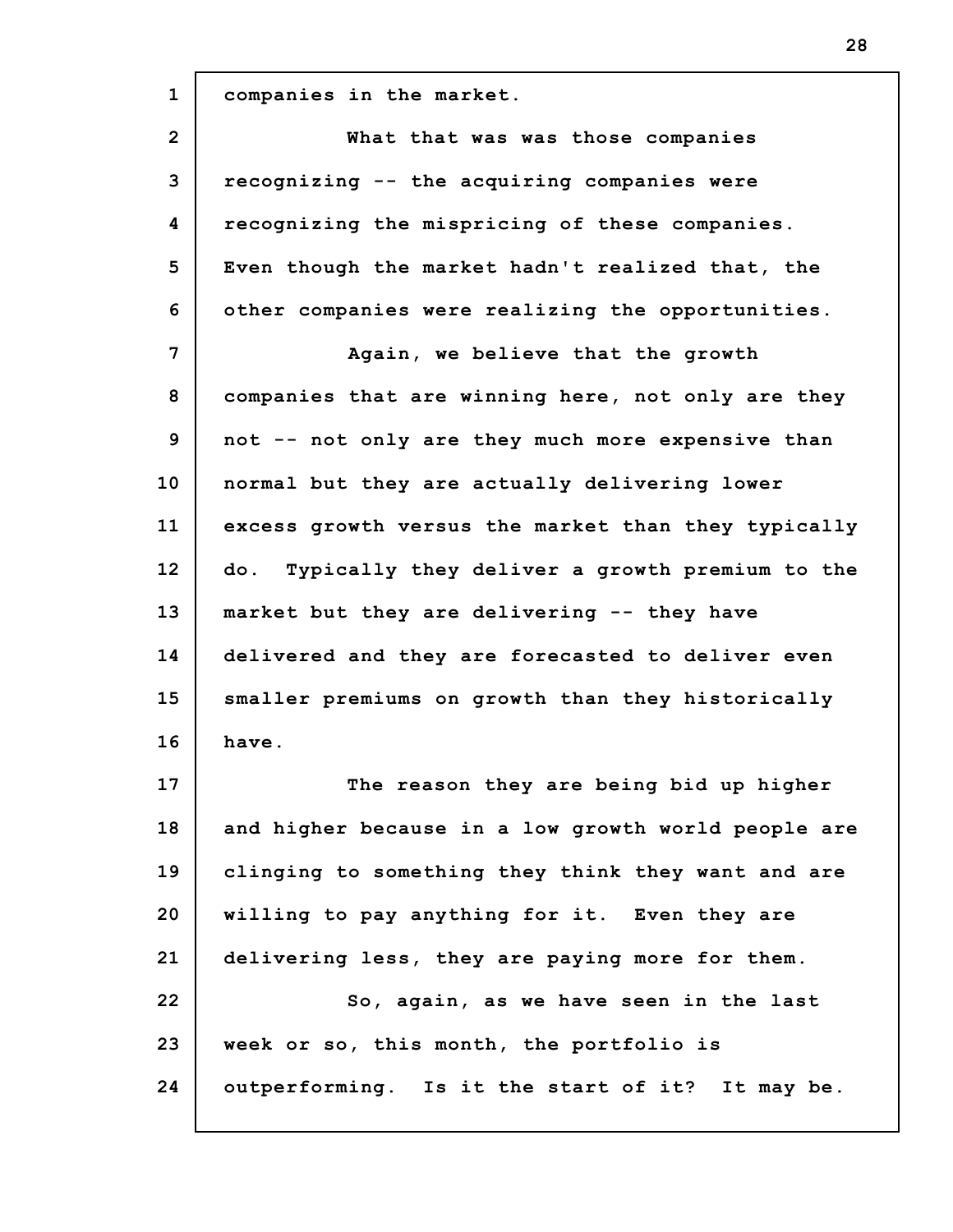companies in the market.

What that was was those companies recognizing -- the acquiring companies were recognizing the mispricing of these companies. Even though the market hadn't realized that, the other companies were realizing the opportunities.

Again, we believe that the growth companies that are winning here, not only are they not -- not only are they much more expensive than normal but they are actually delivering lower excess growth versus the market than they typically do. Typically they deliver a growth premium to the market but they are delivering -- they have delivered and they are forecasted to deliver even smaller premiums on growth than they historically have.

The reason they are being bid up higher and higher because in a low growth world people are clinging to something they think they want and are willing to pay anything for it. Even they are delivering less, they are paying more for them.

So, again, as we have seen in the last week or so, this month, the portfolio is outperforming. Is it the start of it? It may be.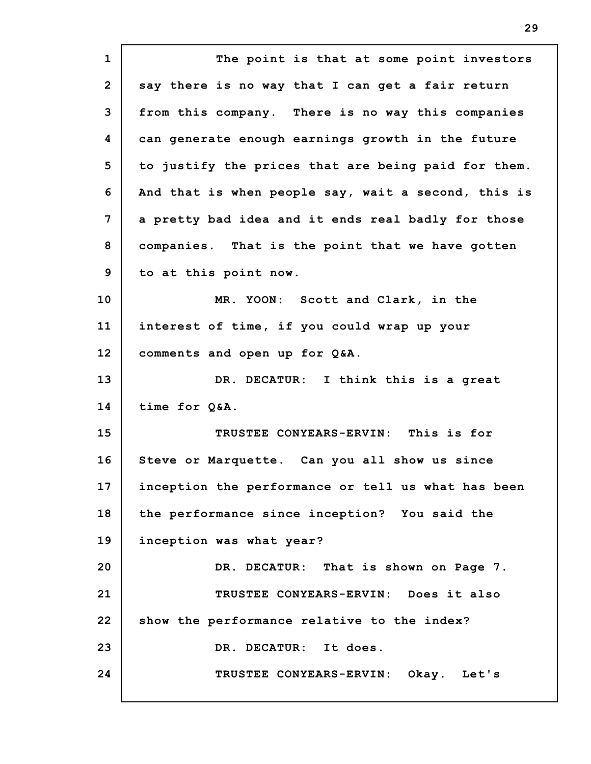The point is that at some point investors say there is no way that I can get a fair return from this company. There is no way this companies can generate enough earnings growth in the future to justify the prices that are being paid for them. And that is when people say, wait a second, this is a pretty bad idea and it ends real badly for those companies. That is the point that we have gotten to at this point now.

MR. YOON: Scott and Clark, in the interest of time, if you could wrap up your comments and open up for Q&A.

DR. DECATUR: I think this is a great time for Q&A.

TRUSTEE CONYEARS-ERVIN: This is for Steve or Marquette. Can you all show us since inception the performance or tell us what has been the performance since inception? You said the inception was what year?

DR. DECATUR: That is shown on Page 7.

TRUSTEE CONYEARS-ERVIN: Does it also show the performance relative to the index?

DR. DECATUR: It does.

TRUSTEE CONYEARS-ERVIN: Okay. Let's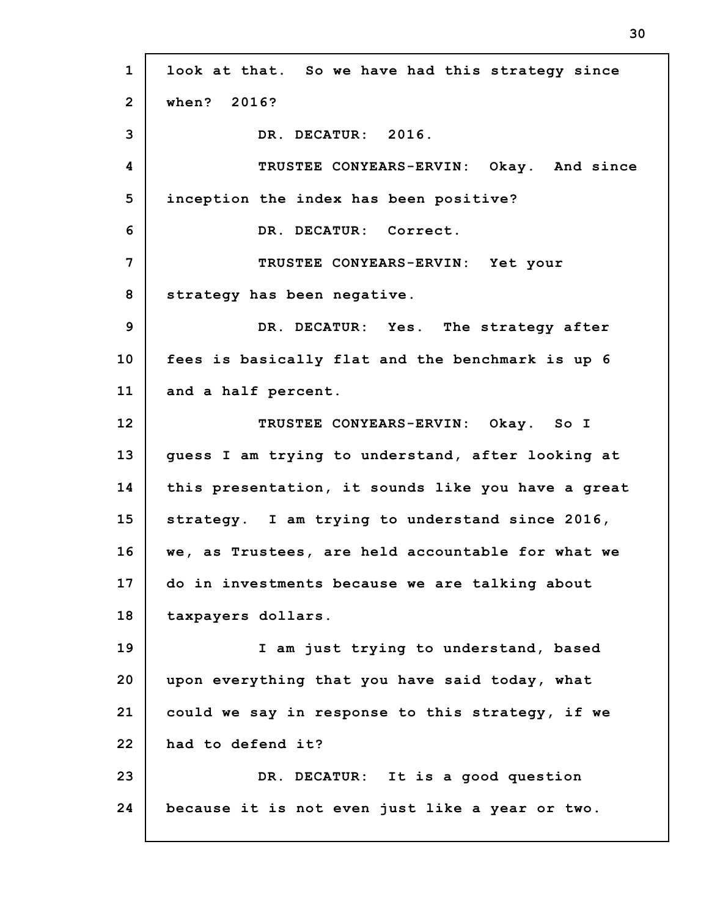look at that. So we have had this strategy since when? 2016?

DR. DECATUR: 2016.

TRUSTEE CONYEARS-ERVIN: Okay. And since inception the index has been positive?

DR. DECATUR: Correct.

TRUSTEE CONYEARS-ERVIN: Yet your strategy has been negative.

DR. DECATUR: Yes. The strategy after fees is basically flat and the benchmark is up 6 and a half percent.

TRUSTEE CONYEARS-ERVIN: Okay. So I guess I am trying to understand, after looking at this presentation, it sounds like you have a great strategy. I am trying to understand since 2016, we, as Trustees, are held accountable for what we do in investments because we are talking about taxpayers dollars.

I am just trying to understand, based upon everything that you have said today, what could we say in response to this strategy, if we had to defend it?

DR. DECATUR: It is a good question because it is not even just like a year or two.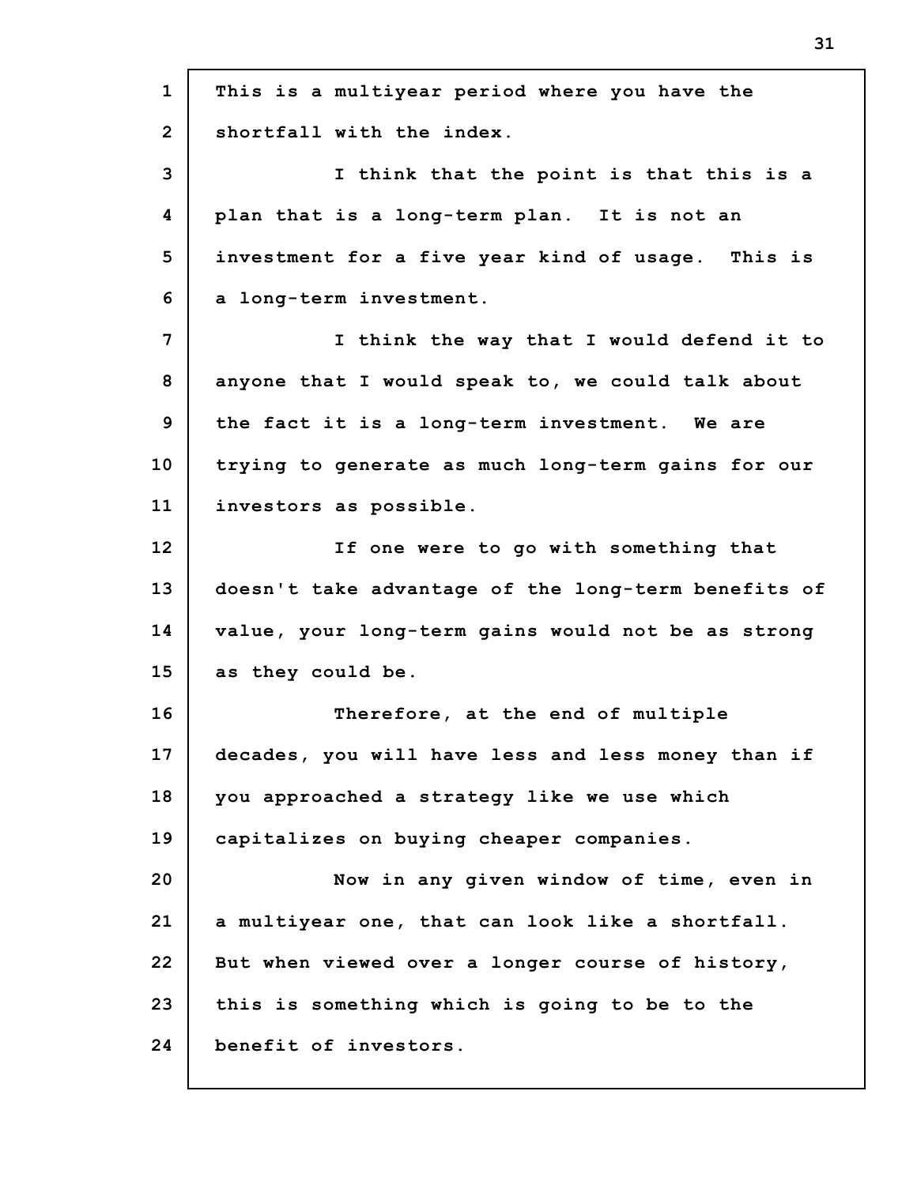This is a multiyear period where you have the shortfall with the index.

I think that the point is that this is a plan that is a long-term plan. It is not an investment for a five year kind of usage. This is a long-term investment.

I think the way that I would defend it to anyone that I would speak to, we could talk about the fact it is a long-term investment. We are trying to generate as much long-term gains for our investors as possible.

If one were to go with something that doesn't take advantage of the long-term benefits of value, your long-term gains would not be as strong as they could be.

Therefore, at the end of multiple decades, you will have less and less money than if you approached a strategy like we use which capitalizes on buying cheaper companies.

Now in any given window of time, even in a multiyear one, that can look like a shortfall. But when viewed over a longer course of history, this is something which is going to be to the benefit of investors.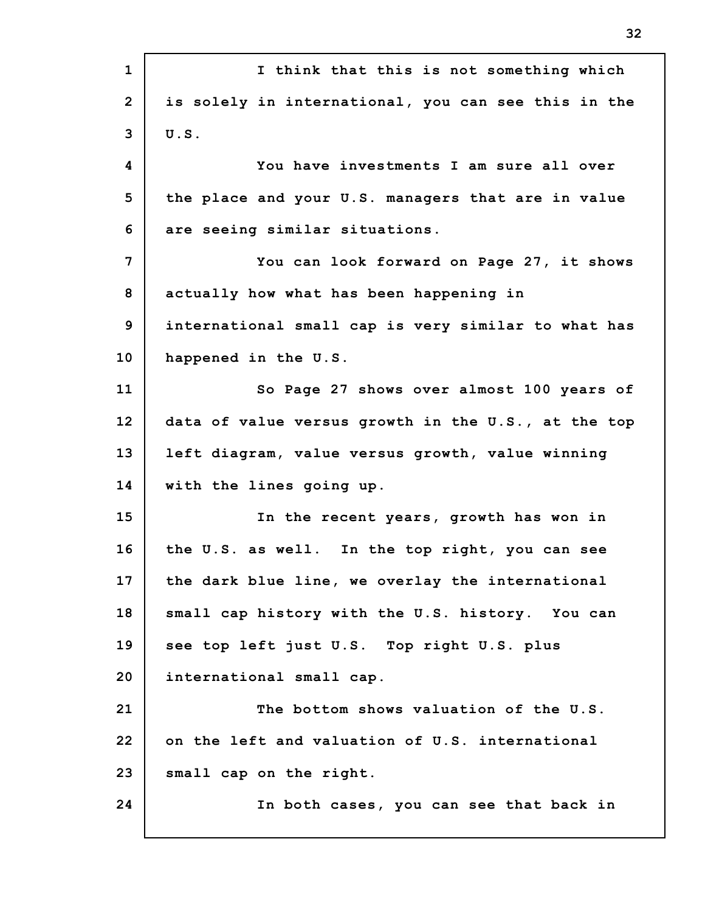I think that this is not something which is solely in international, you can see this in the U.S.

You have investments I am sure all over the place and your U.S. managers that are in value are seeing similar situations.

You can look forward on Page 27, it shows actually how what has been happening in international small cap is very similar to what has happened in the U.S.

So Page 27 shows over almost 100 years of data of value versus growth in the U.S., at the top left diagram, value versus growth, value winning with the lines going up.

In the recent years, growth has won in the U.S. as well. In the top right, you can see the dark blue line, we overlay the international small cap history with the U.S. history. You can see top left just U.S. Top right U.S. plus international small cap.

The bottom shows valuation of the U.S. on the left and valuation of U.S. international small cap on the right.

In both cases, you can see that back in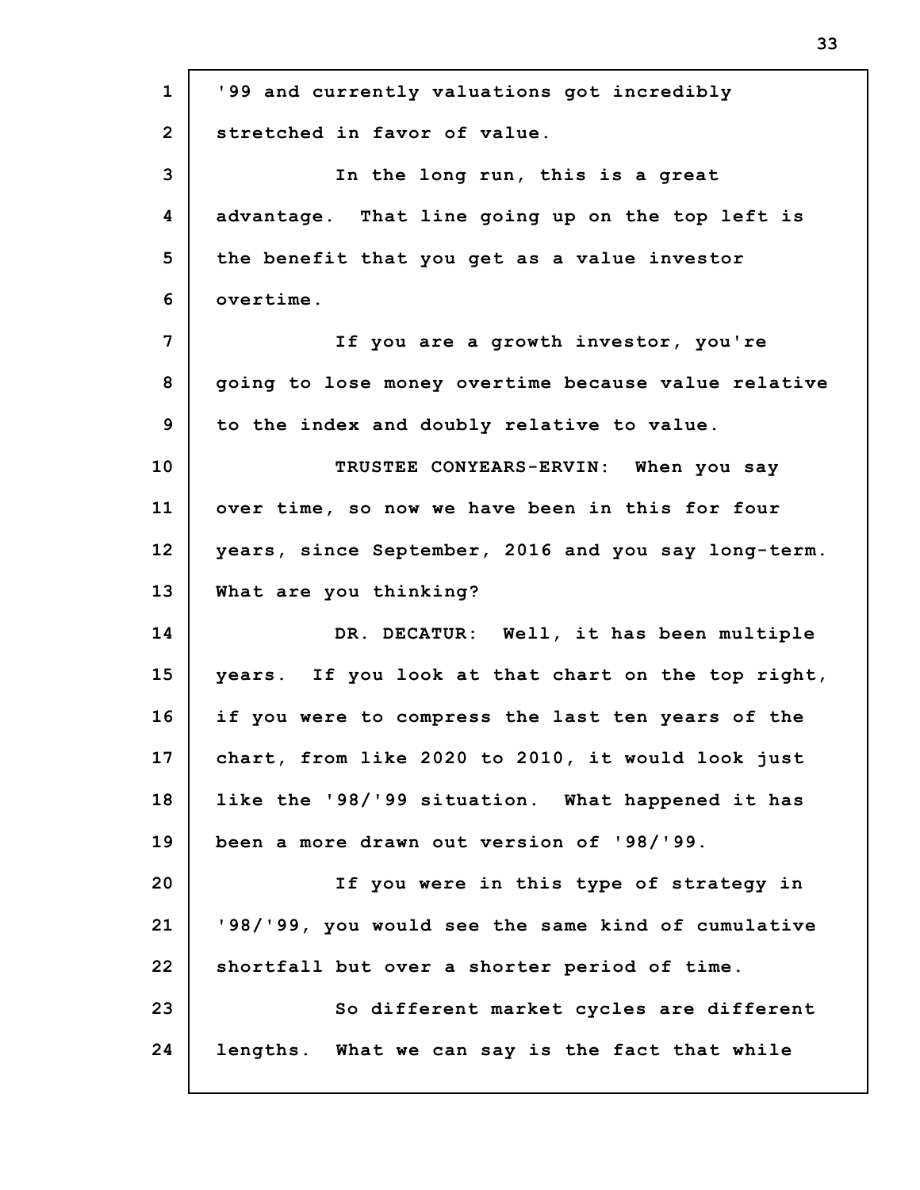'99 and currently valuations got incredibly stretched in favor of value.

In the long run, this is a great advantage. That line going up on the top left is the benefit that you get as a value investor overtime.

If you are a growth investor, you're going to lose money overtime because value relative to the index and doubly relative to value.

TRUSTEE CONYEARS-ERVIN: When you say over time, so now we have been in this for four years, since September, 2016 and you say long-term. What are you thinking?

DR. DECATUR: Well, it has been multiple years. If you look at that chart on the top right, if you were to compress the last ten years of the chart, from like 2020 to 2010, it would look just like the '98/'99 situation. What happened it has been a more drawn out version of '98/'99.

If you were in this type of strategy in '98/'99, you would see the same kind of cumulative shortfall but over a shorter period of time.

So different market cycles are different lengths. What we can say is the fact that while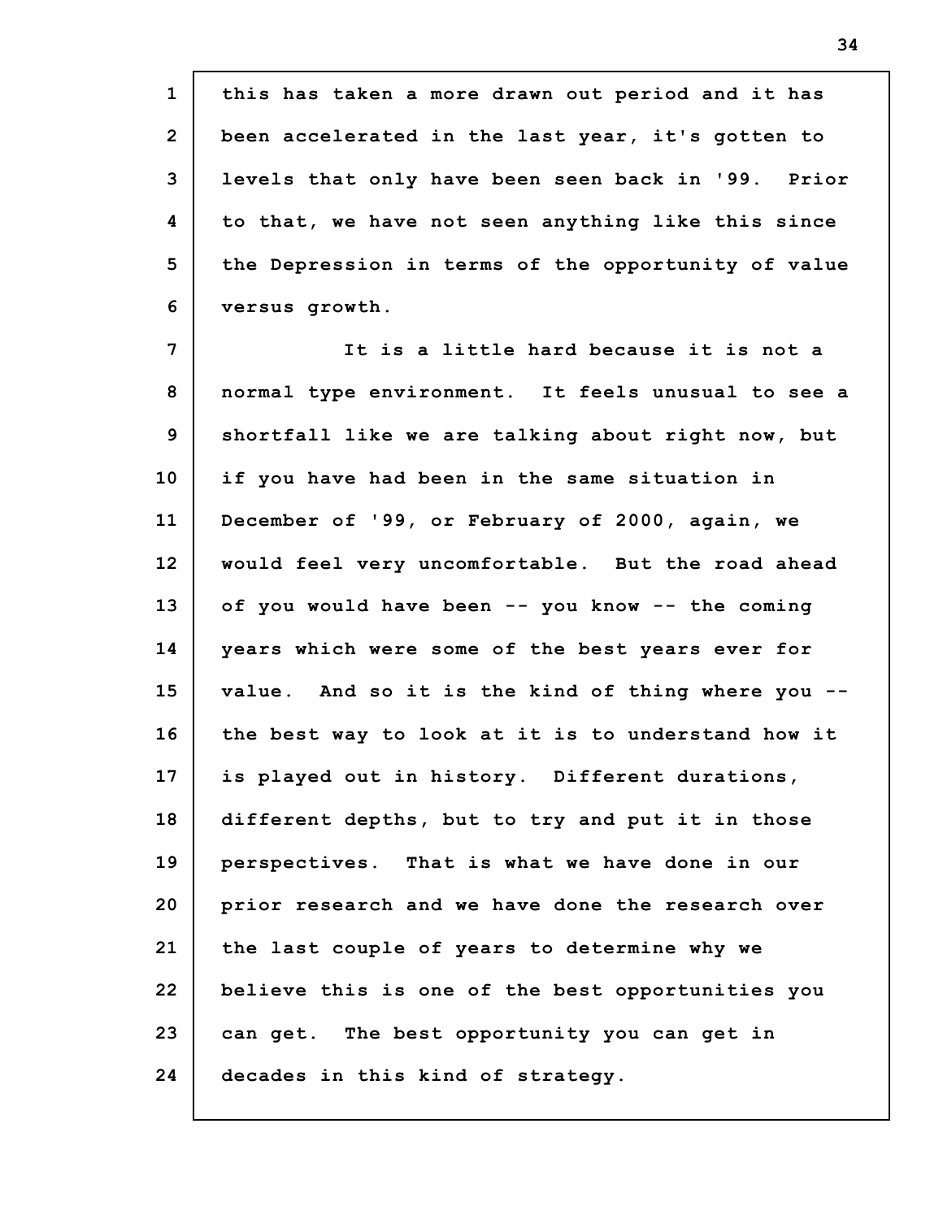this has taken a more drawn out period and it has been accelerated in the last year, it's gotten to levels that only have been seen back in '99. Prior to that, we have not seen anything like this since the Depression in terms of the opportunity of value versus growth.

It is a little hard because it is not a normal type environment. It feels unusual to see a shortfall like we are talking about right now, but if you have had been in the same situation in December of '99, or February of 2000, again, we would feel very uncomfortable. But the road ahead of you would have been -- you know -- the coming years which were some of the best years ever for value. And so it is the kind of thing where you -- the best way to look at it is to understand how it is played out in history. Different durations, different depths, but to try and put it in those perspectives. That is what we have done in our prior research and we have done the research over the last couple of years to determine why we believe this is one of the best opportunities you can get. The best opportunity you can get in decades in this kind of strategy.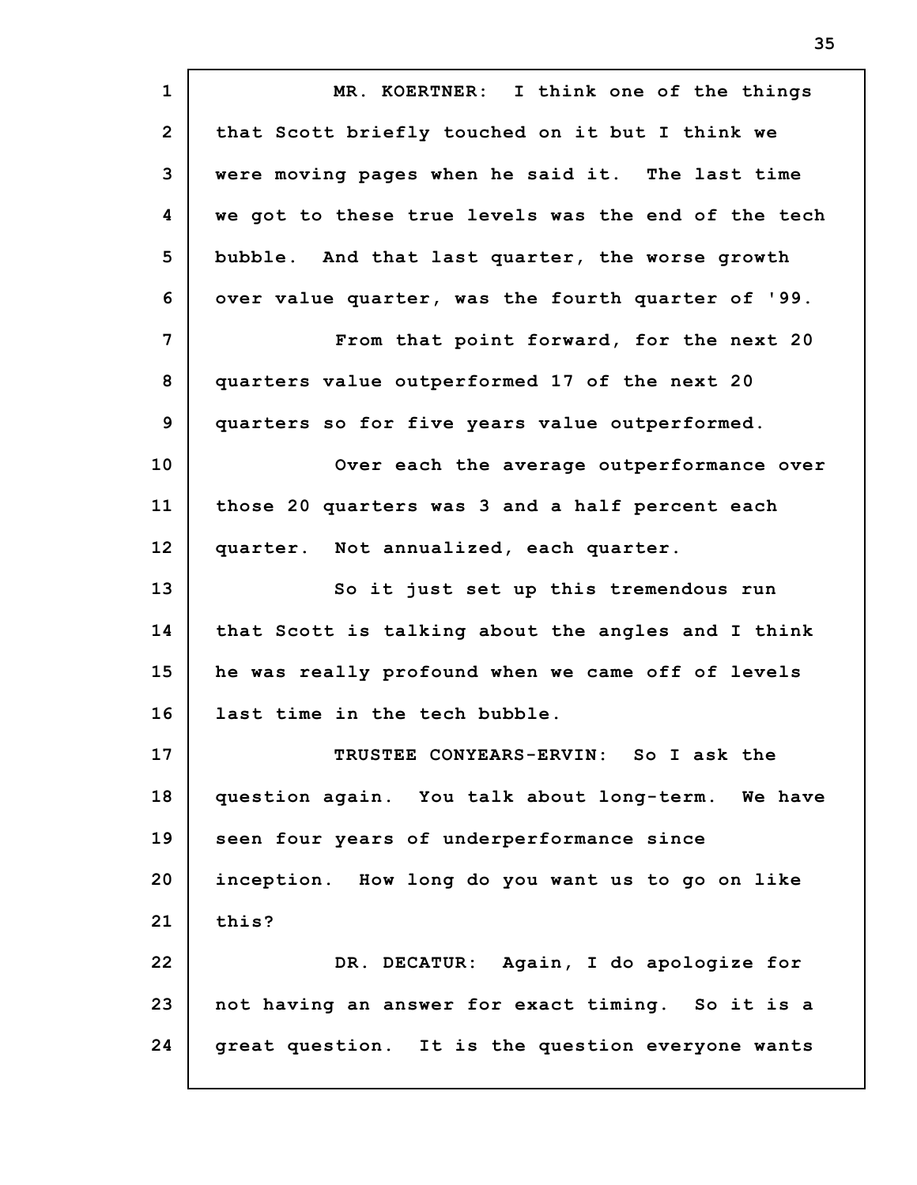MR. KOERTNER: I think one of the things that Scott briefly touched on it but I think we were moving pages when he said it. The last time we got to these true levels was the end of the tech bubble. And that last quarter, the worse growth over value quarter, was the fourth quarter of '99.

From that point forward, for the next 20 quarters value outperformed 17 of the next 20 quarters so for five years value outperformed.

Over each the average outperformance over those 20 quarters was 3 and a half percent each quarter. Not annualized, each quarter.

So it just set up this tremendous run that Scott is talking about the angles and I think he was really profound when we came off of levels last time in the tech bubble.

TRUSTEE CONYEARS-ERVIN: So I ask the question again. You talk about long-term. We have seen four years of underperformance since inception. How long do you want us to go on like this?

DR. DECATUR: Again, I do apologize for not having an answer for exact timing. So it is a great question. It is the question everyone wants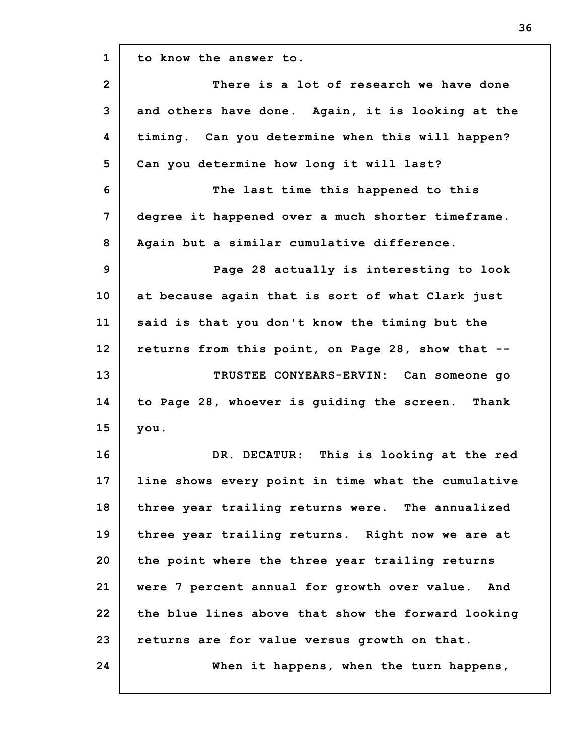to know the answer to.

There is a lot of research we have done and others have done. Again, it is looking at the timing. Can you determine when this will happen? Can you determine how long it will last?

The last time this happened to this degree it happened over a much shorter timeframe. Again but a similar cumulative difference.

Page 28 actually is interesting to look at because again that is sort of what Clark just said is that you don't know the timing but the returns from this point, on Page 28, show that --

TRUSTEE CONYEARS-ERVIN: Can someone go to Page 28, whoever is guiding the screen. Thank you.

DR. DECATUR: This is looking at the red line shows every point in time what the cumulative three year trailing returns were. The annualized three year trailing returns. Right now we are at the point where the three year trailing returns were 7 percent annual for growth over value. And the blue lines above that show the forward looking returns are for value versus growth on that.

When it happens, when the turn happens,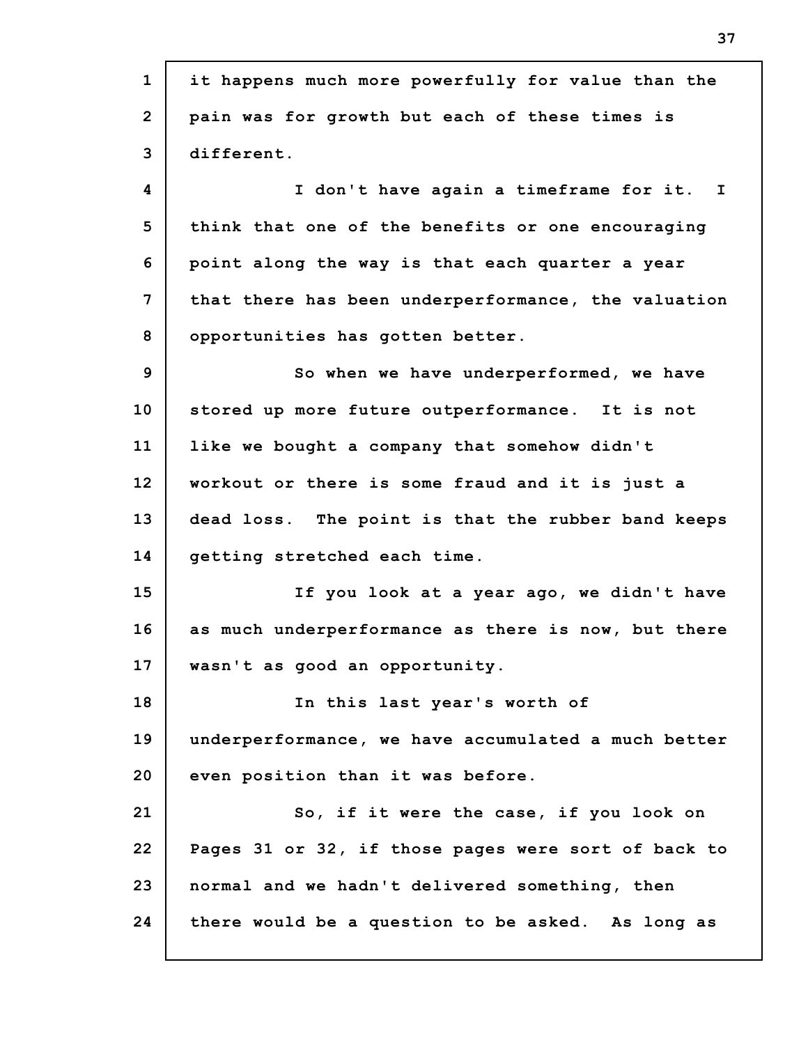it happens much more powerfully for value than the pain was for growth but each of these times is different.

I don't have again a timeframe for it. I think that one of the benefits or one encouraging point along the way is that each quarter a year that there has been underperformance, the valuation opportunities has gotten better.

So when we have underperformed, we have stored up more future outperformance. It is not like we bought a company that somehow didn't workout or there is some fraud and it is just a dead loss. The point is that the rubber band keeps getting stretched each time.

If you look at a year ago, we didn't have as much underperformance as there is now, but there wasn't as good an opportunity.

In this last year's worth of underperformance, we have accumulated a much better even position than it was before.

So, if it were the case, if you look on Pages 31 or 32, if those pages were sort of back to normal and we hadn't delivered something, then there would be a question to be asked. As long as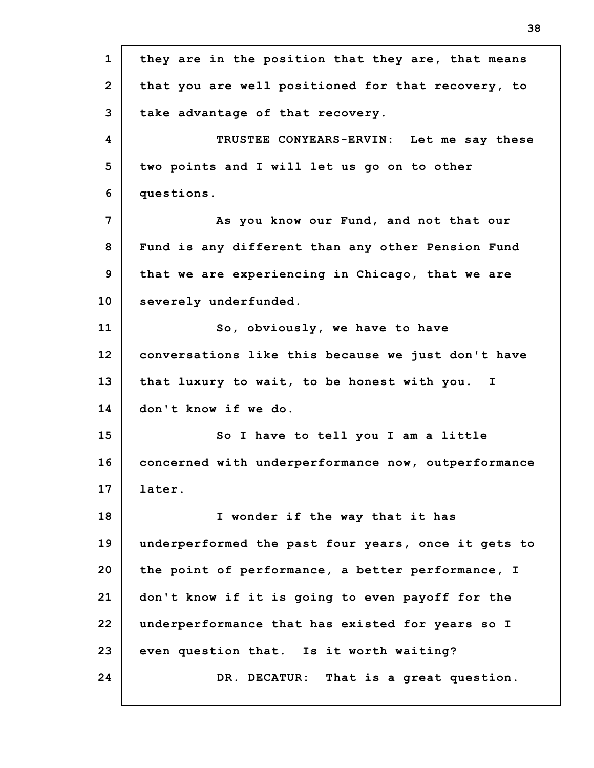they are in the position that they are, that means that you are well positioned for that recovery, to take advantage of that recovery.

TRUSTEE CONYEARS-ERVIN: Let me say these two points and I will let us go on to other questions.

As you know our Fund, and not that our Fund is any different than any other Pension Fund that we are experiencing in Chicago, that we are severely underfunded.

So, obviously, we have to have conversations like this because we just don't have that luxury to wait, to be honest with you. I don't know if we do.

So I have to tell you I am a little concerned with underperformance now, outperformance later.

I wonder if the way that it has underperformed the past four years, once it gets to the point of performance, a better performance, I don't know if it is going to even payoff for the underperformance that has existed for years so I even question that. Is it worth waiting?

DR. DECATUR: That is a great question.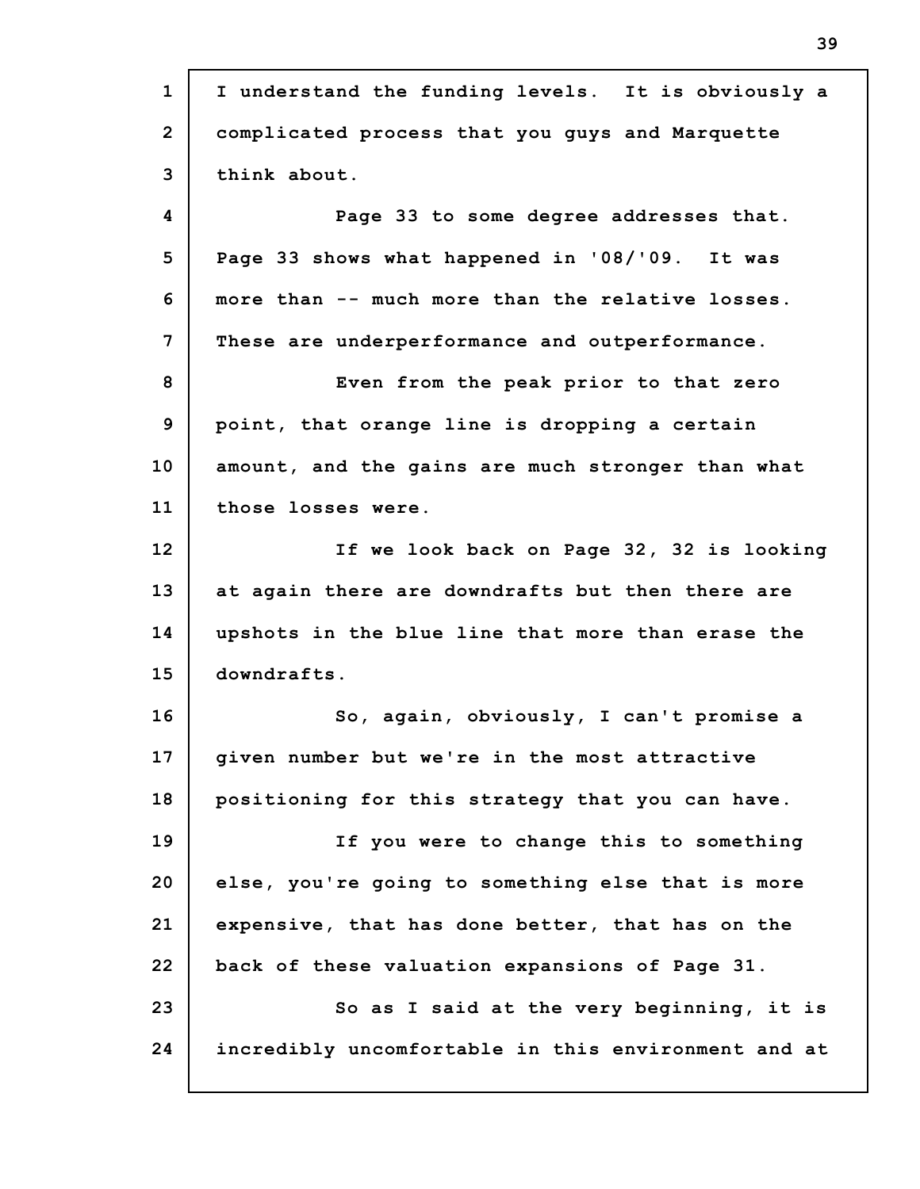I understand the funding levels. It is obviously a complicated process that you guys and Marquette think about.

Page 33 to some degree addresses that. Page 33 shows what happened in '08/'09. It was more than -- much more than the relative losses. These are underperformance and outperformance.

Even from the peak prior to that zero point, that orange line is dropping a certain amount, and the gains are much stronger than what those losses were.

If we look back on Page 32, 32 is looking at again there are downdrafts but then there are upshots in the blue line that more than erase the downdrafts.

So, again, obviously, I can't promise a given number but we're in the most attractive positioning for this strategy that you can have.

If you were to change this to something else, you're going to something else that is more expensive, that has done better, that has on the back of these valuation expansions of Page 31.

So as I said at the very beginning, it is incredibly uncomfortable in this environment and at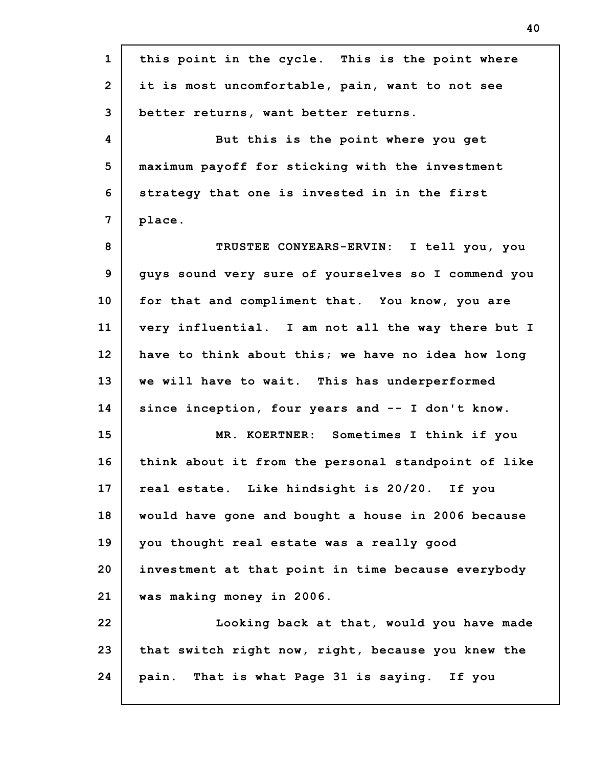this point in the cycle. This is the point where it is most uncomfortable, pain, want to not see better returns, want better returns.

But this is the point where you get maximum payoff for sticking with the investment strategy that one is invested in in the first place.

TRUSTEE CONYEARS-ERVIN: I tell you, you guys sound very sure of yourselves so I commend you for that and compliment that. You know, you are very influential. I am not all the way there but I have to think about this; we have no idea how long we will have to wait. This has underperformed since inception, four years and -- I don't know.

MR. KOERTNER: Sometimes I think if you think about it from the personal standpoint of like real estate. Like hindsight is 20/20. If you would have gone and bought a house in 2006 because you thought real estate was a really good investment at that point in time because everybody was making money in 2006.

Looking back at that, would you have made that switch right now, right, because you knew the pain. That is what Page 31 is saying. If you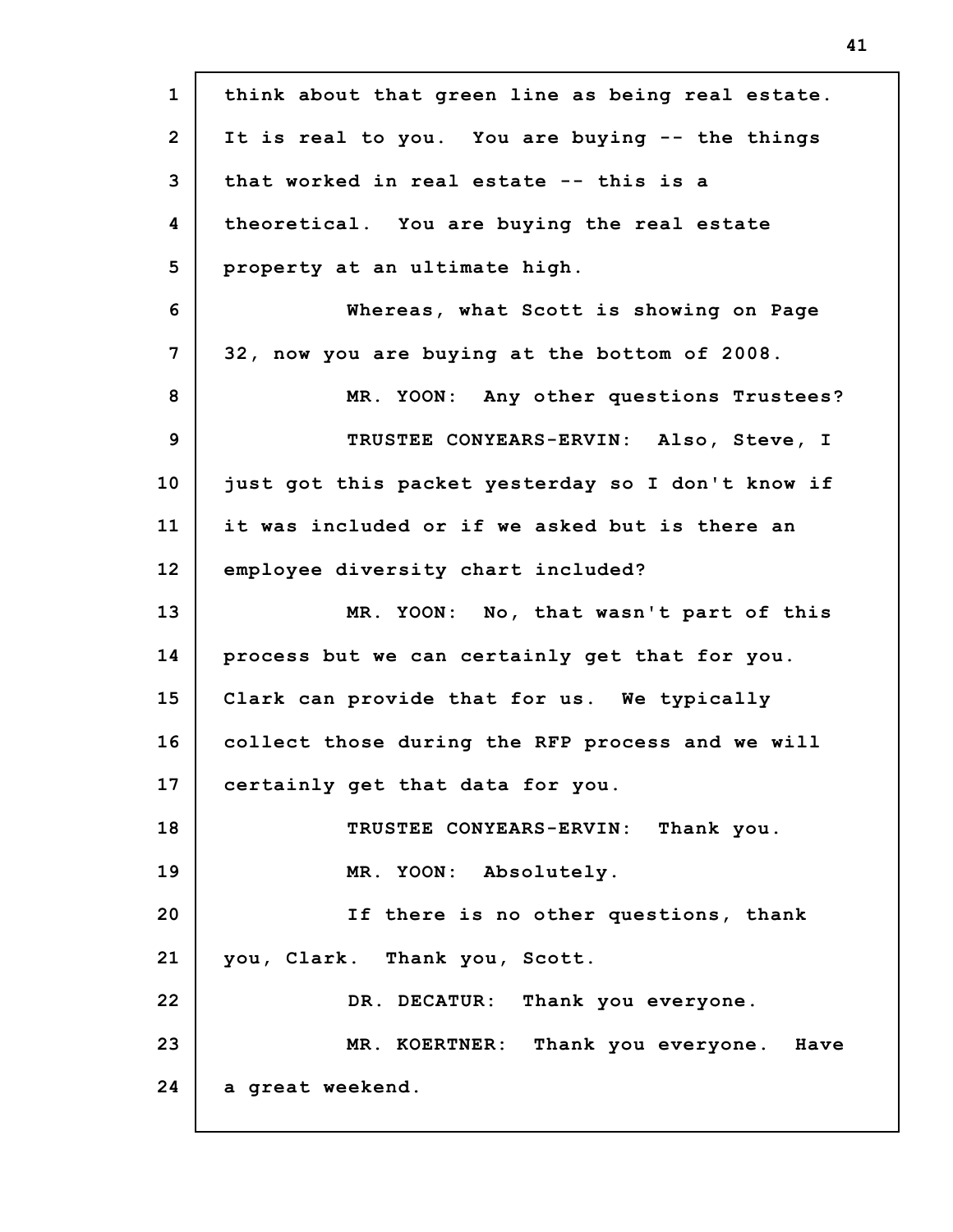think about that green line as being real estate. It is real to you. You are buying -- the things that worked in real estate -- this is a theoretical. You are buying the real estate property at an ultimate high.

Whereas, what Scott is showing on Page 32, now you are buying at the bottom of 2008.

MR. YOON: Any other questions Trustees?

TRUSTEE CONYEARS-ERVIN: Also, Steve, I just got this packet yesterday so I don't know if it was included or if we asked but is there an employee diversity chart included?

MR. YOON: No, that wasn't part of this process but we can certainly get that for you. Clark can provide that for us. We typically collect those during the RFP process and we will certainly get that data for you.

TRUSTEE CONYEARS-ERVIN: Thank you.

MR. YOON: Absolutely.

If there is no other questions, thank you, Clark. Thank you, Scott.

DR. DECATUR: Thank you everyone.

MR. KOERTNER: Thank you everyone. Have a great weekend.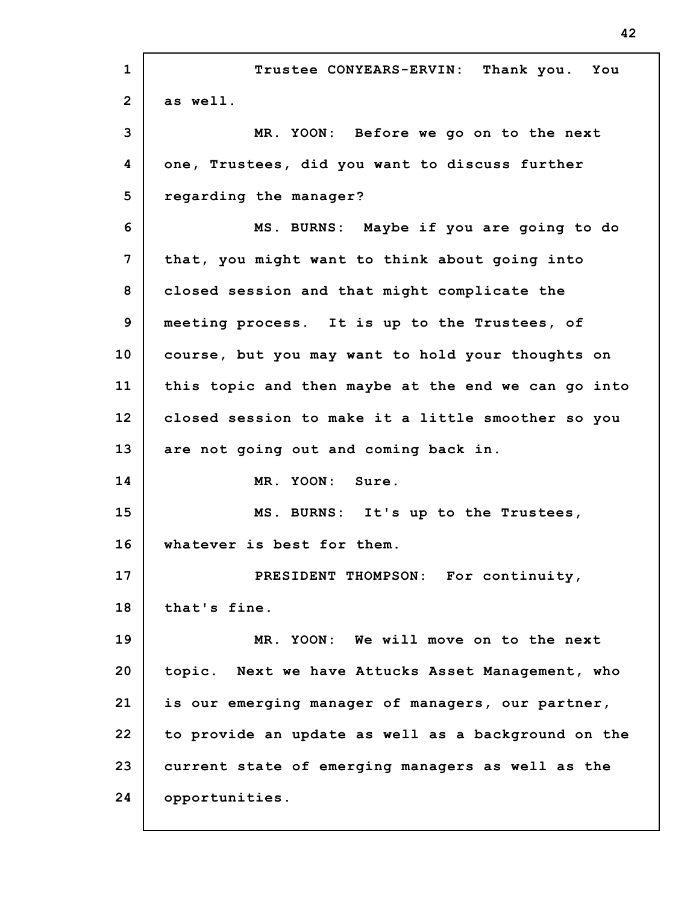Trustee CONYEARS-ERVIN: Thank you. You as well.

MR. YOON: Before we go on to the next one, Trustees, did you want to discuss further regarding the manager?

MS. BURNS: Maybe if you are going to do that, you might want to think about going into closed session and that might complicate the meeting process. It is up to the Trustees, of course, but you may want to hold your thoughts on this topic and then maybe at the end we can go into closed session to make it a little smoother so you are not going out and coming back in.

MR. YOON: Sure.

MS. BURNS: It's up to the Trustees, whatever is best for them.

PRESIDENT THOMPSON: For continuity, that's fine.

MR. YOON: We will move on to the next topic. Next we have Attucks Asset Management, who is our emerging manager of managers, our partner, to provide an update as well as a background on the current state of emerging managers as well as the opportunities.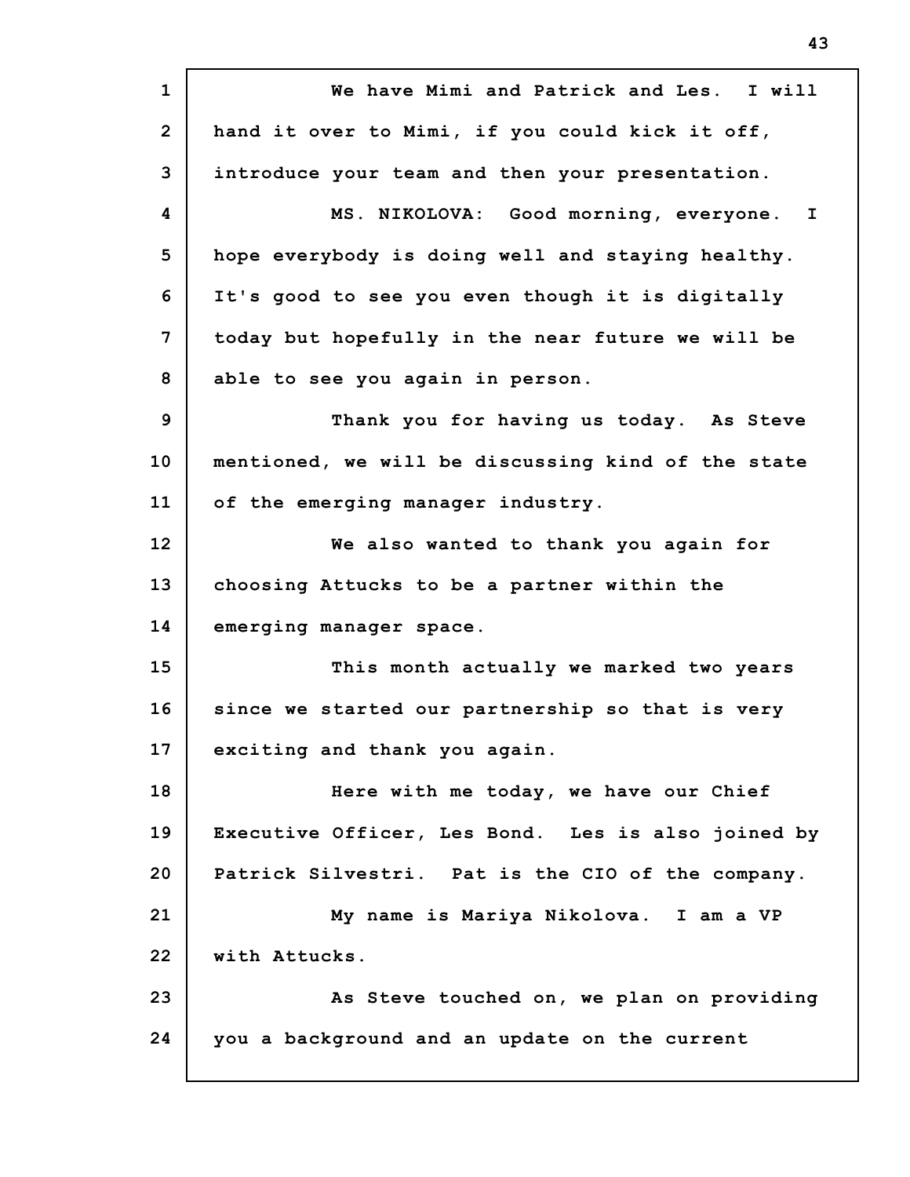We have Mimi and Patrick and Les. I will hand it over to Mimi, if you could kick it off, introduce your team and then your presentation.

MS. NIKOLOVA: Good morning, everyone. I hope everybody is doing well and staying healthy. It's good to see you even though it is digitally today but hopefully in the near future we will be able to see you again in person.

Thank you for having us today. As Steve mentioned, we will be discussing kind of the state of the emerging manager industry.

We also wanted to thank you again for choosing Attucks to be a partner within the emerging manager space.

This month actually we marked two years since we started our partnership so that is very exciting and thank you again.

Here with me today, we have our Chief Executive Officer, Les Bond. Les is also joined by Patrick Silvestri. Pat is the CIO of the company.

My name is Mariya Nikolova. I am a VP with Attucks.

As Steve touched on, we plan on providing you a background and an update on the current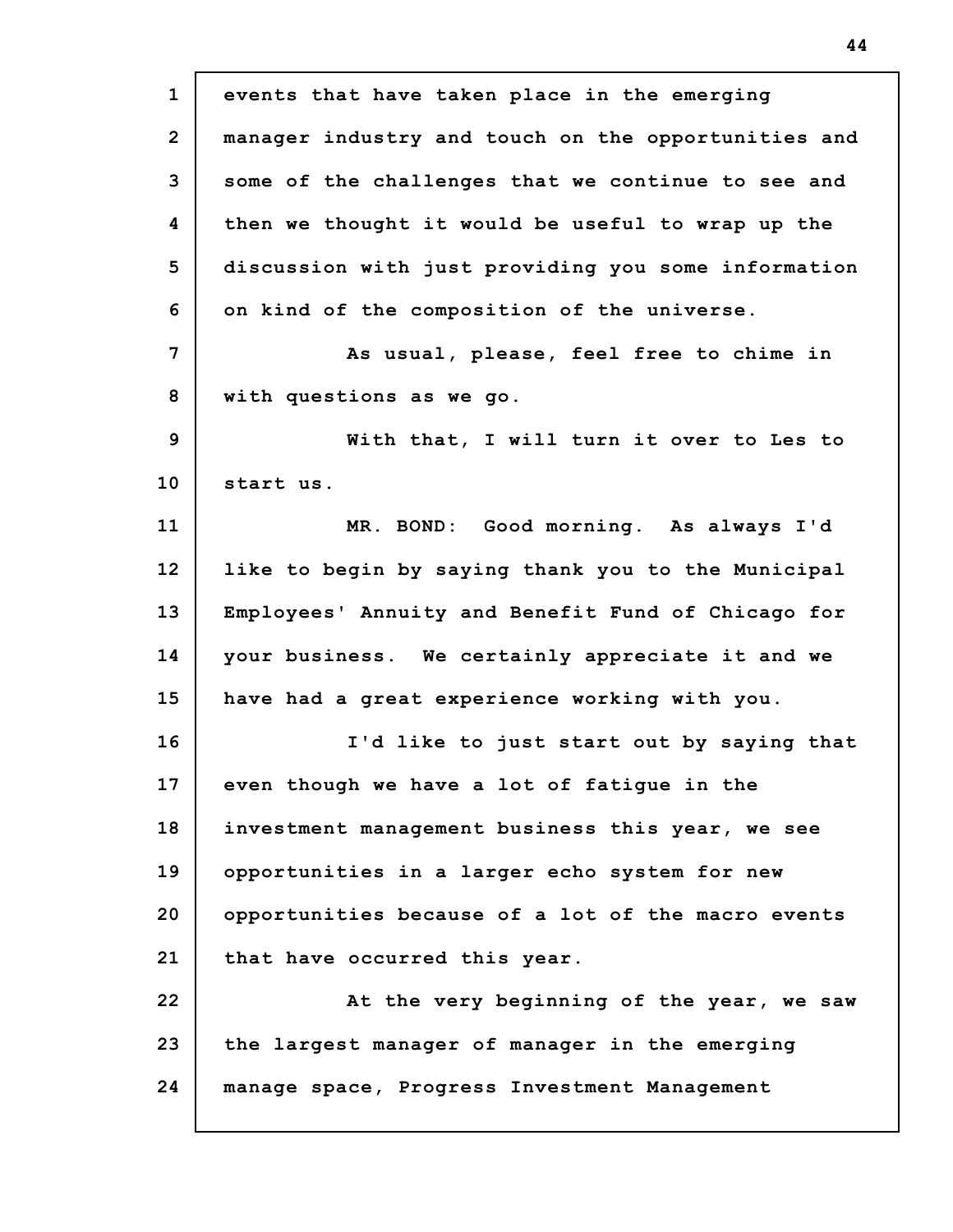events that have taken place in the emerging manager industry and touch on the opportunities and some of the challenges that we continue to see and then we thought it would be useful to wrap up the discussion with just providing you some information on kind of the composition of the universe.

As usual, please, feel free to chime in with questions as we go.

With that, I will turn it over to Les to start us.

MR. BOND: Good morning. As always I'd like to begin by saying thank you to the Municipal Employees' Annuity and Benefit Fund of Chicago for your business. We certainly appreciate it and we have had a great experience working with you.

I'd like to just start out by saying that even though we have a lot of fatigue in the investment management business this year, we see opportunities in a larger echo system for new opportunities because of a lot of the macro events that have occurred this year.

At the very beginning of the year, we saw the largest manager of manager in the emerging manage space, Progress Investment Management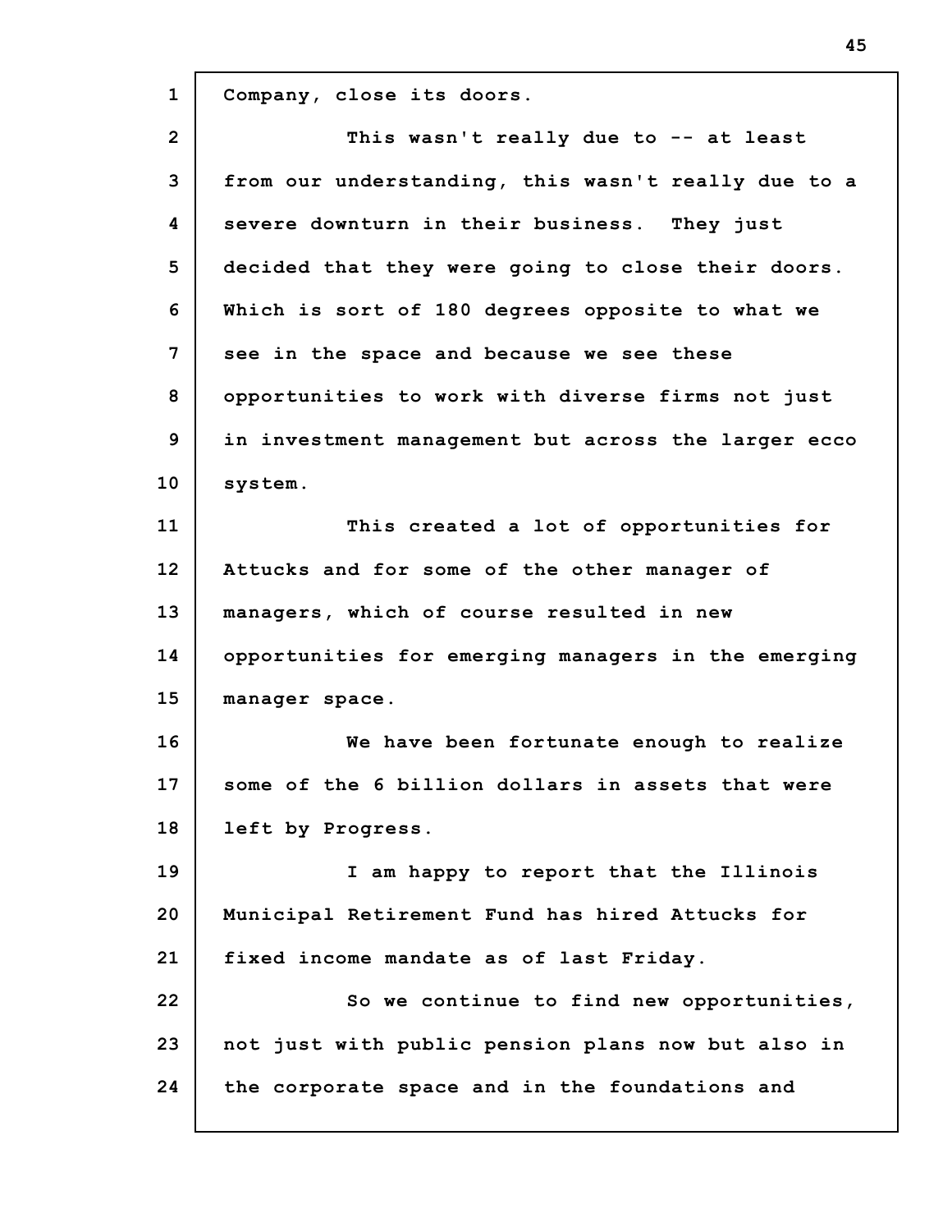Company, close its doors.

This wasn't really due to -- at least from our understanding, this wasn't really due to a severe downturn in their business. They just decided that they were going to close their doors. Which is sort of 180 degrees opposite to what we see in the space and because we see these opportunities to work with diverse firms not just in investment management but across the larger ecco system.

This created a lot of opportunities for Attucks and for some of the other manager of managers, which of course resulted in new opportunities for emerging managers in the emerging manager space.

We have been fortunate enough to realize some of the 6 billion dollars in assets that were left by Progress.

I am happy to report that the Illinois Municipal Retirement Fund has hired Attucks for fixed income mandate as of last Friday.

So we continue to find new opportunities, not just with public pension plans now but also in the corporate space and in the foundations and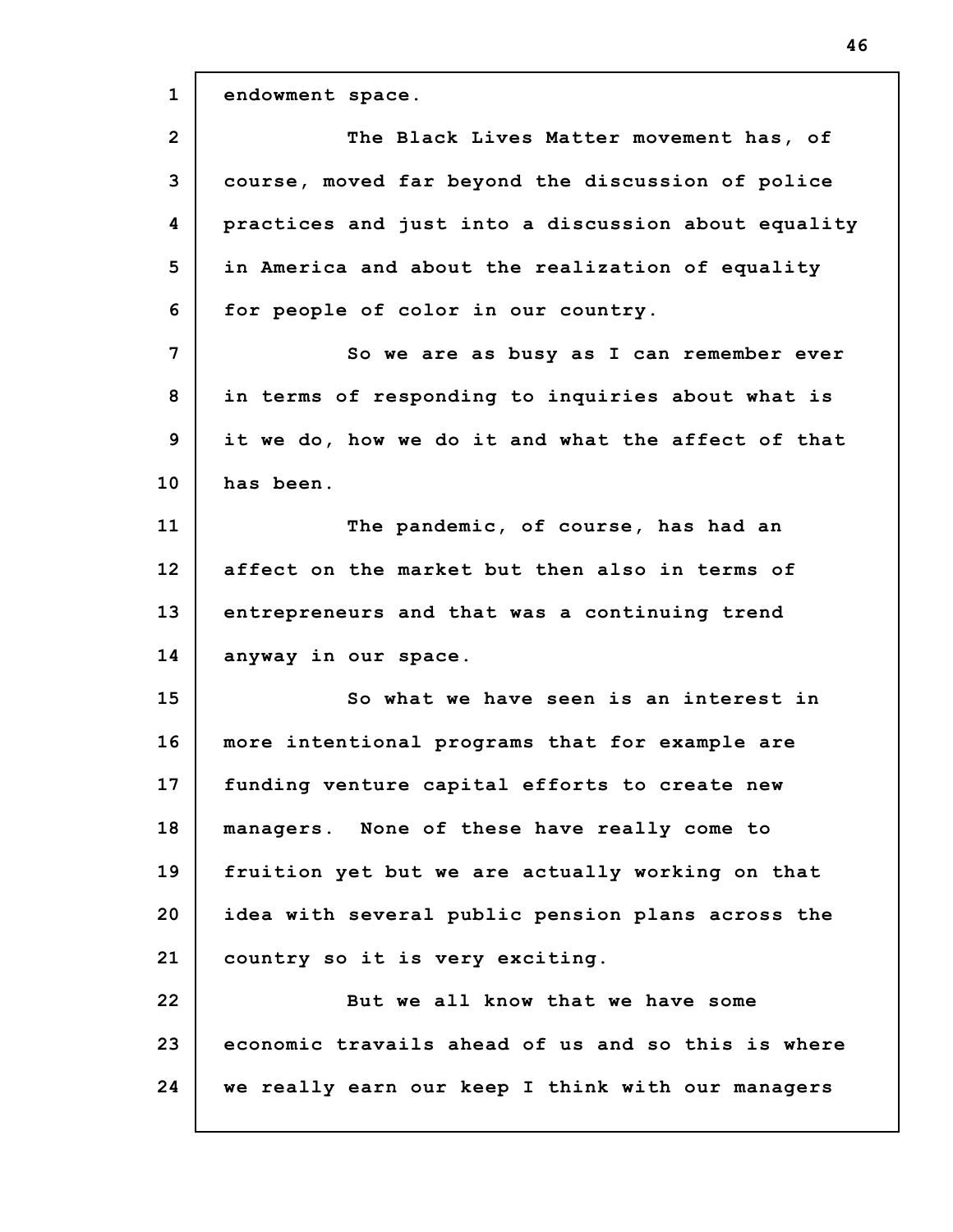endowment space.

The Black Lives Matter movement has, of course, moved far beyond the discussion of police practices and just into a discussion about equality in America and about the realization of equality for people of color in our country.

So we are as busy as I can remember ever in terms of responding to inquiries about what is it we do, how we do it and what the affect of that has been.

The pandemic, of course, has had an affect on the market but then also in terms of entrepreneurs and that was a continuing trend anyway in our space.

So what we have seen is an interest in more intentional programs that for example are funding venture capital efforts to create new managers. None of these have really come to fruition yet but we are actually working on that idea with several public pension plans across the country so it is very exciting.

But we all know that we have some economic travails ahead of us and so this is where we really earn our keep I think with our managers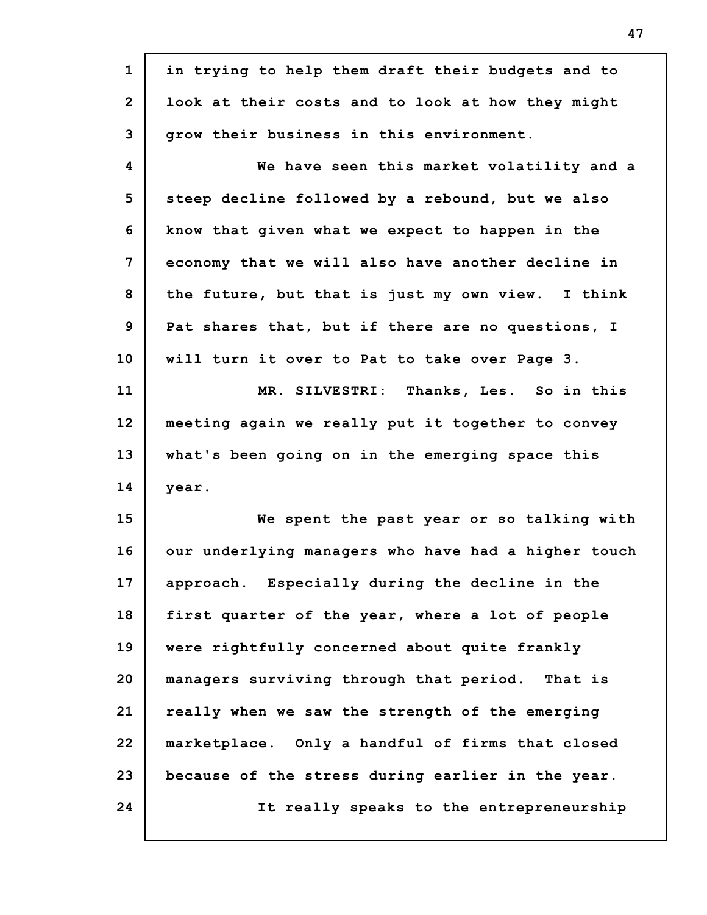in trying to help them draft their budgets and to look at their costs and to look at how they might grow their business in this environment.

We have seen this market volatility and a steep decline followed by a rebound, but we also know that given what we expect to happen in the economy that we will also have another decline in the future, but that is just my own view. I think Pat shares that, but if there are no questions, I will turn it over to Pat to take over Page 3.

MR. SILVESTRI: Thanks, Les. So in this meeting again we really put it together to convey what's been going on in the emerging space this year.

We spent the past year or so talking with our underlying managers who have had a higher touch approach. Especially during the decline in the first quarter of the year, where a lot of people were rightfully concerned about quite frankly managers surviving through that period. That is really when we saw the strength of the emerging marketplace. Only a handful of firms that closed because of the stress during earlier in the year.

It really speaks to the entrepreneurship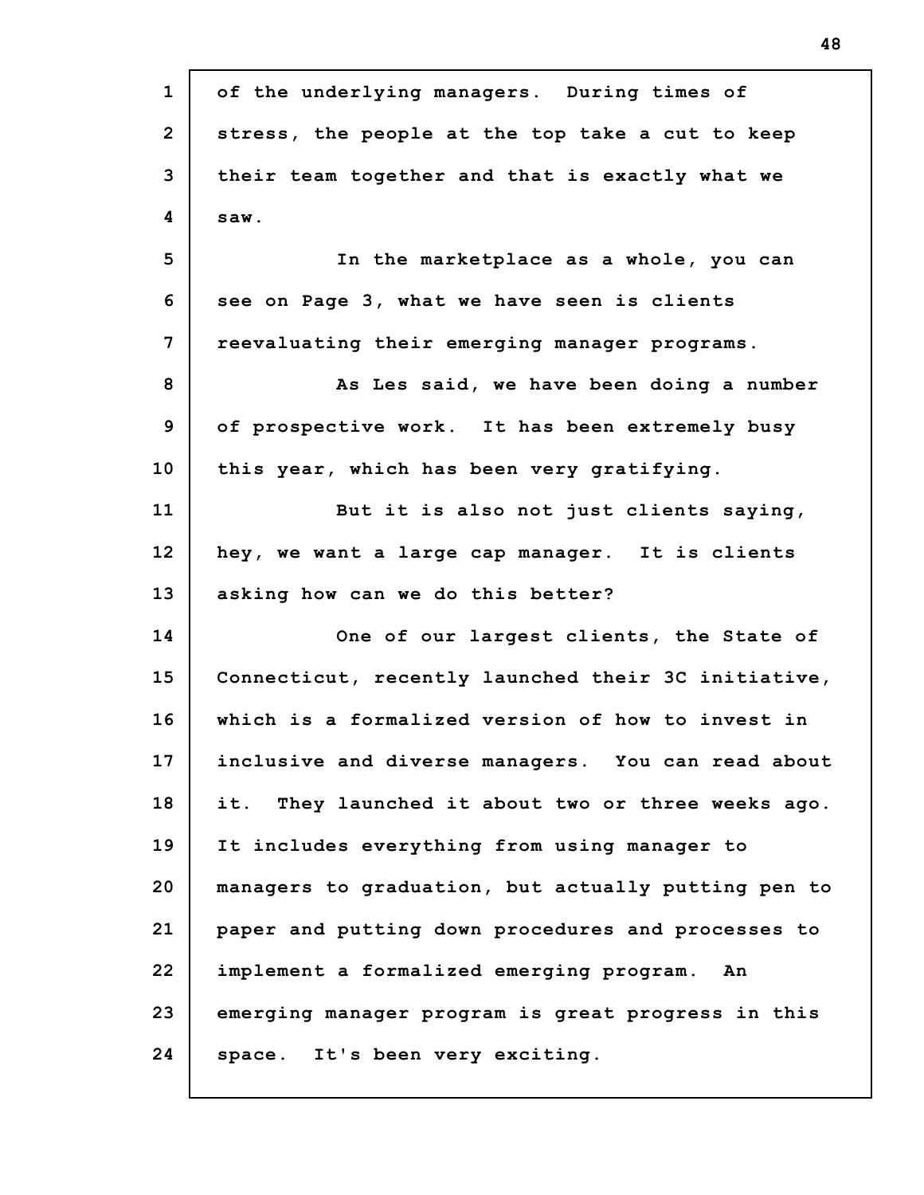of the underlying managers. During times of stress, the people at the top take a cut to keep their team together and that is exactly what we saw.

In the marketplace as a whole, you can see on Page 3, what we have seen is clients reevaluating their emerging manager programs.

As Les said, we have been doing a number of prospective work. It has been extremely busy this year, which has been very gratifying.

But it is also not just clients saying, hey, we want a large cap manager. It is clients asking how can we do this better?

One of our largest clients, the State of Connecticut, recently launched their 3C initiative, which is a formalized version of how to invest in inclusive and diverse managers. You can read about it. They launched it about two or three weeks ago. It includes everything from using manager to managers to graduation, but actually putting pen to paper and putting down procedures and processes to implement a formalized emerging program. An emerging manager program is great progress in this space. It's been very exciting.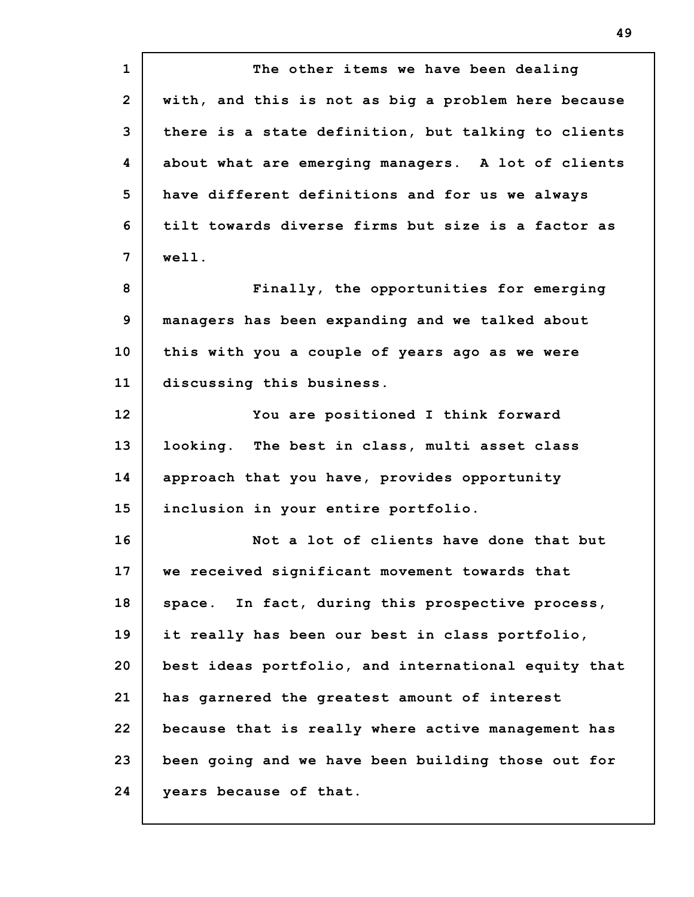The other items we have been dealing with, and this is not as big a problem here because there is a state definition, but talking to clients about what are emerging managers. A lot of clients have different definitions and for us we always tilt towards diverse firms but size is a factor as well.

Finally, the opportunities for emerging managers has been expanding and we talked about this with you a couple of years ago as we were discussing this business.

You are positioned I think forward looking. The best in class, multi asset class approach that you have, provides opportunity inclusion in your entire portfolio.

Not a lot of clients have done that but we received significant movement towards that space. In fact, during this prospective process, it really has been our best in class portfolio, best ideas portfolio, and international equity that has garnered the greatest amount of interest because that is really where active management has been going and we have been building those out for years because of that.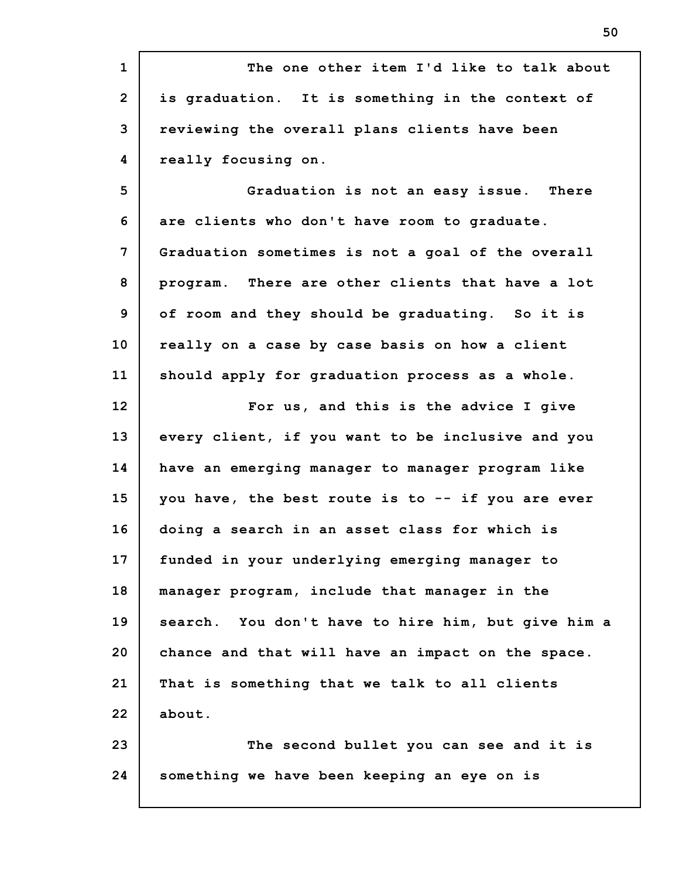The one other item I'd like to talk about is graduation. It is something in the context of reviewing the overall plans clients have been really focusing on.

Graduation is not an easy issue. There are clients who don't have room to graduate. Graduation sometimes is not a goal of the overall program. There are other clients that have a lot of room and they should be graduating. So it is really on a case by case basis on how a client should apply for graduation process as a whole.

For us, and this is the advice I give every client, if you want to be inclusive and you have an emerging manager to manager program like you have, the best route is to -- if you are ever doing a search in an asset class for which is funded in your underlying emerging manager to manager program, include that manager in the search. You don't have to hire him, but give him a chance and that will have an impact on the space. That is something that we talk to all clients about.

The second bullet you can see and it is something we have been keeping an eye on is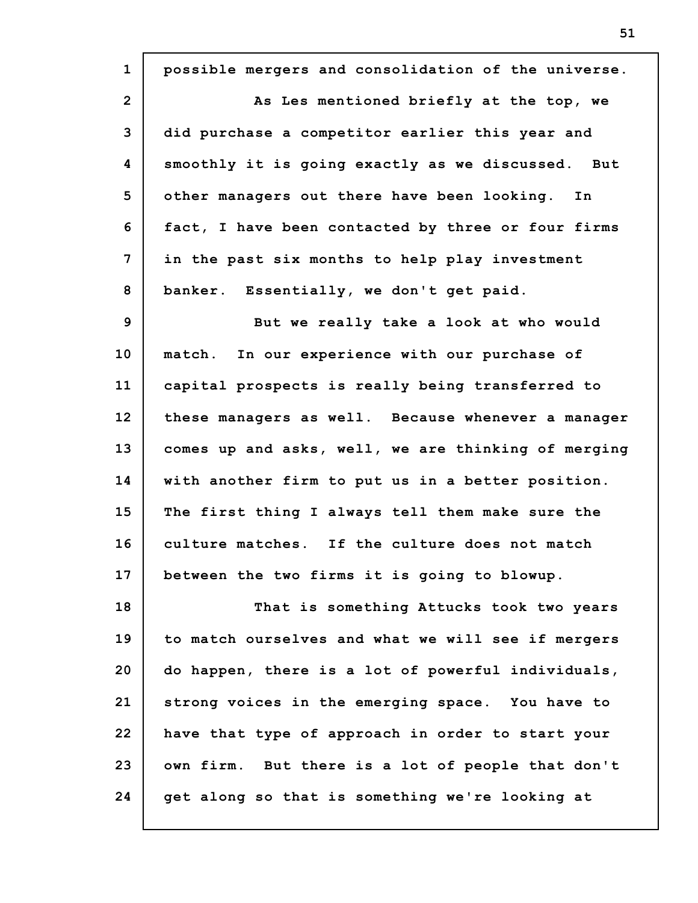possible mergers and consolidation of the universe.

As Les mentioned briefly at the top, we did purchase a competitor earlier this year and smoothly it is going exactly as we discussed. But other managers out there have been looking. In fact, I have been contacted by three or four firms in the past six months to help play investment banker. Essentially, we don't get paid.

But we really take a look at who would match. In our experience with our purchase of capital prospects is really being transferred to these managers as well. Because whenever a manager comes up and asks, well, we are thinking of merging with another firm to put us in a better position. The first thing I always tell them make sure the culture matches. If the culture does not match between the two firms it is going to blowup.

That is something Attucks took two years to match ourselves and what we will see if mergers do happen, there is a lot of powerful individuals, strong voices in the emerging space. You have to have that type of approach in order to start your own firm. But there is a lot of people that don't get along so that is something we're looking at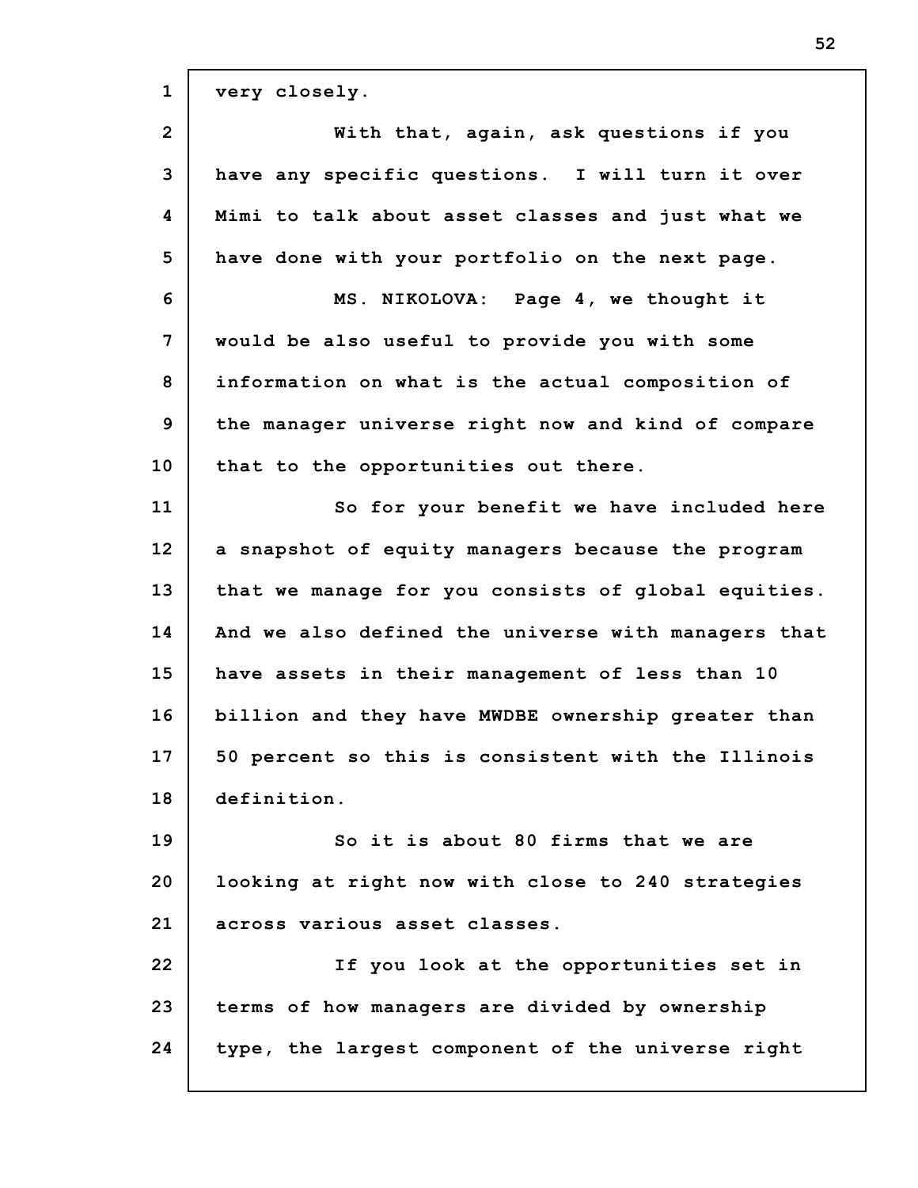very closely.

With that, again, ask questions if you have any specific questions. I will turn it over Mimi to talk about asset classes and just what we have done with your portfolio on the next page.

MS. NIKOLOVA: Page 4, we thought it would be also useful to provide you with some information on what is the actual composition of the manager universe right now and kind of compare that to the opportunities out there.

So for your benefit we have included here a snapshot of equity managers because the program that we manage for you consists of global equities. And we also defined the universe with managers that have assets in their management of less than 10 billion and they have MWDBE ownership greater than 50 percent so this is consistent with the Illinois definition.

So it is about 80 firms that we are looking at right now with close to 240 strategies across various asset classes.

If you look at the opportunities set in terms of how managers are divided by ownership type, the largest component of the universe right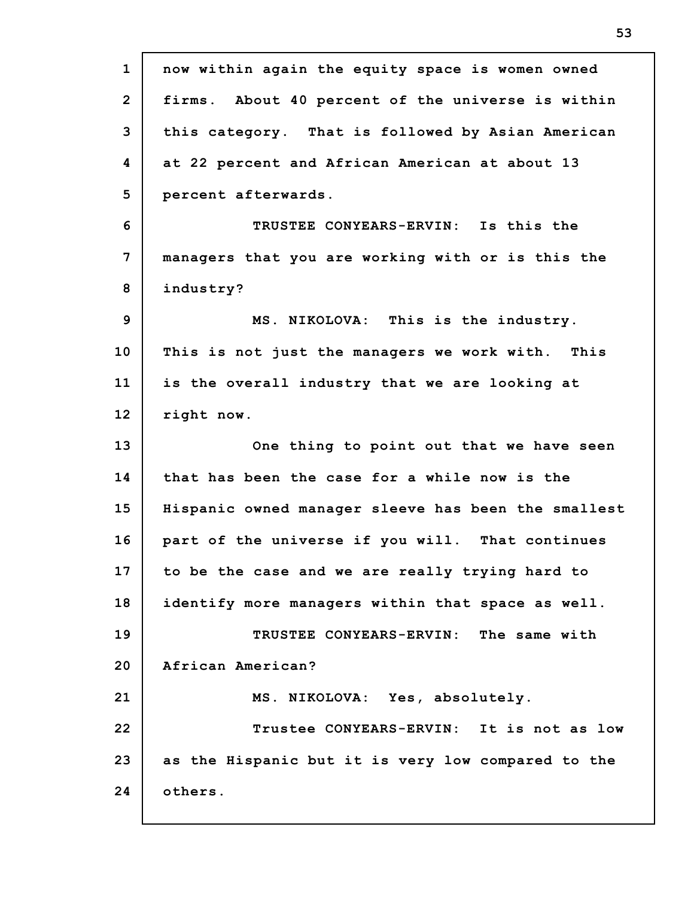now within again the equity space is women owned firms. About 40 percent of the universe is within this category. That is followed by Asian American at 22 percent and African American at about 13 percent afterwards.

TRUSTEE CONYEARS-ERVIN: Is this the managers that you are working with or is this the industry?

MS. NIKOLOVA: This is the industry. This is not just the managers we work with. This is the overall industry that we are looking at right now.

One thing to point out that we have seen that has been the case for a while now is the Hispanic owned manager sleeve has been the smallest part of the universe if you will. That continues to be the case and we are really trying hard to identify more managers within that space as well.

TRUSTEE CONYEARS-ERVIN: The same with African American?

MS. NIKOLOVA: Yes, absolutely.

Trustee CONYEARS-ERVIN: It is not as low as the Hispanic but it is very low compared to the others.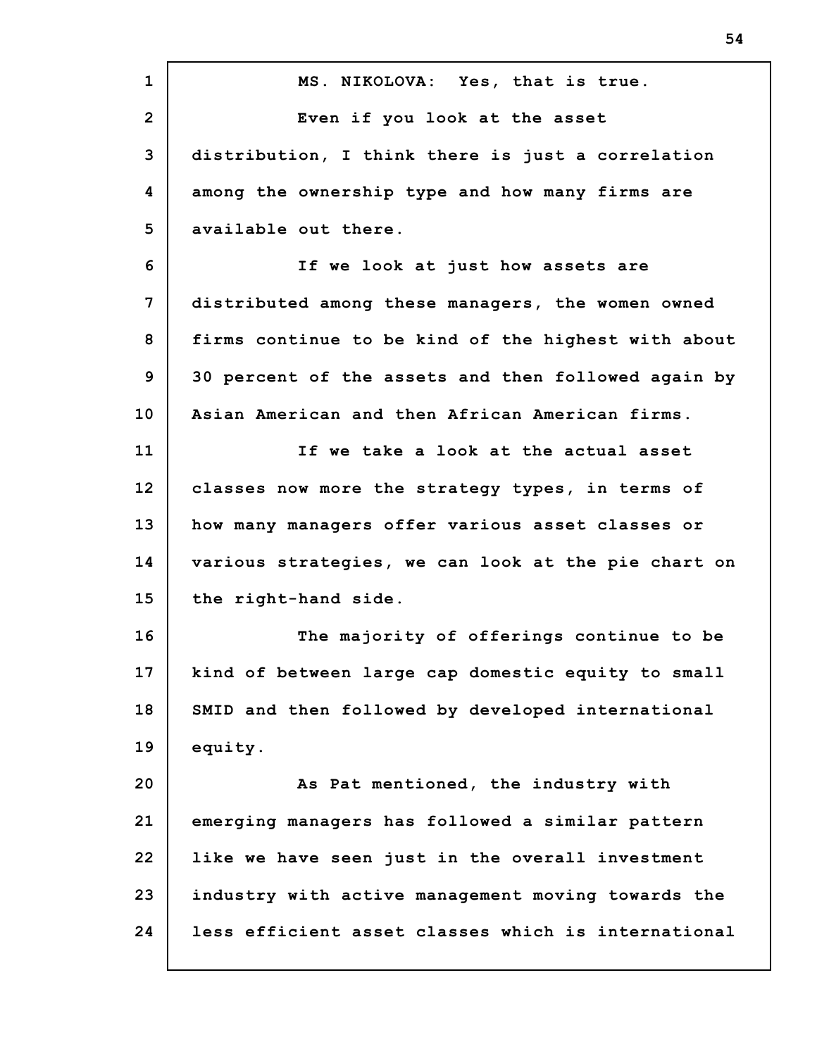MS. NIKOLOVA: Yes, that is true.

Even if you look at the asset distribution, I think there is just a correlation among the ownership type and how many firms are available out there.

If we look at just how assets are distributed among these managers, the women owned firms continue to be kind of the highest with about 30 percent of the assets and then followed again by Asian American and then African American firms.

If we take a look at the actual asset classes now more the strategy types, in terms of how many managers offer various asset classes or various strategies, we can look at the pie chart on the right-hand side.

The majority of offerings continue to be kind of between large cap domestic equity to small SMID and then followed by developed international equity.

As Pat mentioned, the industry with emerging managers has followed a similar pattern like we have seen just in the overall investment industry with active management moving towards the less efficient asset classes which is international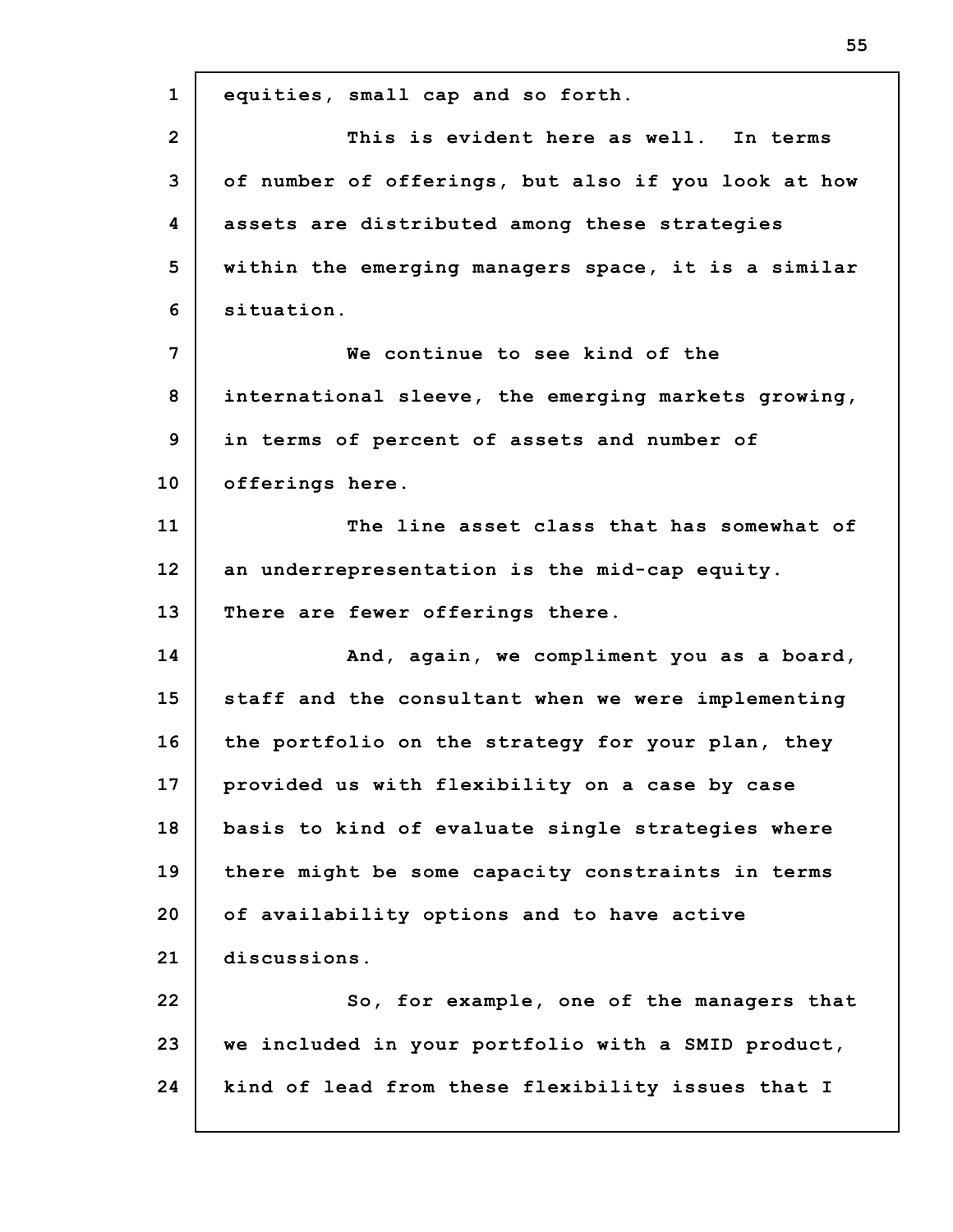equities, small cap and so forth.

This is evident here as well. In terms of number of offerings, but also if you look at how assets are distributed among these strategies within the emerging managers space, it is a similar situation.

We continue to see kind of the international sleeve, the emerging markets growing, in terms of percent of assets and number of offerings here.

The line asset class that has somewhat of an underrepresentation is the mid-cap equity. There are fewer offerings there.

And, again, we compliment you as a board, staff and the consultant when we were implementing the portfolio on the strategy for your plan, they provided us with flexibility on a case by case basis to kind of evaluate single strategies where there might be some capacity constraints in terms of availability options and to have active discussions.

So, for example, one of the managers that we included in your portfolio with a SMID product, kind of lead from these flexibility issues that I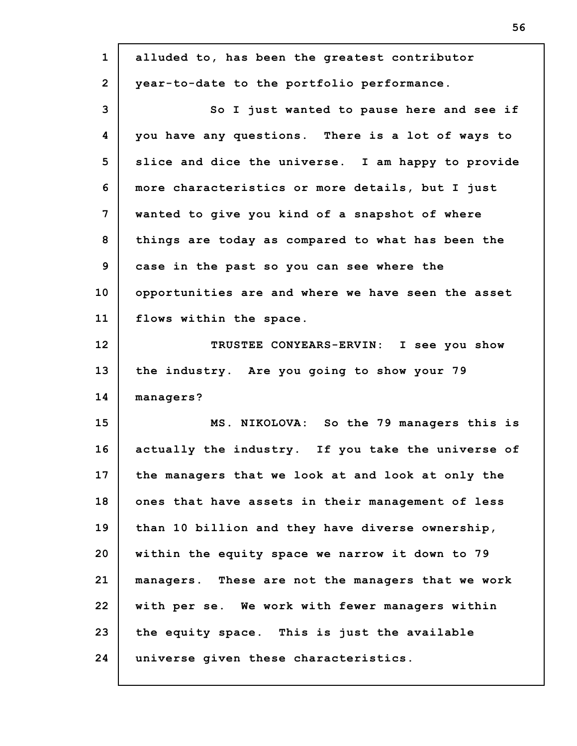alluded to, has been the greatest contributor year-to-date to the portfolio performance.

So I just wanted to pause here and see if you have any questions. There is a lot of ways to slice and dice the universe. I am happy to provide more characteristics or more details, but I just wanted to give you kind of a snapshot of where things are today as compared to what has been the case in the past so you can see where the opportunities are and where we have seen the asset flows within the space.

TRUSTEE CONYEARS-ERVIN: I see you show the industry. Are you going to show your 79 managers?

MS. NIKOLOVA: So the 79 managers this is actually the industry. If you take the universe of the managers that we look at and look at only the ones that have assets in their management of less than 10 billion and they have diverse ownership, within the equity space we narrow it down to 79 managers. These are not the managers that we work with per se. We work with fewer managers within the equity space. This is just the available universe given these characteristics.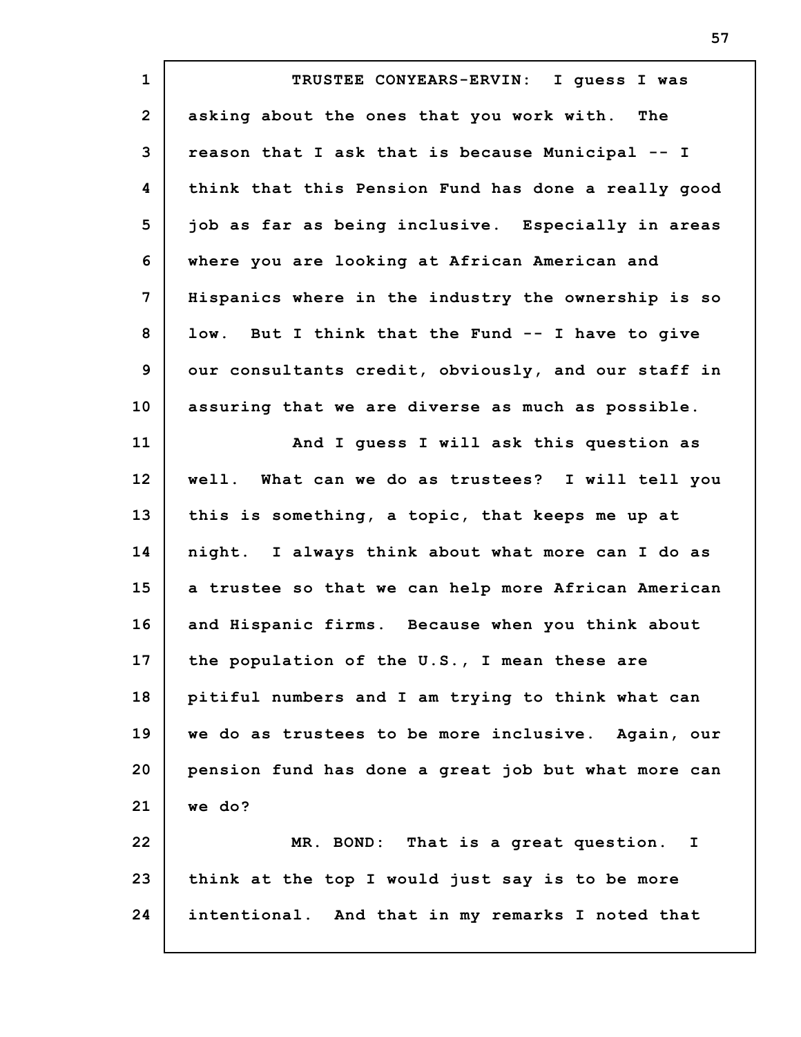TRUSTEE CONYEARS-ERVIN: I guess I was asking about the ones that you work with. The reason that I ask that is because Municipal -- I think that this Pension Fund has done a really good job as far as being inclusive. Especially in areas where you are looking at African American and Hispanics where in the industry the ownership is so low. But I think that the Fund -- I have to give our consultants credit, obviously, and our staff in assuring that we are diverse as much as possible.

And I guess I will ask this question as well. What can we do as trustees? I will tell you this is something, a topic, that keeps me up at night. I always think about what more can I do as a trustee so that we can help more African American and Hispanic firms. Because when you think about the population of the U.S., I mean these are pitiful numbers and I am trying to think what can we do as trustees to be more inclusive. Again, our pension fund has done a great job but what more can we do?

MR. BOND: That is a great question. I think at the top I would just say is to be more intentional. And that in my remarks I noted that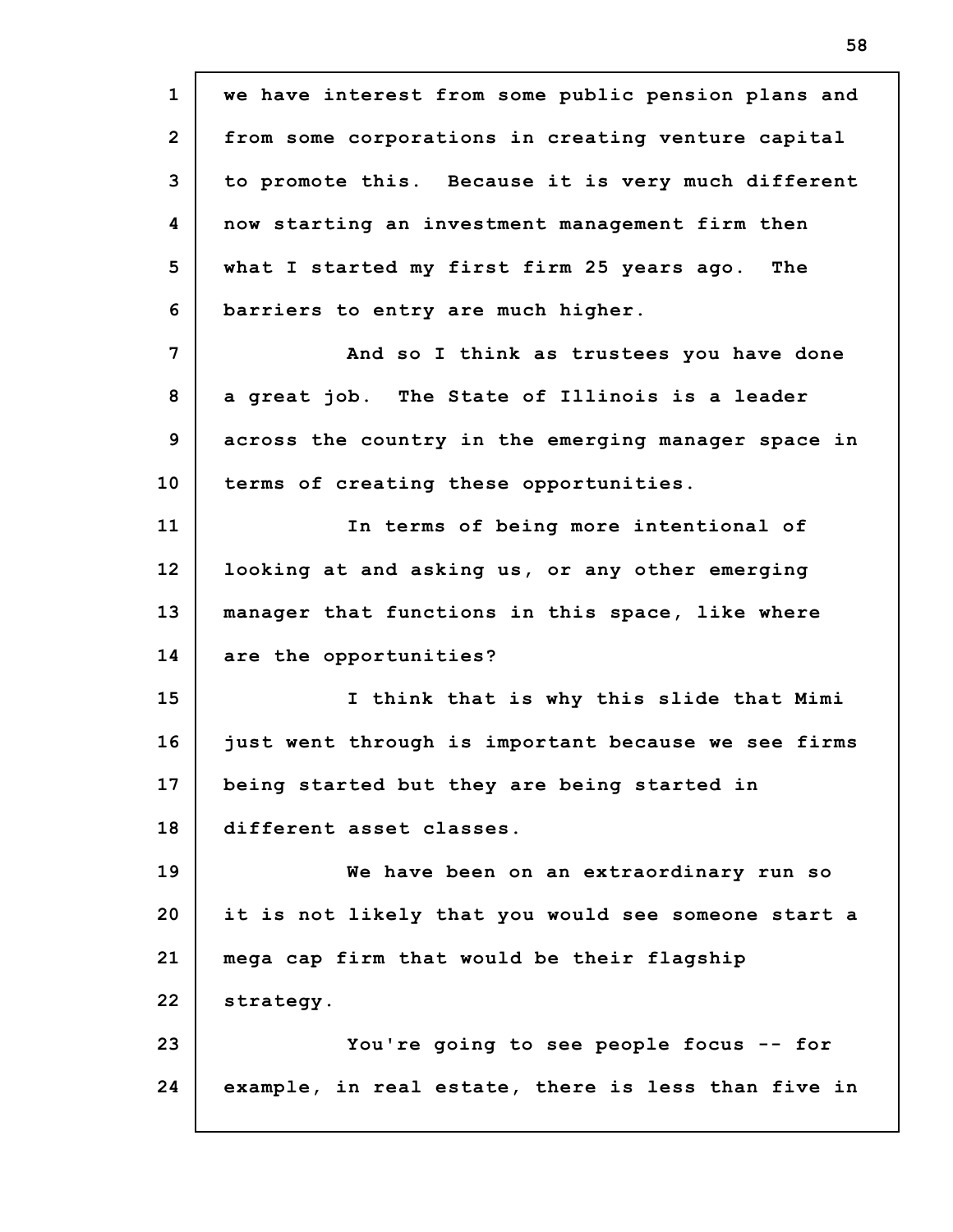we have interest from some public pension plans and from some corporations in creating venture capital to promote this. Because it is very much different now starting an investment management firm then what I started my first firm 25 years ago. The barriers to entry are much higher.

And so I think as trustees you have done a great job. The State of Illinois is a leader across the country in the emerging manager space in terms of creating these opportunities.

In terms of being more intentional of looking at and asking us, or any other emerging manager that functions in this space, like where are the opportunities?

I think that is why this slide that Mimi just went through is important because we see firms being started but they are being started in different asset classes.

We have been on an extraordinary run so it is not likely that you would see someone start a mega cap firm that would be their flagship strategy.

You're going to see people focus -- for example, in real estate, there is less than five in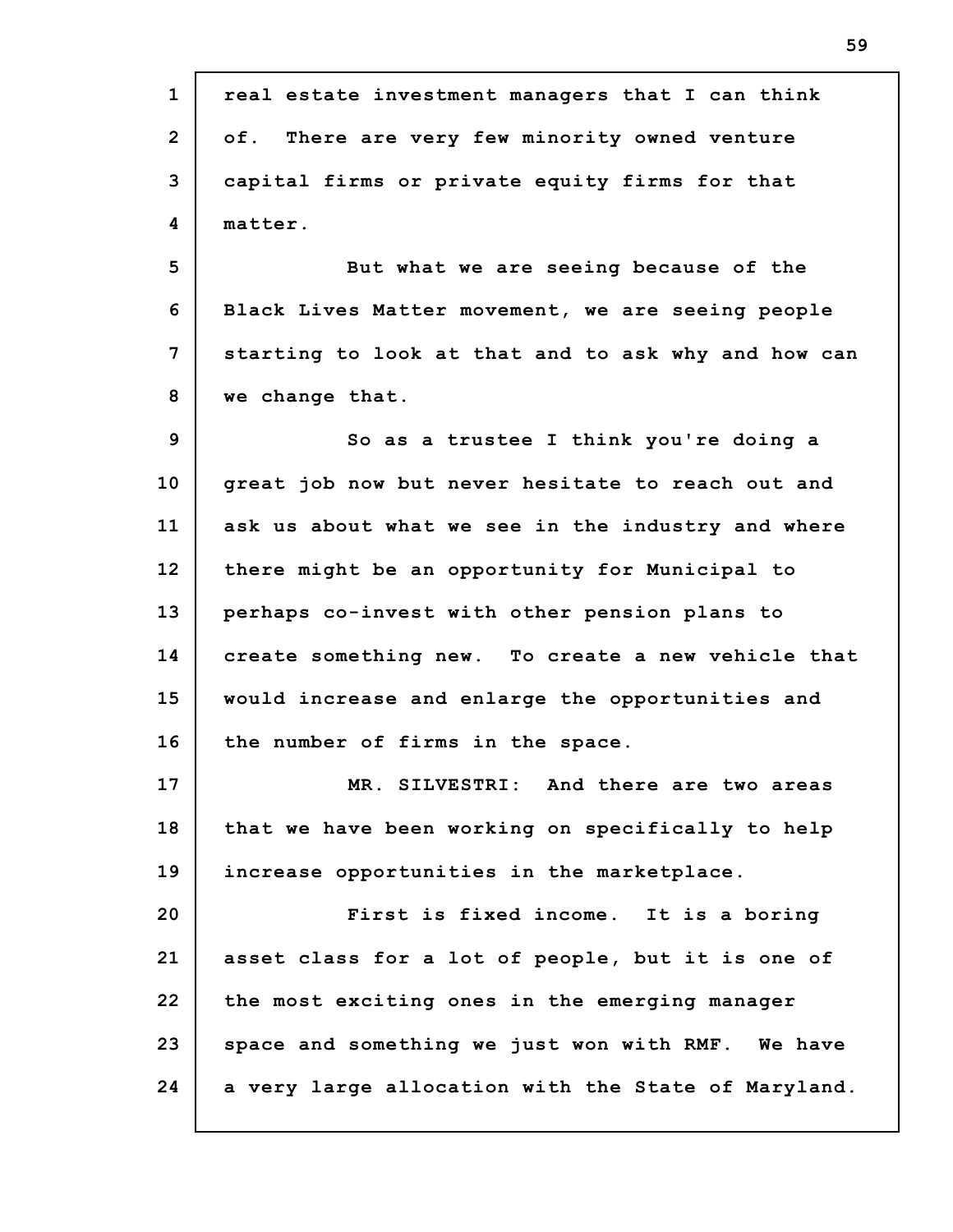real estate investment managers that I can think of. There are very few minority owned venture capital firms or private equity firms for that matter.

But what we are seeing because of the Black Lives Matter movement, we are seeing people starting to look at that and to ask why and how can we change that.

So as a trustee I think you're doing a great job now but never hesitate to reach out and ask us about what we see in the industry and where there might be an opportunity for Municipal to perhaps co-invest with other pension plans to create something new. To create a new vehicle that would increase and enlarge the opportunities and the number of firms in the space.

MR. SILVESTRI: And there are two areas that we have been working on specifically to help increase opportunities in the marketplace.

First is fixed income. It is a boring asset class for a lot of people, but it is one of the most exciting ones in the emerging manager space and something we just won with RMF. We have a very large allocation with the State of Maryland.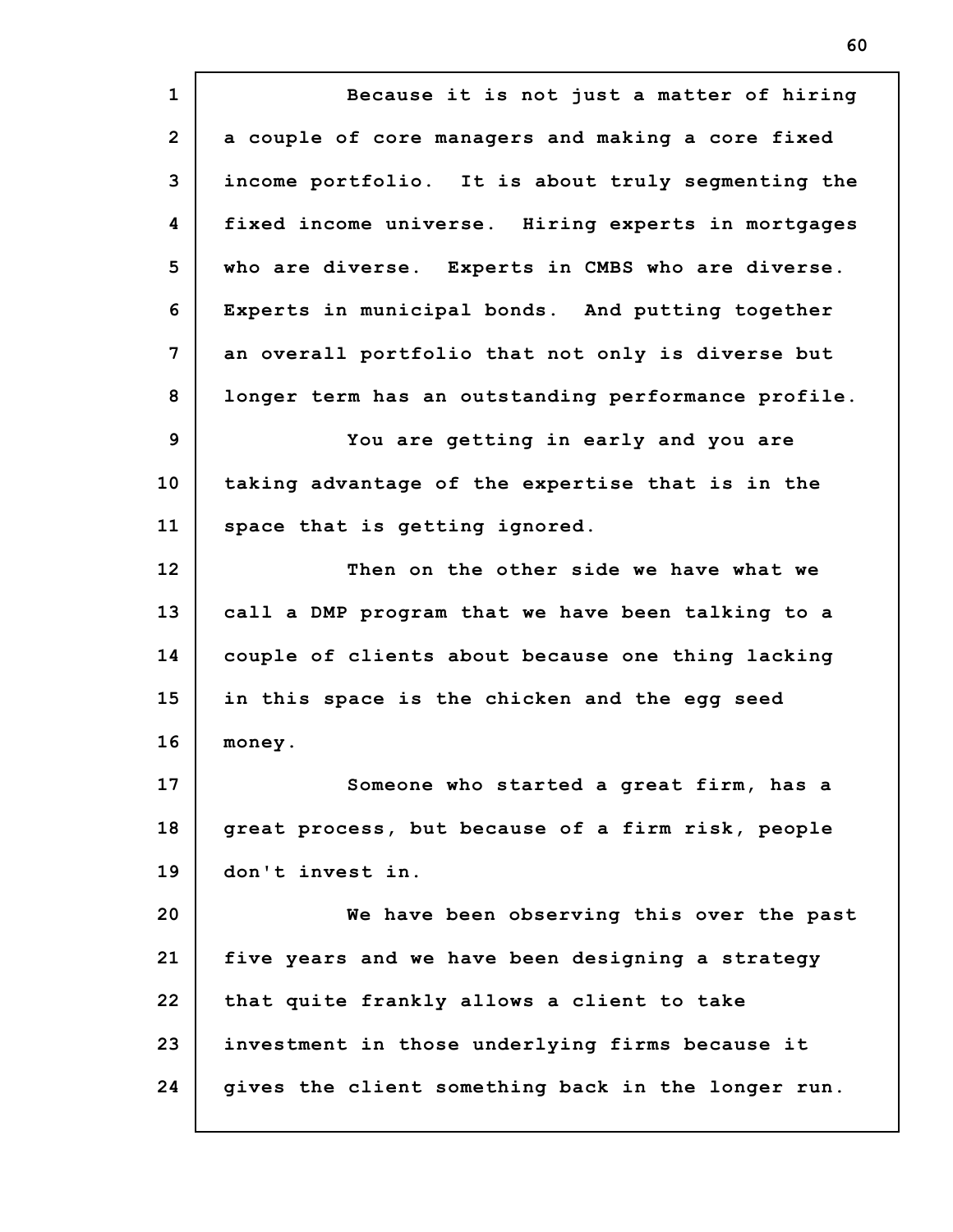Because it is not just a matter of hiring a couple of core managers and making a core fixed income portfolio. It is about truly segmenting the fixed income universe. Hiring experts in mortgages who are diverse. Experts in CMBS who are diverse. Experts in municipal bonds. And putting together an overall portfolio that not only is diverse but longer term has an outstanding performance profile.

You are getting in early and you are taking advantage of the expertise that is in the space that is getting ignored.

Then on the other side we have what we call a DMP program that we have been talking to a couple of clients about because one thing lacking in this space is the chicken and the egg seed money.

Someone who started a great firm, has a great process, but because of a firm risk, people don't invest in.

We have been observing this over the past five years and we have been designing a strategy that quite frankly allows a client to take investment in those underlying firms because it gives the client something back in the longer run.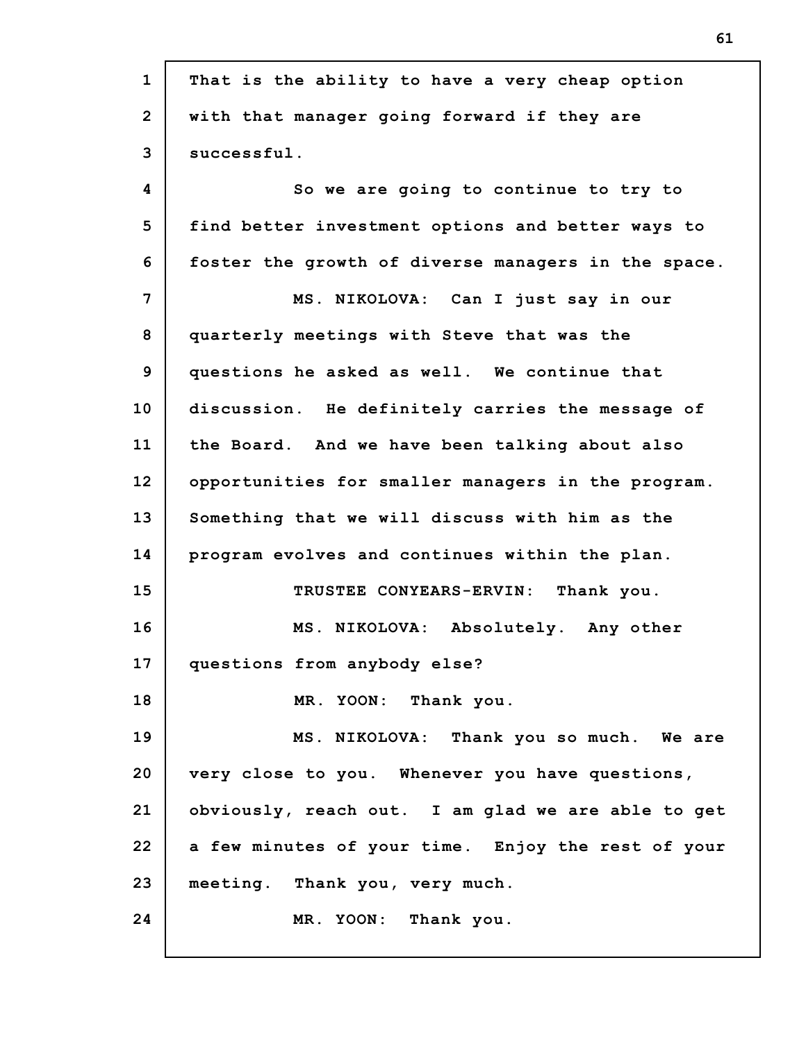That is the ability to have a very cheap option with that manager going forward if they are successful.

So we are going to continue to try to find better investment options and better ways to foster the growth of diverse managers in the space.

MS. NIKOLOVA: Can I just say in our quarterly meetings with Steve that was the questions he asked as well. We continue that discussion. He definitely carries the message of the Board. And we have been talking about also opportunities for smaller managers in the program. Something that we will discuss with him as the program evolves and continues within the plan.

TRUSTEE CONYEARS-ERVIN: Thank you.

MS. NIKOLOVA: Absolutely. Any other questions from anybody else?

MR. YOON: Thank you.

MS. NIKOLOVA: Thank you so much. We are very close to you. Whenever you have questions, obviously, reach out. I am glad we are able to get a few minutes of your time. Enjoy the rest of your meeting. Thank you, very much.

MR. YOON: Thank you.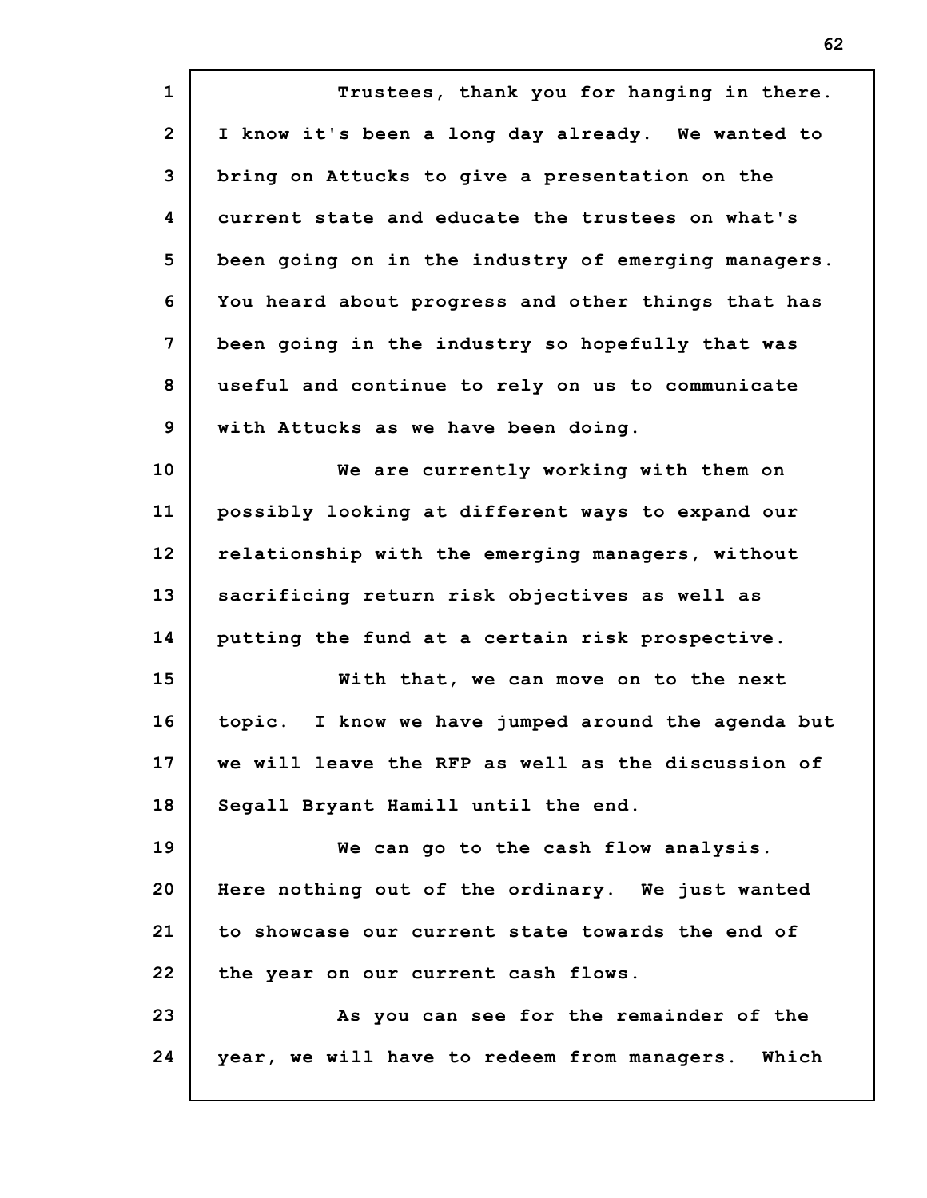Trustees, thank you for hanging in there. I know it's been a long day already. We wanted to bring on Attucks to give a presentation on the current state and educate the trustees on what's been going on in the industry of emerging managers. You heard about progress and other things that has been going in the industry so hopefully that was useful and continue to rely on us to communicate with Attucks as we have been doing.

We are currently working with them on possibly looking at different ways to expand our relationship with the emerging managers, without sacrificing return risk objectives as well as putting the fund at a certain risk prospective.

With that, we can move on to the next topic. I know we have jumped around the agenda but we will leave the RFP as well as the discussion of Segall Bryant Hamill until the end.

We can go to the cash flow analysis. Here nothing out of the ordinary. We just wanted to showcase our current state towards the end of the year on our current cash flows.

As you can see for the remainder of the year, we will have to redeem from managers. Which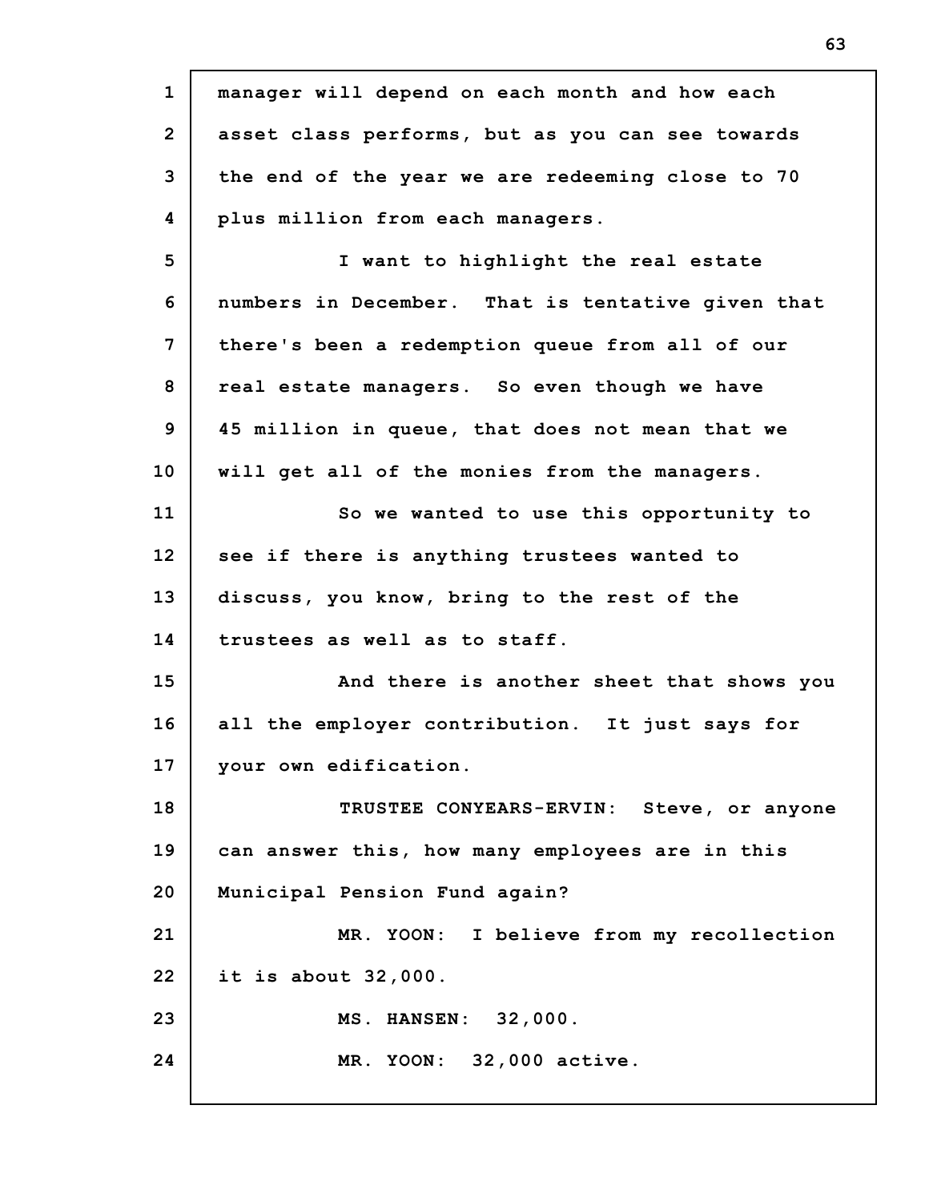manager will depend on each month and how each asset class performs, but as you can see towards the end of the year we are redeeming close to 70 plus million from each managers.

I want to highlight the real estate numbers in December. That is tentative given that there's been a redemption queue from all of our real estate managers. So even though we have 45 million in queue, that does not mean that we will get all of the monies from the managers.

So we wanted to use this opportunity to see if there is anything trustees wanted to discuss, you know, bring to the rest of the trustees as well as to staff.

And there is another sheet that shows you all the employer contribution. It just says for your own edification.

TRUSTEE CONYEARS-ERVIN: Steve, or anyone can answer this, how many employees are in this Municipal Pension Fund again?

MR. YOON: I believe from my recollection it is about 32,000.

MS. HANSEN: 32,000.

MR. YOON: 32,000 active.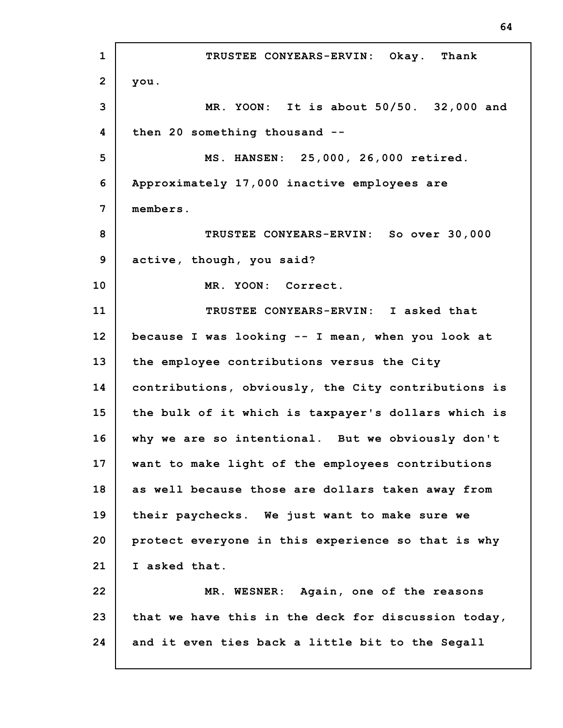TRUSTEE CONYEARS-ERVIN: Okay. Thank you.

MR. YOON: It is about 50/50. 32,000 and then 20 something thousand --

MS. HANSEN: 25,000, 26,000 retired. Approximately 17,000 inactive employees are members.

TRUSTEE CONYEARS-ERVIN: So over 30,000 active, though, you said?

MR. YOON: Correct.

TRUSTEE CONYEARS-ERVIN: I asked that because I was looking -- I mean, when you look at the employee contributions versus the City contributions, obviously, the City contributions is the bulk of it which is taxpayer's dollars which is why we are so intentional. But we obviously don't want to make light of the employees contributions as well because those are dollars taken away from their paychecks. We just want to make sure we protect everyone in this experience so that is why I asked that.

MR. WESNER: Again, one of the reasons that we have this in the deck for discussion today, and it even ties back a little bit to the Segall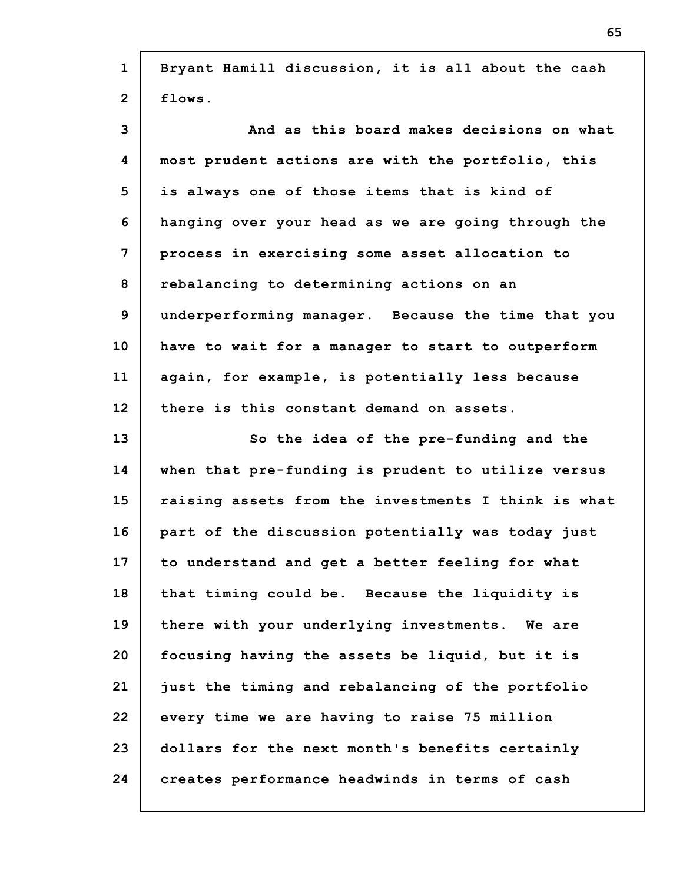Bryant Hamill discussion, it is all about the cash flows.

And as this board makes decisions on what most prudent actions are with the portfolio, this is always one of those items that is kind of hanging over your head as we are going through the process in exercising some asset allocation to rebalancing to determining actions on an underperforming manager. Because the time that you have to wait for a manager to start to outperform again, for example, is potentially less because there is this constant demand on assets.

So the idea of the pre-funding and the when that pre-funding is prudent to utilize versus raising assets from the investments I think is what part of the discussion potentially was today just to understand and get a better feeling for what that timing could be. Because the liquidity is there with your underlying investments. We are focusing having the assets be liquid, but it is just the timing and rebalancing of the portfolio every time we are having to raise 75 million dollars for the next month's benefits certainly creates performance headwinds in terms of cash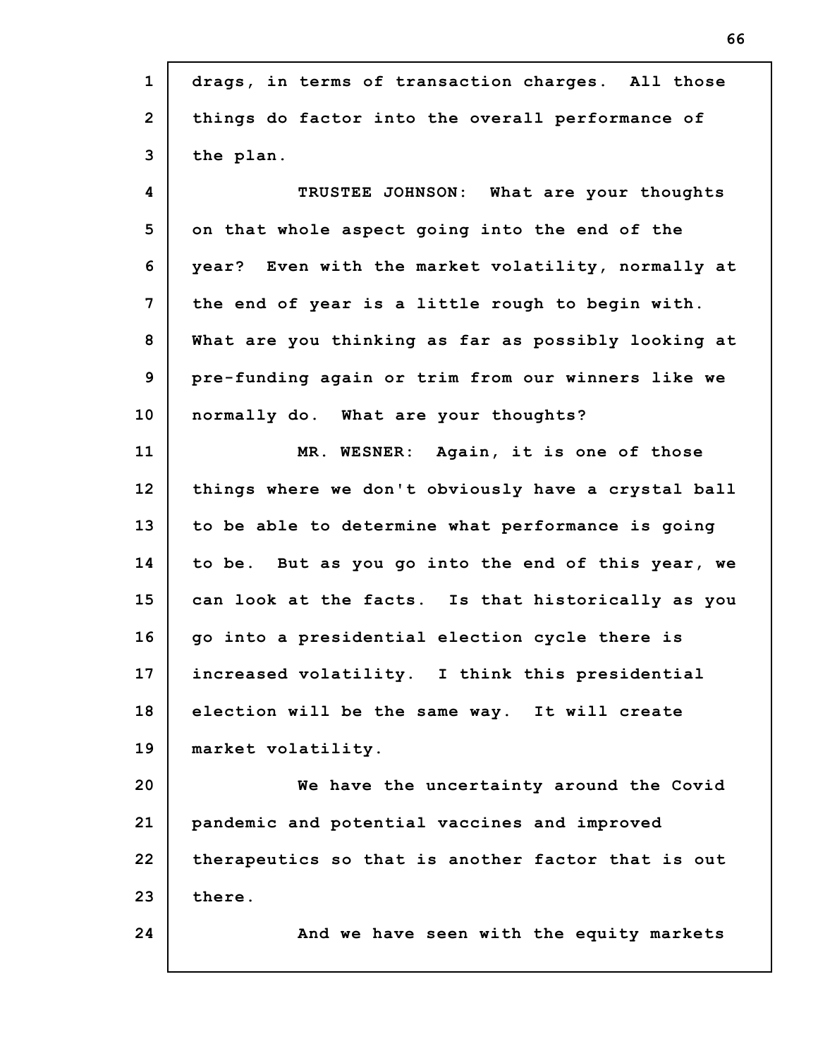drags, in terms of transaction charges. All those things do factor into the overall performance of the plan.

TRUSTEE JOHNSON: What are your thoughts on that whole aspect going into the end of the year? Even with the market volatility, normally at the end of year is a little rough to begin with. What are you thinking as far as possibly looking at pre-funding again or trim from our winners like we normally do. What are your thoughts?

MR. WESNER: Again, it is one of those things where we don't obviously have a crystal ball to be able to determine what performance is going to be. But as you go into the end of this year, we can look at the facts. Is that historically as you go into a presidential election cycle there is increased volatility. I think this presidential election will be the same way. It will create market volatility.

We have the uncertainty around the Covid pandemic and potential vaccines and improved therapeutics so that is another factor that is out there.

And we have seen with the equity markets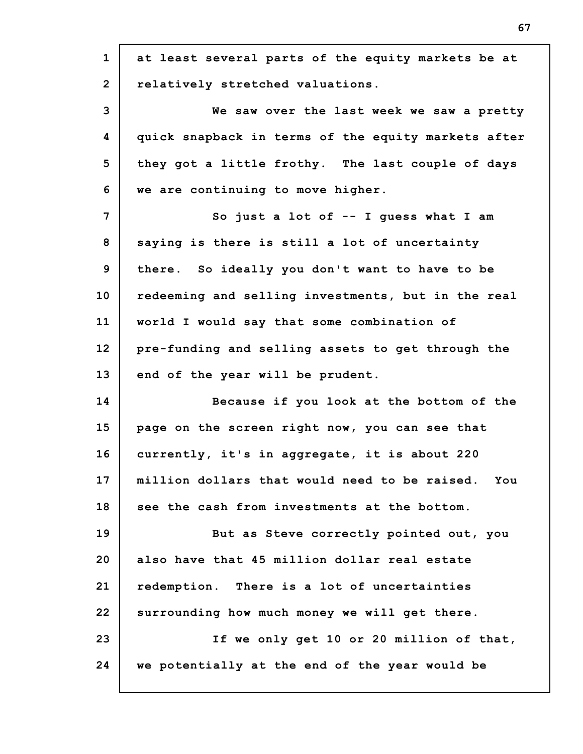at least several parts of the equity markets be at relatively stretched valuations.

We saw over the last week we saw a pretty quick snapback in terms of the equity markets after they got a little frothy. The last couple of days we are continuing to move higher.

So just a lot of -- I guess what I am saying is there is still a lot of uncertainty there. So ideally you don't want to have to be redeeming and selling investments, but in the real world I would say that some combination of pre-funding and selling assets to get through the end of the year will be prudent.

Because if you look at the bottom of the page on the screen right now, you can see that currently, it's in aggregate, it is about 220 million dollars that would need to be raised. You see the cash from investments at the bottom.

But as Steve correctly pointed out, you also have that 45 million dollar real estate redemption. There is a lot of uncertainties surrounding how much money we will get there.

If we only get 10 or 20 million of that, we potentially at the end of the year would be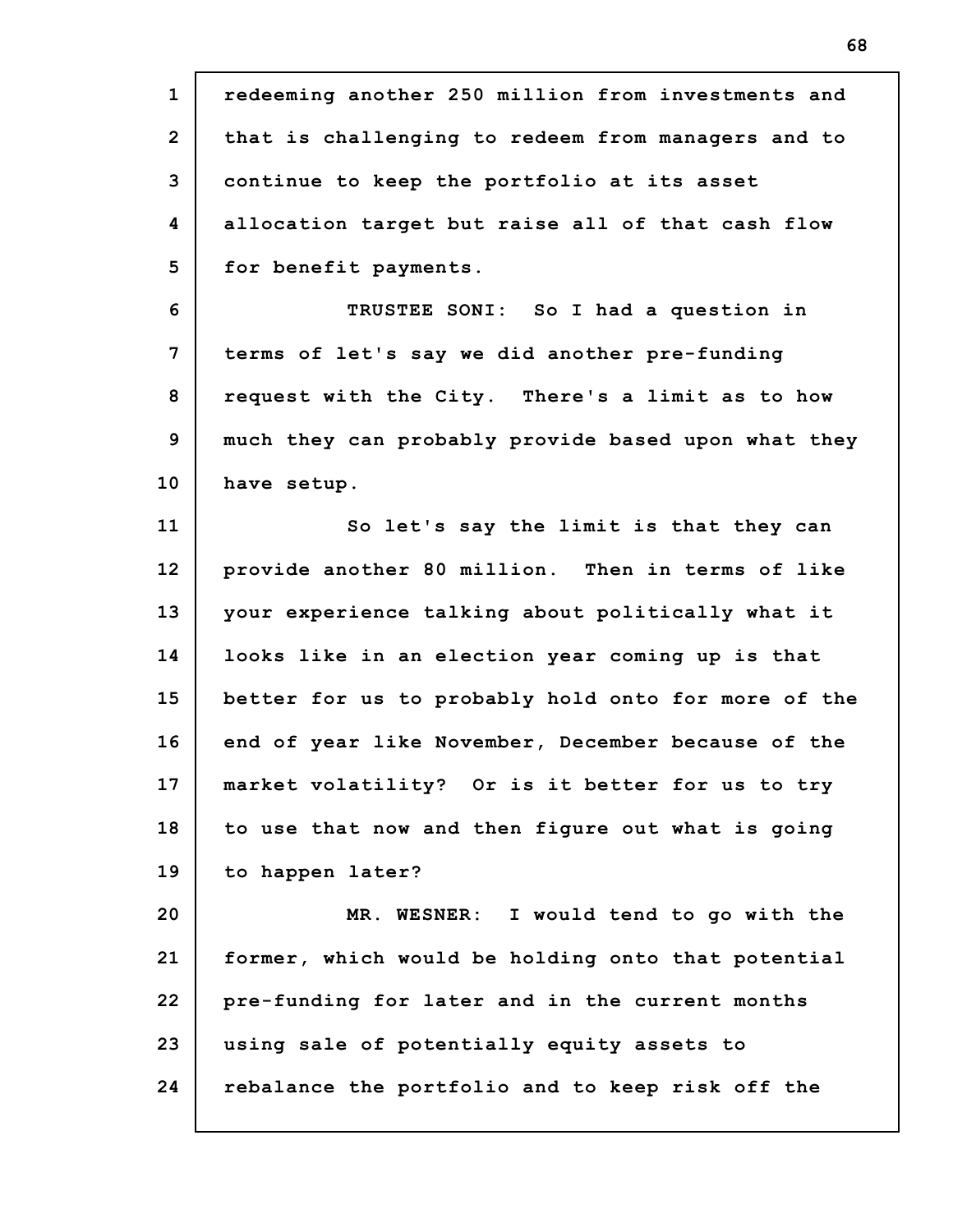redeeming another 250 million from investments and that is challenging to redeem from managers and to continue to keep the portfolio at its asset allocation target but raise all of that cash flow for benefit payments.

TRUSTEE SONI: So I had a question in terms of let's say we did another pre-funding request with the City. There's a limit as to how much they can probably provide based upon what they have setup.

So let's say the limit is that they can provide another 80 million. Then in terms of like your experience talking about politically what it looks like in an election year coming up is that better for us to probably hold onto for more of the end of year like November, December because of the market volatility? Or is it better for us to try to use that now and then figure out what is going to happen later?

MR. WESNER: I would tend to go with the former, which would be holding onto that potential pre-funding for later and in the current months using sale of potentially equity assets to rebalance the portfolio and to keep risk off the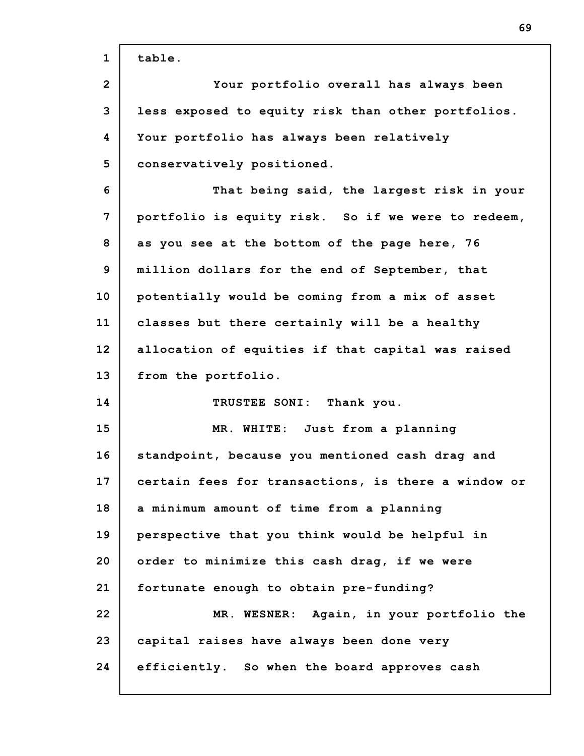table.

Your portfolio overall has always been less exposed to equity risk than other portfolios. Your portfolio has always been relatively conservatively positioned.

That being said, the largest risk in your portfolio is equity risk. So if we were to redeem, as you see at the bottom of the page here, 76 million dollars for the end of September, that potentially would be coming from a mix of asset classes but there certainly will be a healthy allocation of equities if that capital was raised from the portfolio.

TRUSTEE SONI: Thank you.

MR. WHITE: Just from a planning standpoint, because you mentioned cash drag and certain fees for transactions, is there a window or a minimum amount of time from a planning perspective that you think would be helpful in order to minimize this cash drag, if we were fortunate enough to obtain pre-funding?

MR. WESNER: Again, in your portfolio the capital raises have always been done very efficiently. So when the board approves cash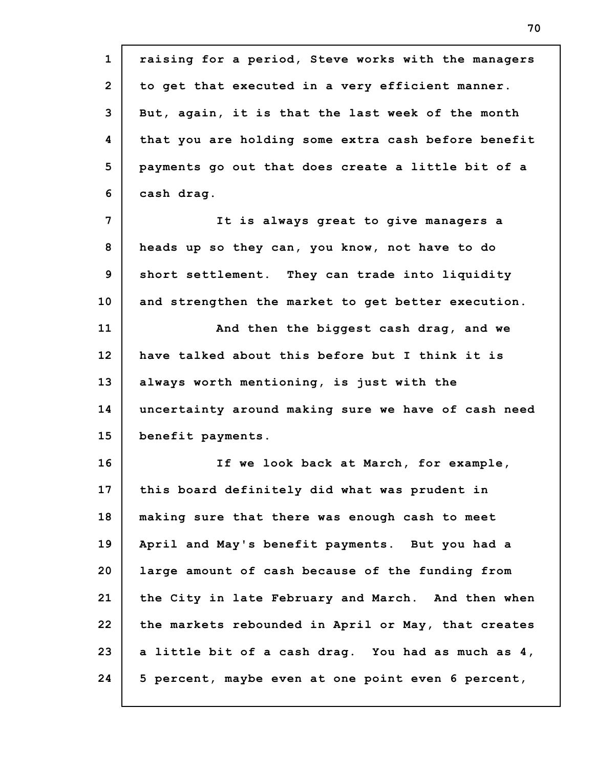raising for a period, Steve works with the managers to get that executed in a very efficient manner. But, again, it is that the last week of the month that you are holding some extra cash before benefit payments go out that does create a little bit of a cash drag.

It is always great to give managers a heads up so they can, you know, not have to do short settlement. They can trade into liquidity and strengthen the market to get better execution.

And then the biggest cash drag, and we have talked about this before but I think it is always worth mentioning, is just with the uncertainty around making sure we have of cash need benefit payments.

If we look back at March, for example, this board definitely did what was prudent in making sure that there was enough cash to meet April and May's benefit payments. But you had a large amount of cash because of the funding from the City in late February and March. And then when the markets rebounded in April or May, that creates a little bit of a cash drag. You had as much as 4, 5 percent, maybe even at one point even 6 percent,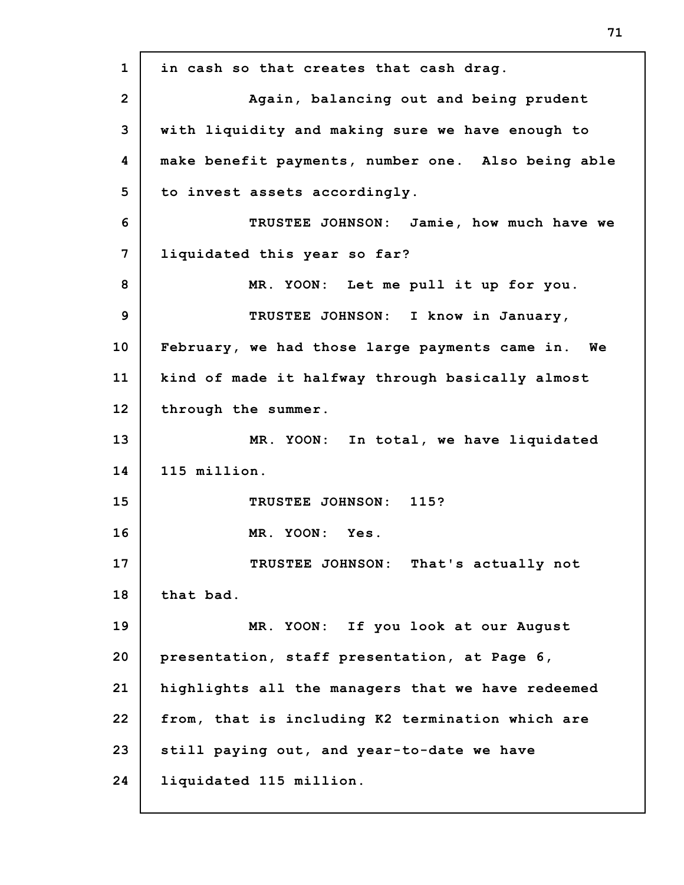in cash so that creates that cash drag.

Again, balancing out and being prudent with liquidity and making sure we have enough to make benefit payments, number one. Also being able to invest assets accordingly.

TRUSTEE JOHNSON: Jamie, how much have we liquidated this year so far?

MR. YOON: Let me pull it up for you.

TRUSTEE JOHNSON: I know in January, February, we had those large payments came in. We kind of made it halfway through basically almost through the summer.

MR. YOON: In total, we have liquidated 115 million.

TRUSTEE JOHNSON: 115?

MR. YOON: Yes.

TRUSTEE JOHNSON: That's actually not that bad.

MR. YOON: If you look at our August presentation, staff presentation, at Page 6, highlights all the managers that we have redeemed from, that is including K2 termination which are still paying out, and year-to-date we have liquidated 115 million.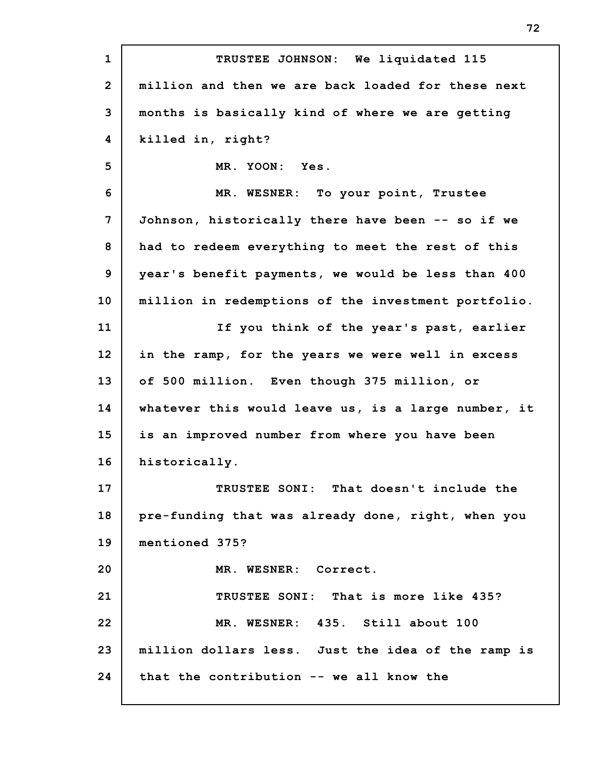TRUSTEE JOHNSON: We liquidated 115 million and then we are back loaded for these next months is basically kind of where we are getting killed in, right?

MR. YOON: Yes.

MR. WESNER: To your point, Trustee Johnson, historically there have been -- so if we had to redeem everything to meet the rest of this year's benefit payments, we would be less than 400 million in redemptions of the investment portfolio.

If you think of the year's past, earlier in the ramp, for the years we were well in excess of 500 million. Even though 375 million, or whatever this would leave us, is a large number, it is an improved number from where you have been historically.

TRUSTEE SONI: That doesn't include the pre-funding that was already done, right, when you mentioned 375?

MR. WESNER: Correct.

TRUSTEE SONI: That is more like 435?

MR. WESNER: 435. Still about 100 million dollars less. Just the idea of the ramp is that the contribution -- we all know the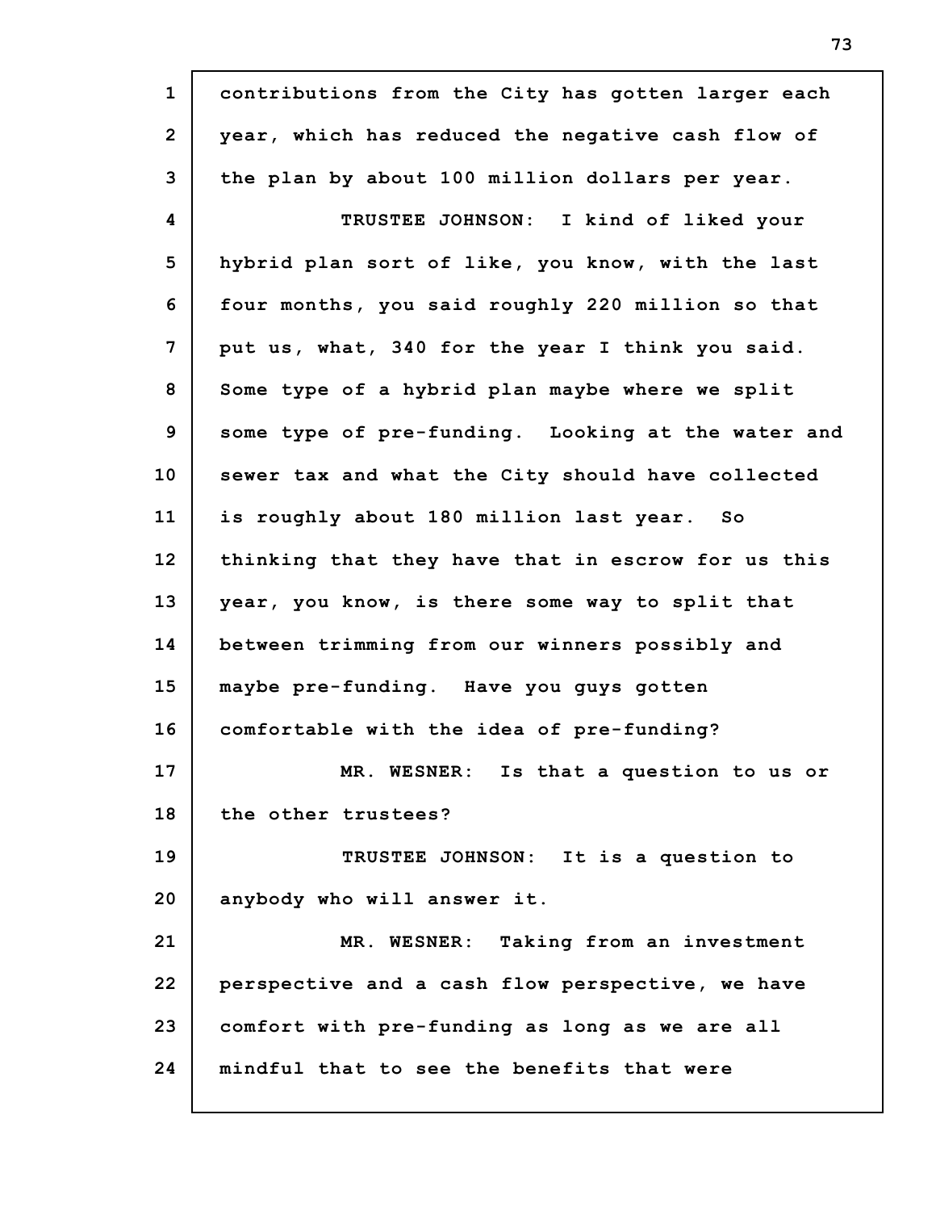contributions from the City has gotten larger each year, which has reduced the negative cash flow of the plan by about 100 million dollars per year.

TRUSTEE JOHNSON: I kind of liked your hybrid plan sort of like, you know, with the last four months, you said roughly 220 million so that put us, what, 340 for the year I think you said. Some type of a hybrid plan maybe where we split some type of pre-funding. Looking at the water and sewer tax and what the City should have collected is roughly about 180 million last year. So thinking that they have that in escrow for us this year, you know, is there some way to split that between trimming from our winners possibly and maybe pre-funding. Have you guys gotten comfortable with the idea of pre-funding?

MR. WESNER: Is that a question to us or the other trustees?

TRUSTEE JOHNSON: It is a question to anybody who will answer it.

MR. WESNER: Taking from an investment perspective and a cash flow perspective, we have comfort with pre-funding as long as we are all mindful that to see the benefits that were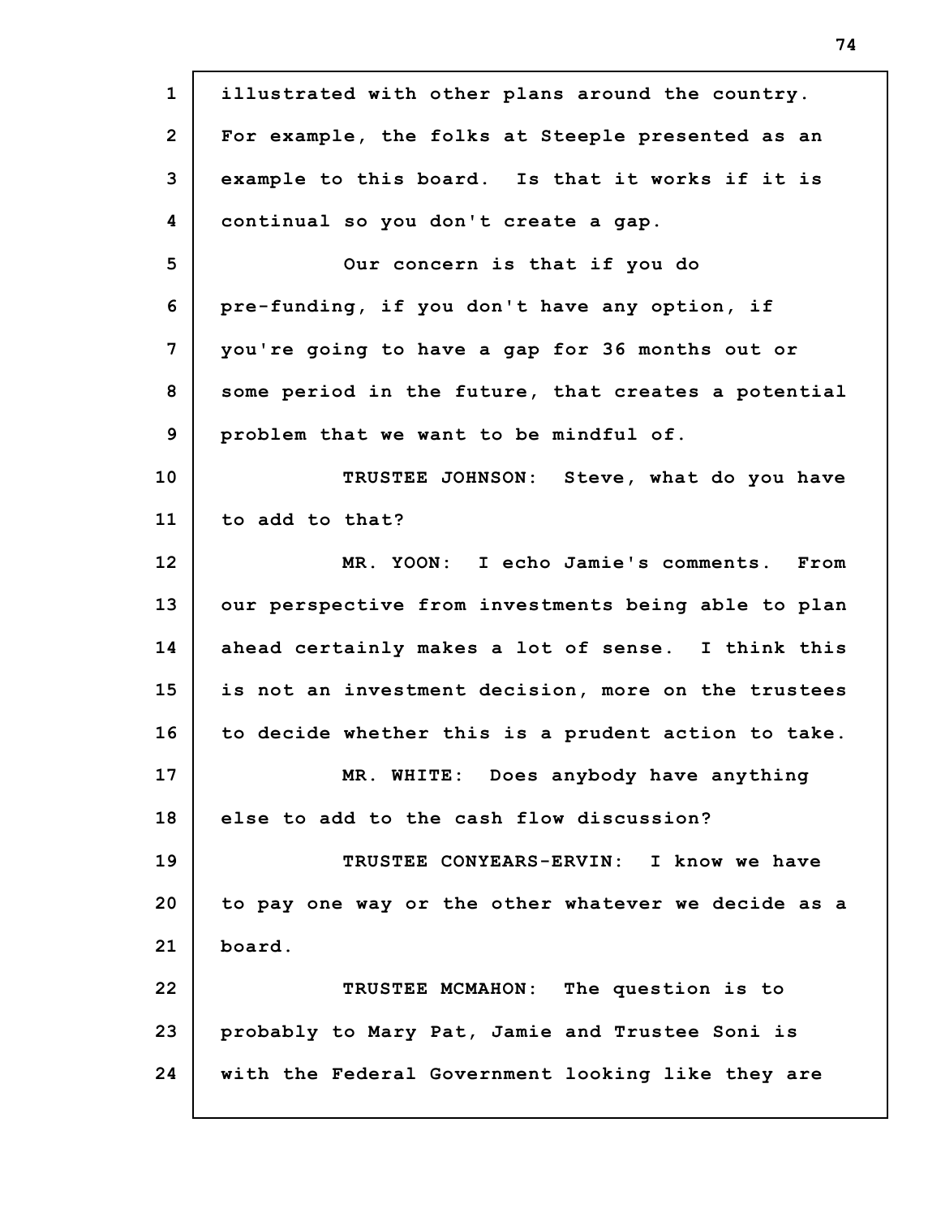illustrated with other plans around the country. For example, the folks at Steeple presented as an example to this board. Is that it works if it is continual so you don't create a gap.

Our concern is that if you do pre-funding, if you don't have any option, if you're going to have a gap for 36 months out or some period in the future, that creates a potential problem that we want to be mindful of.

TRUSTEE JOHNSON: Steve, what do you have to add to that?

MR. YOON: I echo Jamie's comments. From our perspective from investments being able to plan ahead certainly makes a lot of sense. I think this is not an investment decision, more on the trustees to decide whether this is a prudent action to take.

MR. WHITE: Does anybody have anything else to add to the cash flow discussion?

TRUSTEE CONYEARS-ERVIN: I know we have to pay one way or the other whatever we decide as a board.

TRUSTEE MCMAHON: The question is to probably to Mary Pat, Jamie and Trustee Soni is with the Federal Government looking like they are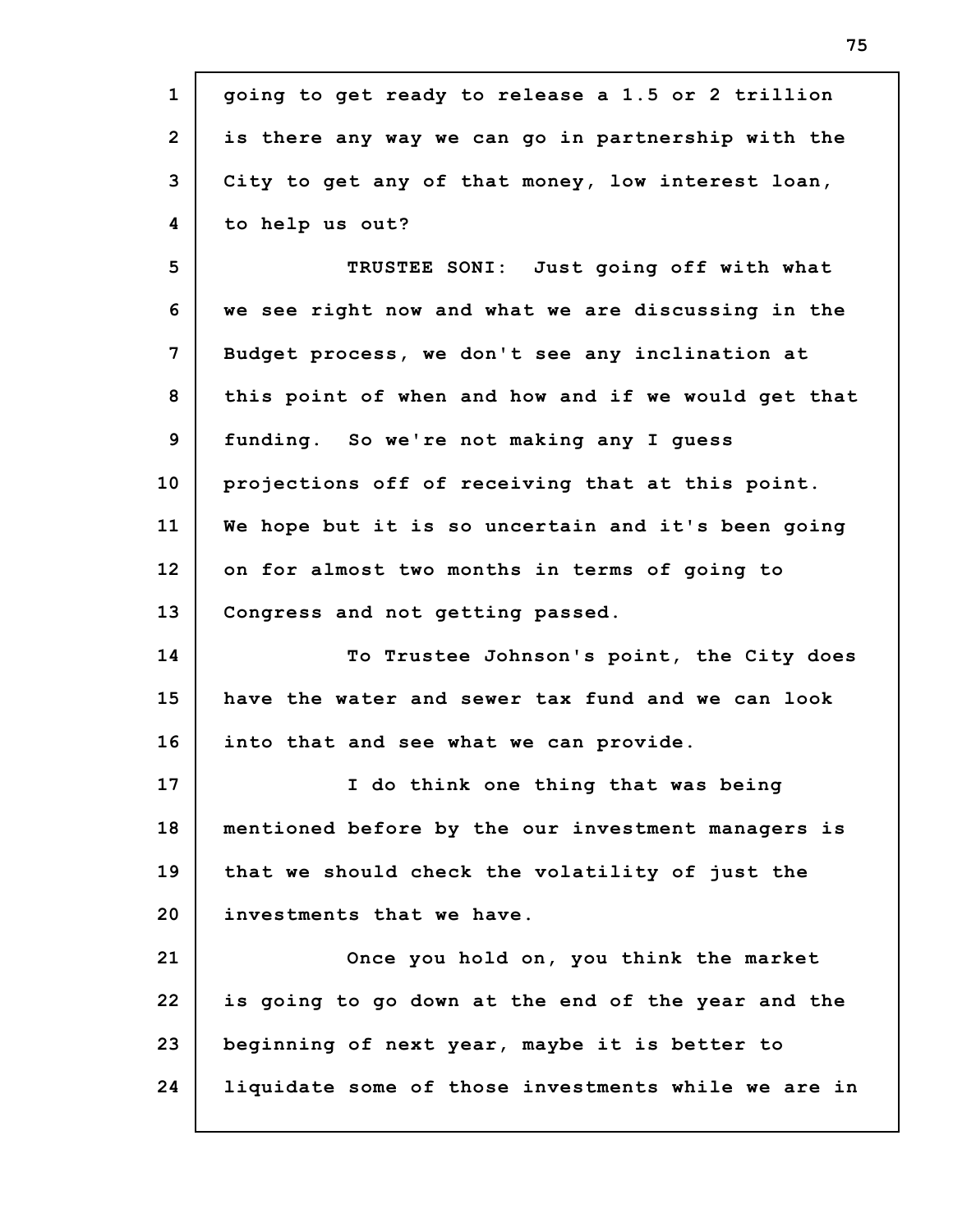going to get ready to release a 1.5 or 2 trillion is there any way we can go in partnership with the City to get any of that money, low interest loan, to help us out?

TRUSTEE SONI: Just going off with what we see right now and what we are discussing in the Budget process, we don't see any inclination at this point of when and how and if we would get that funding. So we're not making any I guess projections off of receiving that at this point. We hope but it is so uncertain and it's been going on for almost two months in terms of going to Congress and not getting passed.

To Trustee Johnson's point, the City does have the water and sewer tax fund and we can look into that and see what we can provide.

I do think one thing that was being mentioned before by the our investment managers is that we should check the volatility of just the investments that we have.

Once you hold on, you think the market is going to go down at the end of the year and the beginning of next year, maybe it is better to liquidate some of those investments while we are in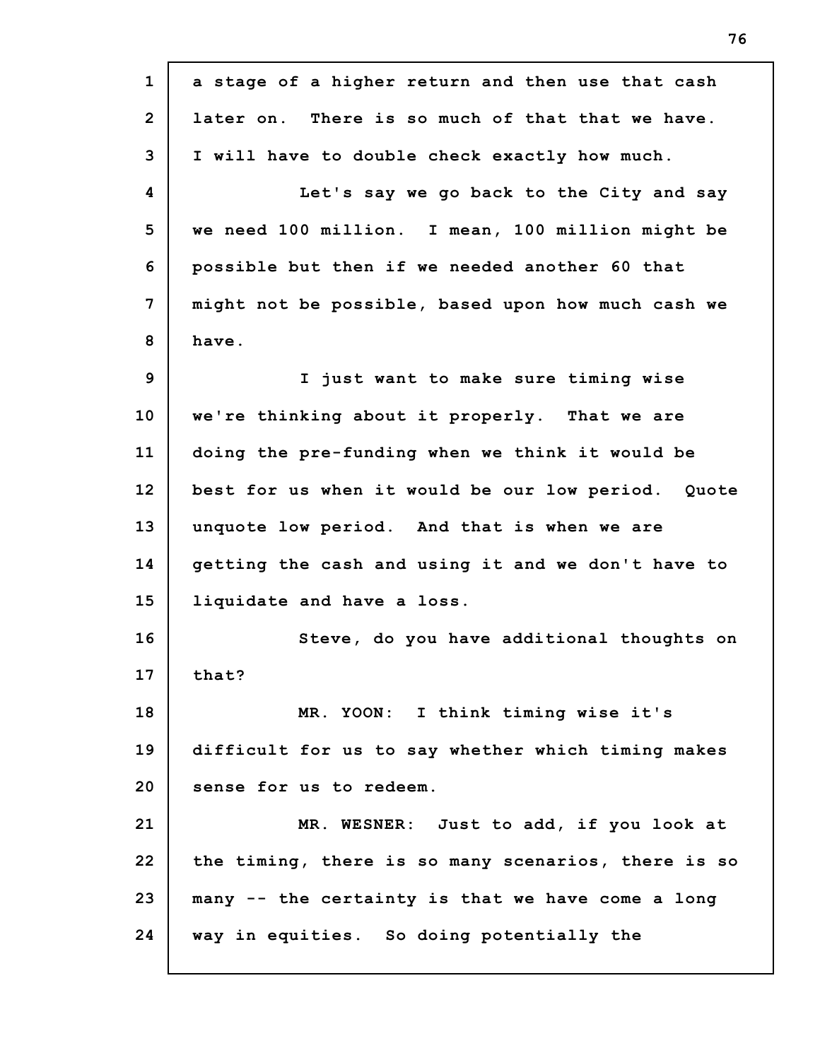a stage of a higher return and then use that cash later on. There is so much of that that we have. I will have to double check exactly how much.

Let's say we go back to the City and say we need 100 million. I mean, 100 million might be possible but then if we needed another 60 that might not be possible, based upon how much cash we have.

I just want to make sure timing wise we're thinking about it properly. That we are doing the pre-funding when we think it would be best for us when it would be our low period. Quote unquote low period. And that is when we are getting the cash and using it and we don't have to liquidate and have a loss.

Steve, do you have additional thoughts on that?

MR. YOON: I think timing wise it's difficult for us to say whether which timing makes sense for us to redeem.

MR. WESNER: Just to add, if you look at the timing, there is so many scenarios, there is so many -- the certainty is that we have come a long way in equities. So doing potentially the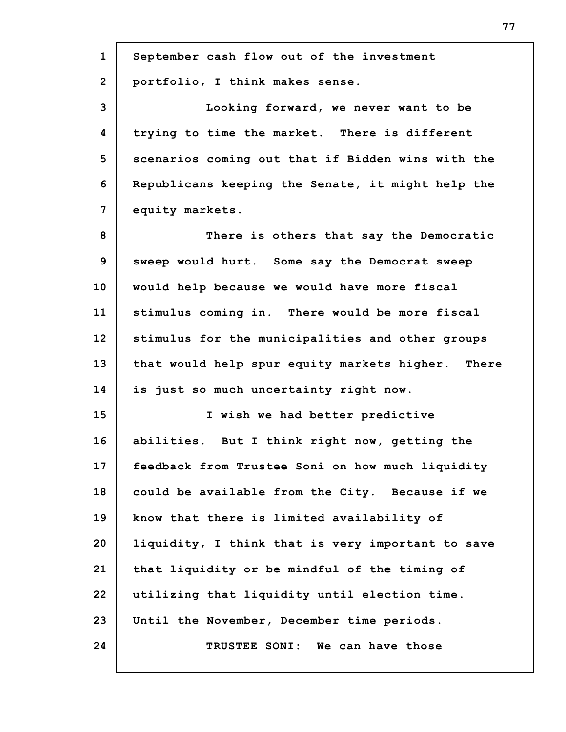September cash flow out of the investment portfolio, I think makes sense.

Looking forward, we never want to be trying to time the market. There is different scenarios coming out that if Bidden wins with the Republicans keeping the Senate, it might help the equity markets.

There is others that say the Democratic sweep would hurt. Some say the Democrat sweep would help because we would have more fiscal stimulus coming in. There would be more fiscal stimulus for the municipalities and other groups that would help spur equity markets higher. There is just so much uncertainty right now.

I wish we had better predictive abilities. But I think right now, getting the feedback from Trustee Soni on how much liquidity could be available from the City. Because if we know that there is limited availability of liquidity, I think that is very important to save that liquidity or be mindful of the timing of utilizing that liquidity until election time. Until the November, December time periods.

TRUSTEE SONI: We can have those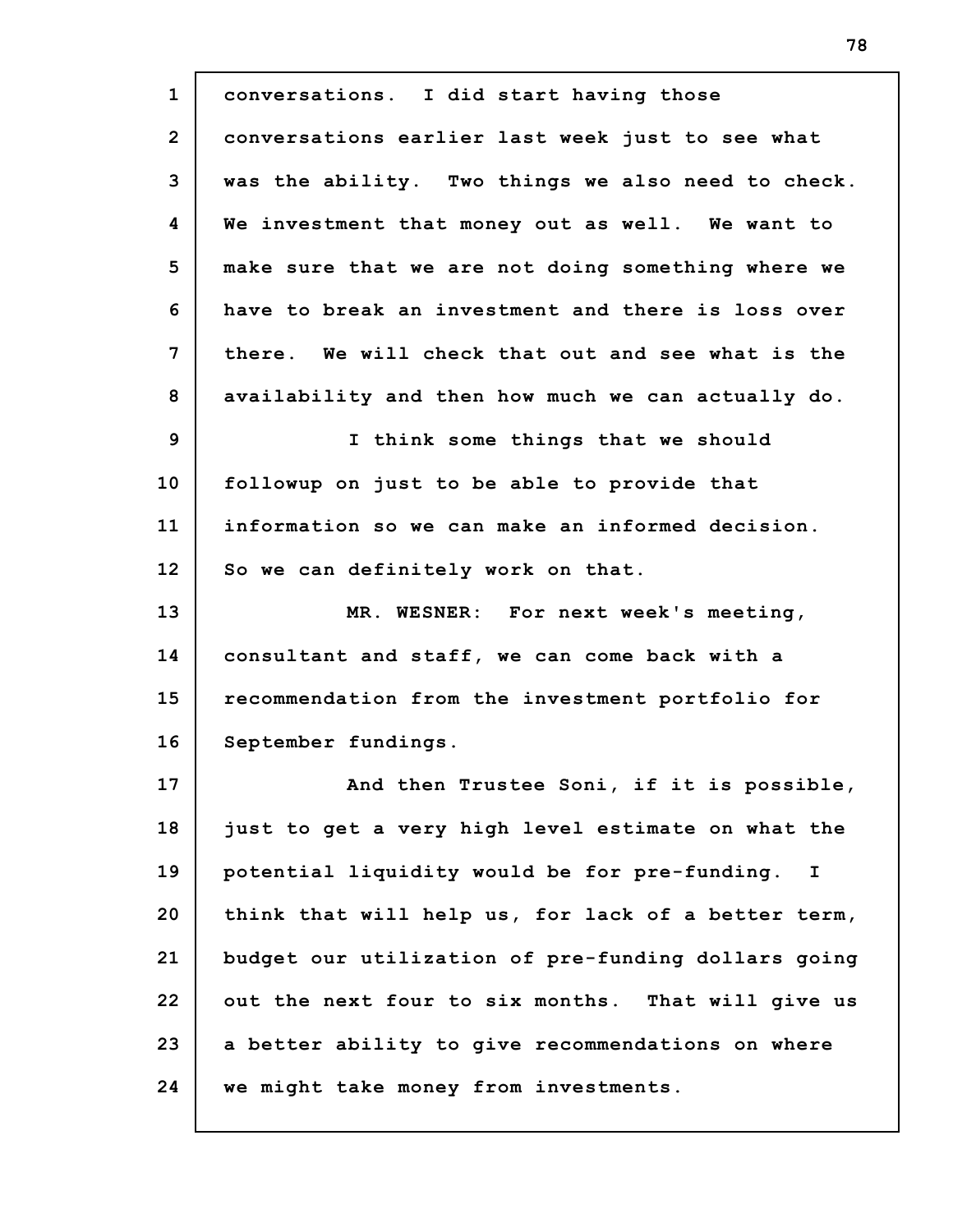conversations. I did start having those conversations earlier last week just to see what was the ability. Two things we also need to check. We investment that money out as well. We want to make sure that we are not doing something where we have to break an investment and there is loss over there. We will check that out and see what is the availability and then how much we can actually do.

I think some things that we should followup on just to be able to provide that information so we can make an informed decision. So we can definitely work on that.

MR. WESNER: For next week's meeting, consultant and staff, we can come back with a recommendation from the investment portfolio for September fundings.

And then Trustee Soni, if it is possible, just to get a very high level estimate on what the potential liquidity would be for pre-funding. I think that will help us, for lack of a better term, budget our utilization of pre-funding dollars going out the next four to six months. That will give us a better ability to give recommendations on where we might take money from investments.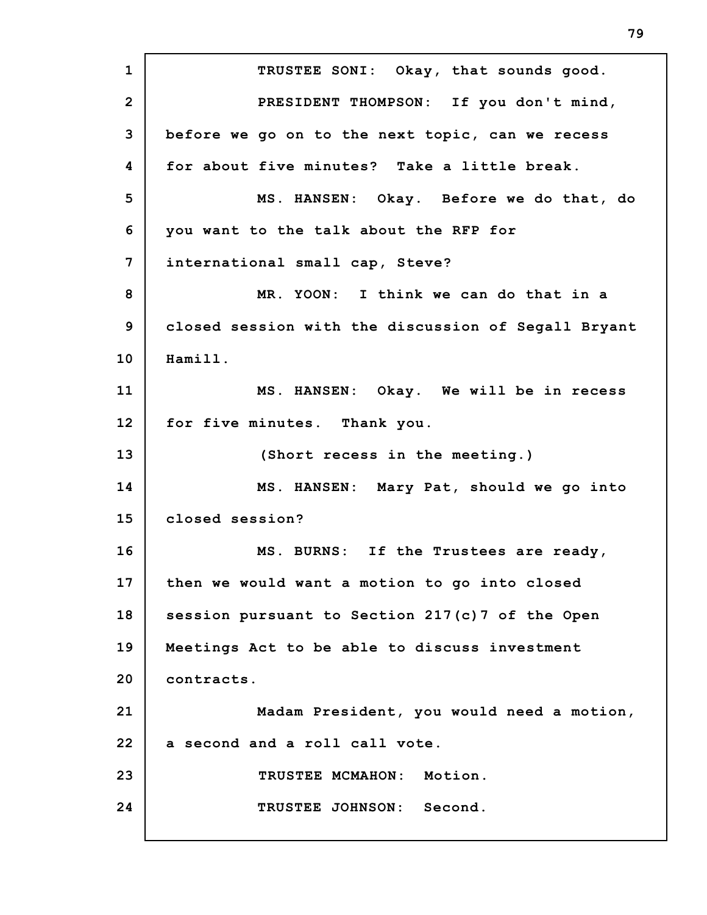TRUSTEE SONI: Okay, that sounds good.

PRESIDENT THOMPSON: If you don't mind, before we go on to the next topic, can we recess for about five minutes? Take a little break.

MS. HANSEN: Okay. Before we do that, do you want to the talk about the RFP for international small cap, Steve?

MR. YOON: I think we can do that in a closed session with the discussion of Segall Bryant Hamill.

MS. HANSEN: Okay. We will be in recess for five minutes. Thank you.

(Short recess in the meeting.)

MS. HANSEN: Mary Pat, should we go into closed session?

MS. BURNS: If the Trustees are ready, then we would want a motion to go into closed session pursuant to Section 217(c)7 of the Open Meetings Act to be able to discuss investment contracts.

Madam President, you would need a motion, a second and a roll call vote.

TRUSTEE MCMAHON: Motion.

TRUSTEE JOHNSON: Second.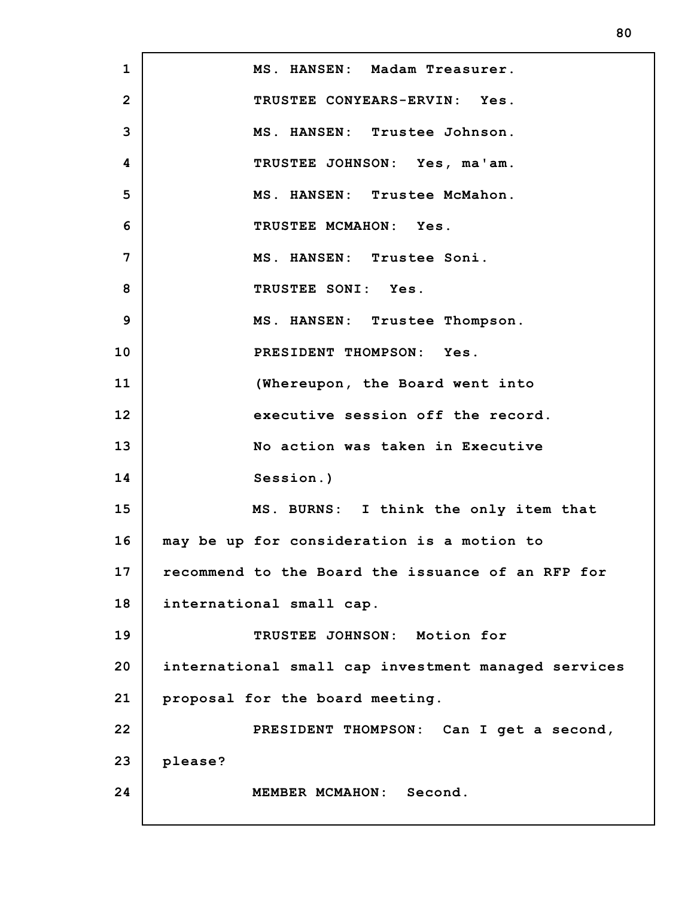MS. HANSEN: Madam Treasurer.

TRUSTEE CONYEARS-ERVIN: Yes.

MS. HANSEN: Trustee Johnson.

TRUSTEE JOHNSON: Yes, ma'am.

MS. HANSEN: Trustee McMahon.

TRUSTEE MCMAHON: Yes.

MS. HANSEN: Trustee Soni.

TRUSTEE SONI: Yes.

MS. HANSEN: Trustee Thompson.

PRESIDENT THOMPSON: Yes.

(Whereupon, the Board went into executive session off the record. No action was taken in Executive Session.)

MS. BURNS: I think the only item that may be up for consideration is a motion to recommend to the Board the issuance of an RFP for international small cap.

TRUSTEE JOHNSON: Motion for international small cap investment managed services proposal for the board meeting.

PRESIDENT THOMPSON: Can I get a second, please?

MEMBER MCMAHON: Second.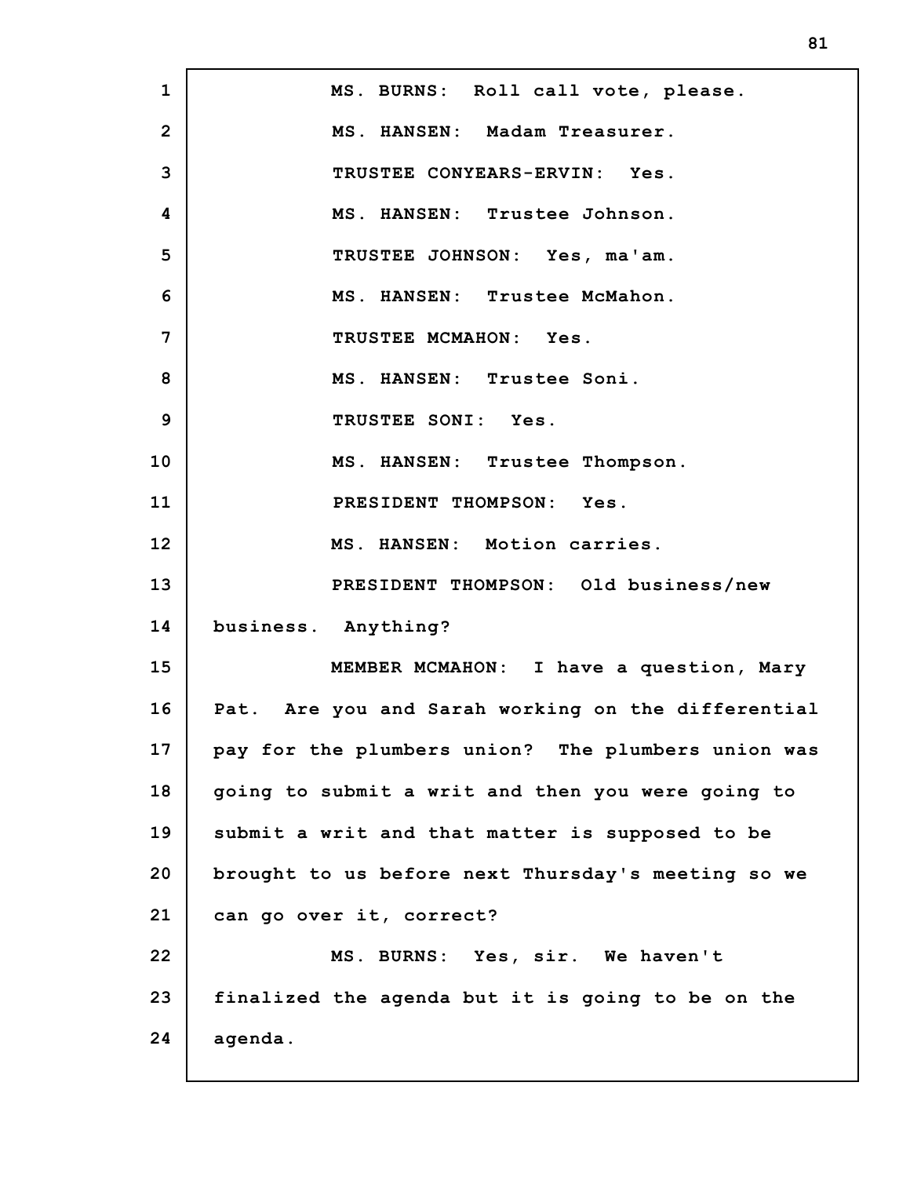MS. BURNS: Roll call vote, please.

MS. HANSEN: Madam Treasurer.

TRUSTEE CONYEARS-ERVIN: Yes.

MS. HANSEN: Trustee Johnson.

TRUSTEE JOHNSON: Yes, ma'am.

MS. HANSEN: Trustee McMahon.

TRUSTEE MCMAHON: Yes.

MS. HANSEN: Trustee Soni.

TRUSTEE SONI: Yes.

MS. HANSEN: Trustee Thompson.

PRESIDENT THOMPSON: Yes.

MS. HANSEN: Motion carries.

PRESIDENT THOMPSON: Old business/new business. Anything?

MEMBER MCMAHON: I have a question, Mary Pat. Are you and Sarah working on the differential pay for the plumbers union? The plumbers union was going to submit a writ and then you were going to submit a writ and that matter is supposed to be brought to us before next Thursday's meeting so we can go over it, correct?

MS. BURNS: Yes, sir. We haven't finalized the agenda but it is going to be on the agenda.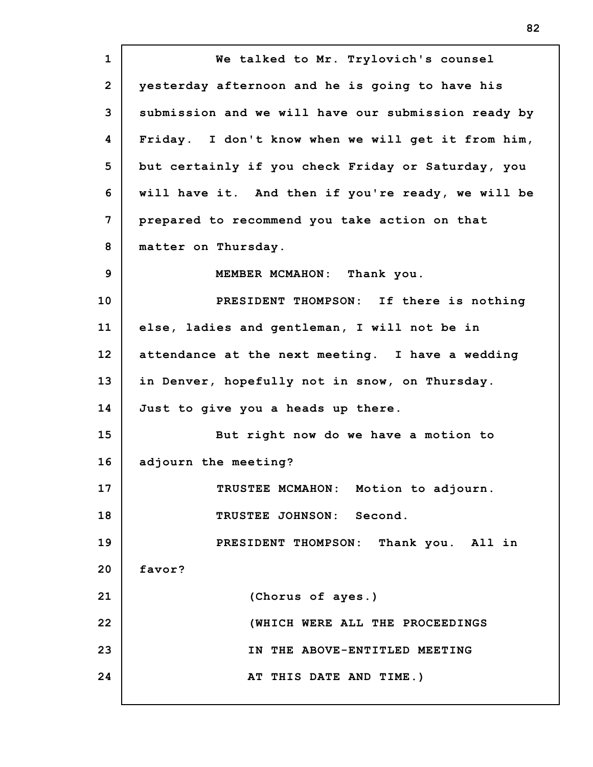We talked to Mr. Trylovich's counsel yesterday afternoon and he is going to have his submission and we will have our submission ready by Friday. I don't know when we will get it from him, but certainly if you check Friday or Saturday, you will have it. And then if you're ready, we will be prepared to recommend you take action on that matter on Thursday.

MEMBER MCMAHON: Thank you.

PRESIDENT THOMPSON: If there is nothing else, ladies and gentleman, I will not be in attendance at the next meeting. I have a wedding in Denver, hopefully not in snow, on Thursday. Just to give you a heads up there.

But right now do we have a motion to adjourn the meeting?

TRUSTEE MCMAHON: Motion to adjourn.

TRUSTEE JOHNSON: Second.

PRESIDENT THOMPSON: Thank you. All in favor?

(Chorus of ayes.)

(WHICH WERE ALL THE PROCEEDINGS IN THE ABOVE-ENTITLED MEETING AT THIS DATE AND TIME.)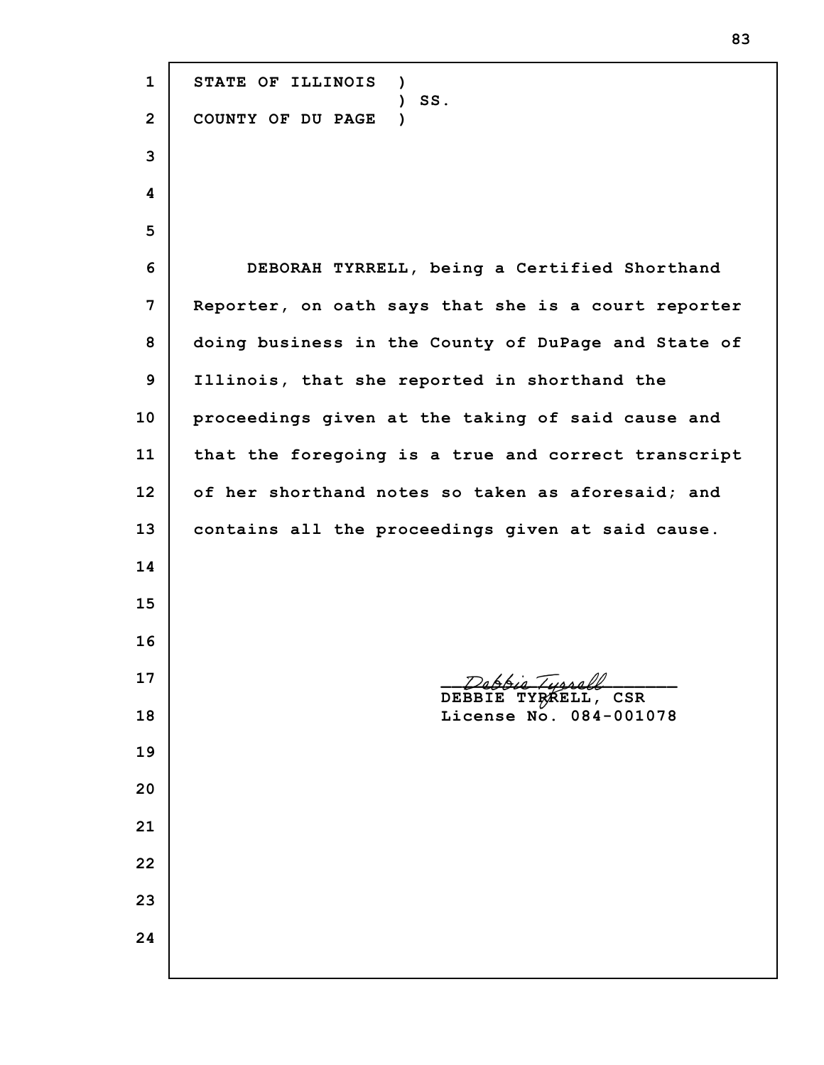STATE OF ILLINOIS )
) SS.
COUNTY OF DU PAGE )

DEBORAH TYRRELL, being a Certified Shorthand Reporter, on oath says that she is a court reporter doing business in the County of DuPage and State of Illinois, that she reported in shorthand the proceedings given at the taking of said cause and that the foregoing is a true and correct transcript of her shorthand notes so taken as aforesaid; and contains all the proceedings given at said cause.

*Debbie Tyrrell*
DEBBIE TYRRELL, CSR
License No. 084-001078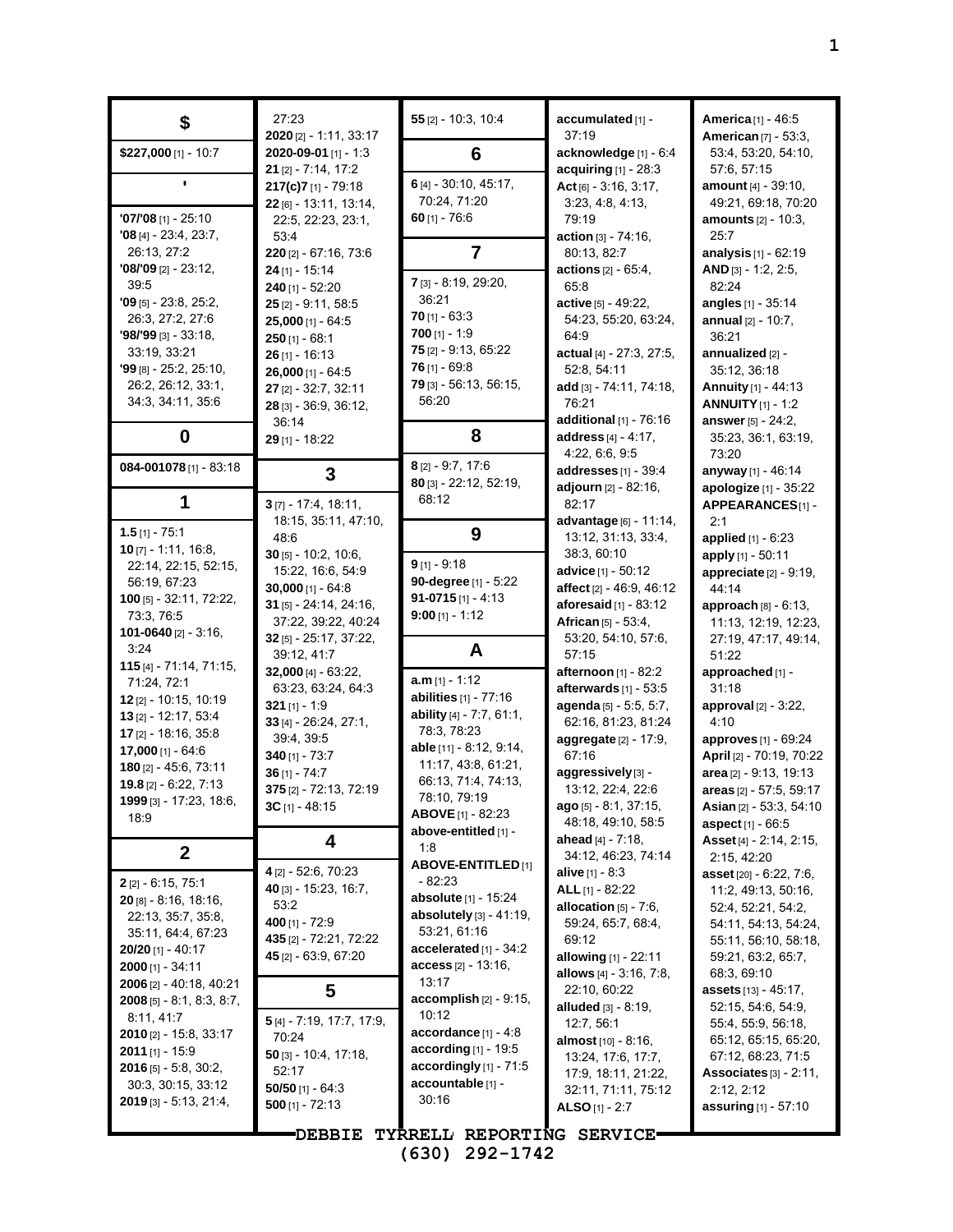## $

**$227,000** [1] - 10:7

## '

**'07/'08** [1] - 25:10
**'08** [4] - 23:4, 23:7, 26:13, 27:2
**'08/'09** [2] - 23:12, 39:5
**'09** [5] - 23:8, 25:2, 26:3, 27:2, 27:6
**'98/'99** [3] - 33:18, 33:19, 33:21
**'99** [8] - 25:2, 25:10, 26:2, 26:12, 33:1, 34:3, 34:11, 35:6

## 0

**084-001078** [1] - 83:18

## 1

**1.5** [1] - 75:1
**10** [7] - 1:11, 16:8, 22:14, 22:15, 52:15, 56:19, 67:23
**100** [5] - 32:11, 72:22, 73:3, 76:5
**101-0640** [2] - 3:16, 3:24
**115** [4] - 71:14, 71:15, 71:24, 72:1
**12** [2] - 10:15, 10:19
**13** [2] - 12:17, 53:4
**17** [2] - 18:16, 35:8
**17,000** [1] - 64:6
**180** [2] - 45:6, 73:11
**19.8** [2] - 6:22, 7:13
**1999** [3] - 17:23, 18:6, 18:9

## 2

**2** [2] - 6:15, 75:1
**20** [8] - 8:16, 18:16, 22:13, 35:7, 35:8, 35:11, 64:4, 67:23
**20/20** [1] - 40:17
**2000** [1] - 34:11
**2006** [2] - 40:18, 40:21
**2008** [5] - 8:1, 8:3, 8:7, 8:11, 41:7
**2010** [2] - 15:8, 33:17
**2011** [1] - 15:9
**2016** [5] - 5:8, 30:2, 30:3, 30:15, 33:12
**2019** [3] - 5:13, 21:4, 27:23
**2020** [2] - 1:11, 33:17
**2020-09-01** [1] - 1:3
**21** [2] - 7:14, 17:2
**217(c)7** [1] - 79:18
**22** [6] - 13:11, 13:14, 22:5, 22:23, 23:1, 53:4
**220** [2] - 67:16, 73:6
**24** [1] - 15:14
**240** [1] - 52:20
**25** [2] - 9:11, 58:5
**25,000** [1] - 64:5
**250** [1] - 68:1
**26** [1] - 16:13
**26,000** [1] - 64:5
**27** [2] - 32:7, 32:11
**28** [3] - 36:9, 36:12, 36:14
**29** [1] - 18:22

## 3

**3** [7] - 17:4, 18:11, 18:15, 35:11, 47:10, 48:6
**30** [5] - 10:2, 10:6, 15:22, 16:6, 54:9
**30,000** [1] - 64:8
**31** [5] - 24:14, 24:16, 37:22, 39:22, 40:24
**32** [5] - 25:17, 37:22, 39:12, 41:7
**32,000** [4] - 63:22, 63:23, 63:24, 64:3
**321** [1] - 1:9
**33** [4] - 26:24, 27:1, 39:4, 39:5
**340** [1] - 73:7
**36** [1] - 74:7
**375** [2] - 72:13, 72:19
**3C** [1] - 48:15

## 4

**4** [2] - 52:6, 70:23
**40** [3] - 15:23, 16:7, 53:2
**400** [1] - 72:9
**435** [2] - 72:21, 72:22
**45** [2] - 63:9, 67:20

## 5

**5** [4] - 7:19, 17:7, 17:9, 70:24
**50** [3] - 10:4, 17:18, 52:17
**50/50** [1] - 64:3
**500** [1] - 72:13
**55** [2] - 10:3, 10:4

## 6

**6** [4] - 30:10, 45:17, 70:24, 71:20
**60** [1] - 76:6

## 7

**7** [3] - 8:19, 29:20, 36:21
**70** [1] - 63:3
**700** [1] - 1:9
**75** [2] - 9:13, 65:22
**76** [1] - 69:8
**79** [3] - 56:13, 56:15, 56:20

## 8

**8** [2] - 9:7, 17:6
**80** [3] - 22:12, 52:19, 68:12

## 9

**9** [1] - 9:18
**90-degree** [1] - 5:22
**91-0715** [1] - 4:13
**9:00** [1] - 1:12

## A

**a.m** [1] - 1:12
**abilities** [1] - 77:16
**ability** [4] - 7:7, 61:1, 78:3, 78:23
**able** [11] - 8:12, 9:14, 11:17, 43:8, 61:21, 66:13, 71:4, 74:13, 78:10, 79:19
**ABOVE** [1] - 82:23
**above-entitled** [1] - 1:8
**ABOVE-ENTITLED** [1] - 82:23
**absolute** [1] - 15:24
**absolutely** [3] - 41:19, 53:21, 61:16
**accelerated** [1] - 34:2
**access** [2] - 13:16, 13:17
**accomplish** [2] - 9:15, 10:12
**accordance** [1] - 4:8
**according** [1] - 19:5
**accordingly** [1] - 71:5
**accountable** [1] - 30:16
**accumulated** [1] - 37:19
**acknowledge** [1] - 6:4
**acquiring** [1] - 28:3
**Act** [6] - 3:16, 3:17, 3:23, 4:8, 4:13, 79:19
**action** [3] - 74:16, 80:13, 82:7
**actions** [2] - 65:4, 65:8
**active** [5] - 49:22, 54:23, 55:20, 63:24, 64:9
**actual** [4] - 27:3, 27:5, 52:8, 54:11
**add** [3] - 74:11, 74:18, 76:21
**additional** [1] - 76:16
**address** [4] - 4:17, 4:22, 6:6, 9:5
**addresses** [1] - 39:4
**adjourn** [2] - 82:16, 82:17
**advantage** [6] - 11:14, 13:12, 31:13, 33:4, 38:3, 60:10
**advice** [1] - 50:12
**affect** [2] - 46:9, 46:12
**aforesaid** [1] - 83:12
**African** [5] - 53:4, 53:20, 54:10, 57:6, 57:15
**afternoon** [1] - 82:2
**afterwards** [1] - 53:5
**agenda** [5] - 5:5, 5:7, 62:16, 81:23, 81:24
**aggregate** [2] - 17:9, 67:16
**aggressively** [3] - 13:12, 22:4, 22:6
**ago** [5] - 8:1, 37:15, 48:18, 49:10, 58:5
**ahead** [4] - 7:18, 34:12, 46:23, 74:14
**alive** [1] - 8:3
**ALL** [1] - 82:22
**allocation** [5] - 7:6, 59:24, 65:7, 68:4, 69:12
**allowing** [1] - 22:11
**allows** [4] - 3:16, 7:8, 22:10, 60:22
**alluded** [3] - 8:19, 12:7, 56:1
**almost** [10] - 8:16, 13:24, 17:6, 17:7, 17:9, 18:11, 21:22, 32:11, 71:11, 75:12
**ALSO** [1] - 2:7
**America** [1] - 46:5
**American** [7] - 53:3, 53:4, 53:20, 54:10, 57:6, 57:15
**amount** [4] - 39:10, 49:21, 69:18, 70:20
**amounts** [2] - 10:3, 25:7
**analysis** [1] - 62:19
**AND** [3] - 1:2, 2:5, 82:24
**angles** [1] - 35:14
**annual** [2] - 10:7, 36:21
**annualized** [2] - 35:12, 36:18
**Annuity** [1] - 44:13
**ANNUITY** [1] - 1:2
**answer** [5] - 24:2, 35:23, 36:1, 63:19, 73:20
**anyway** [1] - 46:14
**apologize** [1] - 35:22
**APPEARANCES** [1] - 2:1
**applied** [1] - 6:23
**apply** [1] - 50:11
**appreciate** [2] - 9:19, 44:14
**approach** [8] - 6:13, 11:13, 12:19, 12:23, 27:19, 47:17, 49:14, 51:22
**approached** [1] - 31:18
**approval** [2] - 3:22, 4:10
**approves** [1] - 69:24
**April** [2] - 70:19, 70:22
**area** [2] - 9:13, 19:13
**areas** [2] - 57:5, 59:17
**Asian** [2] - 53:3, 54:10
**aspect** [1] - 66:5
**Asset** [4] - 2:14, 2:15, 2:15, 42:20
**asset** [20] - 6:22, 7:6, 11:2, 49:13, 50:16, 52:4, 52:21, 54:2, 54:11, 54:13, 54:24, 55:11, 56:10, 58:18, 59:21, 63:2, 65:7, 68:3, 69:10
**assets** [13] - 45:17, 52:15, 54:6, 54:9, 55:4, 55:9, 56:18, 65:12, 65:15, 65:20, 67:12, 68:23, 71:5
**Associates** [3] - 2:11, 2:12, 2:12
**assuring** [1] - 57:10

DEBBIE TYRRELL REPORTING SERVICE
(630) 292-1742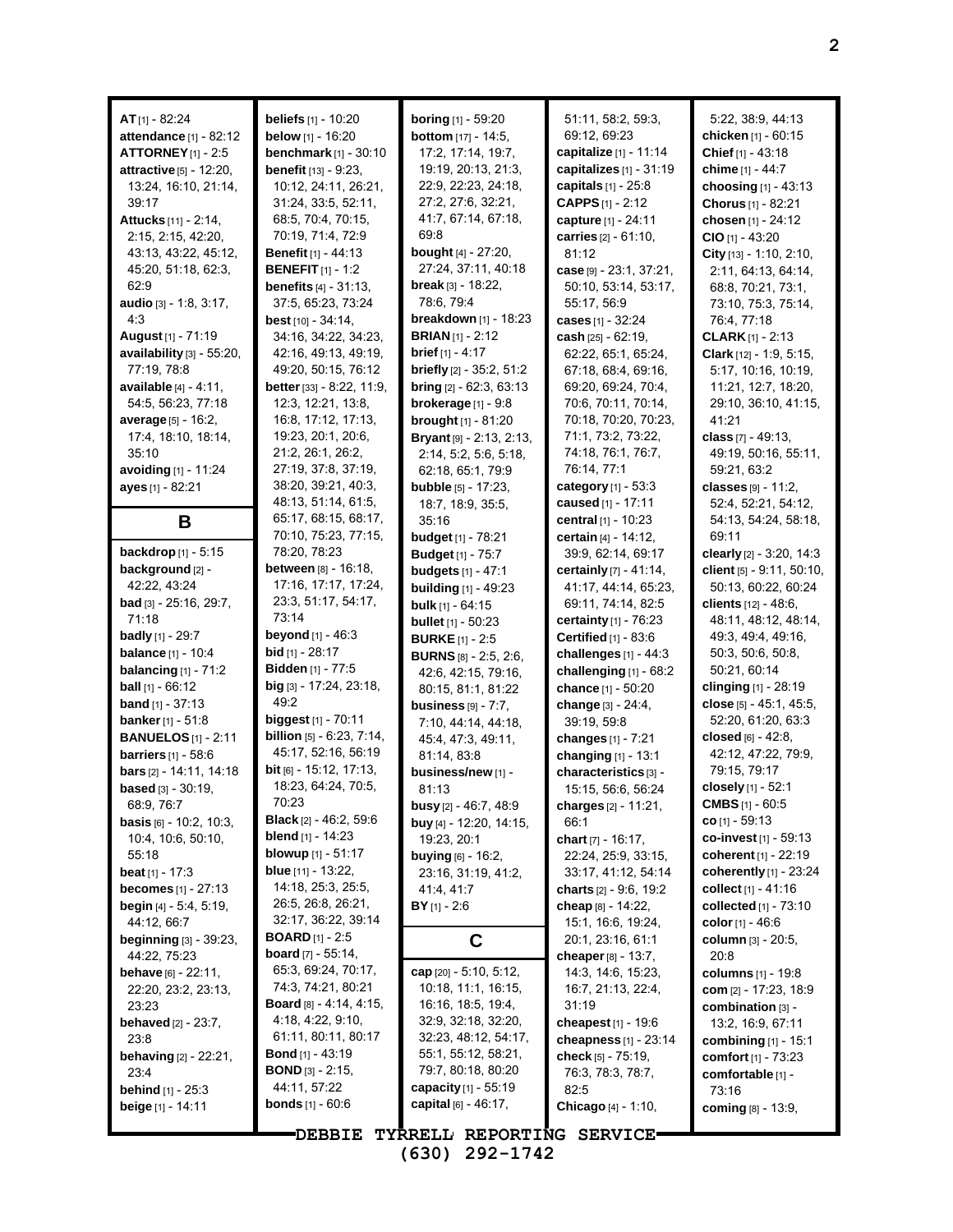**AT** [1] - 82:24
**attendance** [1] - 82:12
**ATTORNEY** [1] - 2:5
**attractive** [5] - 12:20, 13:24, 16:10, 21:14, 39:17
**Attucks** [11] - 2:14, 2:15, 2:15, 42:20, 43:13, 43:22, 45:12, 45:20, 51:18, 62:3, 62:9
**audio** [3] - 1:8, 3:17, 4:3
**August** [1] - 71:19
**availability** [3] - 55:20, 77:19, 78:8
**available** [4] - 4:11, 54:5, 56:23, 77:18
**average** [5] - 16:2, 17:4, 18:10, 18:14, 35:10
**avoiding** [1] - 11:24
**ayes** [1] - 82:21

## B

**backdrop** [1] - 5:15
**background** [2] - 42:22, 43:24
**bad** [3] - 25:16, 29:7, 71:18
**badly** [1] - 29:7
**balance** [1] - 10:4
**balancing** [1] - 71:2
**ball** [1] - 66:12
**band** [1] - 37:13
**banker** [1] - 51:8
**BANUELOS** [1] - 2:11
**barriers** [1] - 58:6
**bars** [2] - 14:11, 14:18
**based** [3] - 30:19, 68:9, 76:7
**basis** [6] - 10:2, 10:3, 10:4, 10:6, 50:10, 55:18
**beat** [1] - 17:3
**becomes** [1] - 27:13
**begin** [4] - 5:4, 5:19, 44:12, 66:7
**beginning** [3] - 39:23, 44:22, 75:23
**behave** [6] - 22:11, 22:20, 23:2, 23:13, 23:23
**behaved** [2] - 23:7, 23:8
**behaving** [2] - 22:21, 23:4
**behind** [1] - 25:3
**beige** [1] - 14:11
**beliefs** [1] - 10:20
**below** [1] - 16:20
**benchmark** [1] - 30:10
**benefit** [13] - 9:23, 10:12, 24:11, 26:21, 31:24, 33:5, 52:11, 68:5, 70:4, 70:15, 70:19, 71:4, 72:9
**Benefit** [1] - 44:13
**BENEFIT** [1] - 1:2
**benefits** [4] - 31:13, 37:5, 65:23, 73:24
**best** [10] - 34:14, 34:16, 34:22, 34:23, 42:16, 49:13, 49:19, 49:20, 50:15, 76:12
**better** [33] - 8:22, 11:9, 12:3, 12:21, 13:8, 16:8, 17:12, 17:13, 19:23, 20:1, 20:6, 21:2, 26:1, 26:2, 27:19, 37:8, 37:19, 38:20, 39:21, 40:3, 48:13, 51:14, 61:5, 65:17, 68:15, 68:17, 70:10, 75:23, 77:15, 78:20, 78:23
**between** [8] - 16:18, 17:16, 17:17, 17:24, 23:3, 51:17, 54:17, 73:14
**beyond** [1] - 46:3
**bid** [1] - 28:17
**Bidden** [1] - 77:5
**big** [3] - 17:24, 23:18, 49:2
**biggest** [1] - 70:11
**billion** [5] - 6:23, 7:14, 45:17, 52:16, 56:19
**bit** [6] - 15:12, 17:13, 18:23, 64:24, 70:5, 70:23
**Black** [2] - 46:2, 59:6
**blend** [1] - 14:23
**blowup** [1] - 51:17
**blue** [11] - 13:22, 14:18, 25:3, 25:5, 26:5, 26:8, 26:21, 32:17, 36:22, 39:14
**BOARD** [1] - 2:5
**board** [7] - 55:14, 65:3, 69:24, 70:17, 74:3, 74:21, 80:21
**Board** [8] - 4:14, 4:15, 4:18, 4:22, 9:10, 61:11, 80:11, 80:17
**Bond** [1] - 43:19
**BOND** [3] - 2:15, 44:11, 57:22
**bonds** [1] - 60:6
**boring** [1] - 59:20
**bottom** [17] - 14:5, 17:2, 17:14, 19:7, 19:19, 20:13, 21:3, 22:9, 22:23, 24:18, 27:2, 27:6, 32:21, 41:7, 67:14, 67:18, 69:8
**bought** [4] - 27:20, 27:24, 37:11, 40:18
**break** [3] - 18:22, 78:6, 79:4
**breakdown** [1] - 18:23
**BRIAN** [1] - 2:12
**brief** [1] - 4:17
**briefly** [2] - 35:2, 51:2
**bring** [2] - 62:3, 63:13
**brokerage** [1] - 9:8
**brought** [1] - 81:20
**Bryant** [9] - 2:13, 2:13, 2:14, 5:2, 5:6, 5:18, 62:18, 65:1, 79:9
**bubble** [5] - 17:23, 18:7, 18:9, 35:5, 35:16
**budget** [1] - 78:21
**Budget** [1] - 75:7
**budgets** [1] - 47:1
**building** [1] - 49:23
**bulk** [1] - 64:15
**bullet** [1] - 50:23
**BURKE** [1] - 2:5
**BURNS** [8] - 2:5, 2:6, 42:6, 42:15, 79:16, 80:15, 81:1, 81:22
**business** [9] - 7:7, 7:10, 44:14, 44:18, 45:4, 47:3, 49:11, 81:14, 83:8
**business/new** [1] - 81:13
**busy** [2] - 46:7, 48:9
**buy** [4] - 12:20, 14:15, 19:23, 20:1
**buying** [6] - 16:2, 23:16, 31:19, 41:2, 41:4, 41:7
**BY** [1] - 2:6

## C

**cap** [20] - 5:10, 5:12, 10:18, 11:1, 16:15, 16:16, 18:5, 19:4, 32:9, 32:18, 32:20, 32:23, 48:12, 54:17, 55:1, 55:12, 58:21, 79:7, 80:18, 80:20
**capacity** [1] - 55:19
**capital** [6] - 46:17, 51:11, 58:2, 59:3, 69:12, 69:23
**capitalize** [1] - 11:14
**capitalizes** [1] - 31:19
**capitals** [1] - 25:8
**CAPPS** [1] - 2:12
**capture** [1] - 24:11
**carries** [2] - 61:10, 81:12
**case** [9] - 23:1, 37:21, 50:10, 53:14, 53:17, 55:17, 56:9
**cases** [1] - 32:24
**cash** [25] - 62:19, 62:22, 65:1, 65:24, 67:18, 68:4, 69:16, 69:20, 69:24, 70:4, 70:6, 70:11, 70:14, 70:18, 70:20, 70:23, 71:1, 73:2, 73:22, 74:18, 76:1, 76:7, 76:14, 77:1
**category** [1] - 53:3
**caused** [1] - 17:11
**central** [1] - 10:23
**certain** [4] - 14:12, 39:9, 62:14, 69:17
**certainly** [7] - 41:14, 41:17, 44:14, 65:23, 69:11, 74:14, 82:5
**certainty** [1] - 76:23
**Certified** [1] - 83:6
**challenges** [1] - 44:3
**challenging** [1] - 68:2
**chance** [1] - 50:20
**change** [3] - 24:4, 39:19, 59:8
**changes** [1] - 7:21
**changing** [1] - 13:1
**characteristics** [3] - 15:15, 56:6, 56:24
**charges** [2] - 11:21, 66:1
**chart** [7] - 16:17, 22:24, 25:9, 33:15, 33:17, 41:12, 54:14
**charts** [2] - 9:6, 19:2
**cheap** [8] - 14:22, 15:1, 16:6, 19:24, 20:1, 23:16, 61:1
**cheaper** [8] - 13:7, 14:3, 14:6, 15:23, 16:7, 21:13, 22:4, 31:19
**cheapest** [1] - 19:6
**cheapness** [1] - 23:14
**check** [5] - 75:19, 76:3, 78:3, 78:7, 82:5
**Chicago** [4] - 1:10, 5:22, 38:9, 44:13
**chicken** [1] - 60:15
**Chief** [1] - 43:18
**chime** [1] - 44:7
**choosing** [1] - 43:13
**Chorus** [1] - 82:21
**chosen** [1] - 24:12
**CIO** [1] - 43:20
**City** [13] - 1:10, 2:10, 2:11, 64:13, 64:14, 68:8, 70:21, 73:1, 73:10, 75:3, 75:14, 76:4, 77:18
**CLARK** [1] - 2:13
**Clark** [12] - 1:9, 5:15, 5:17, 10:16, 10:19, 11:21, 12:7, 18:20, 29:10, 36:10, 41:15, 41:21
**class** [7] - 49:13, 49:19, 50:16, 55:11, 59:21, 63:2
**classes** [9] - 11:2, 52:4, 52:21, 54:12, 54:13, 54:24, 58:18, 69:11
**clearly** [2] - 3:20, 14:3
**client** [5] - 9:11, 50:10, 50:13, 60:22, 60:24
**clients** [12] - 48:6, 48:11, 48:12, 48:14, 49:3, 49:4, 49:16, 50:3, 50:6, 50:8, 50:21, 60:14
**clinging** [1] - 28:19
**close** [5] - 45:1, 45:5, 52:20, 61:20, 63:3
**closed** [6] - 42:8, 42:12, 47:22, 79:9, 79:15, 79:17
**closely** [1] - 52:1
**CMBS** [1] - 60:5
**co** [1] - 59:13
**co-invest** [1] - 59:13
**coherent** [1] - 22:19
**coherently** [1] - 23:24
**collect** [1] - 41:16
**collected** [1] - 73:10
**color** [1] - 46:6
**column** [3] - 20:5, 20:8
**columns** [1] - 19:8
**com** [2] - 17:23, 18:9
**combination** [3] - 13:2, 16:9, 67:11
**combining** [1] - 15:1
**comfort** [1] - 73:23
**comfortable** [1] - 73:16
**coming** [8] - 13:9,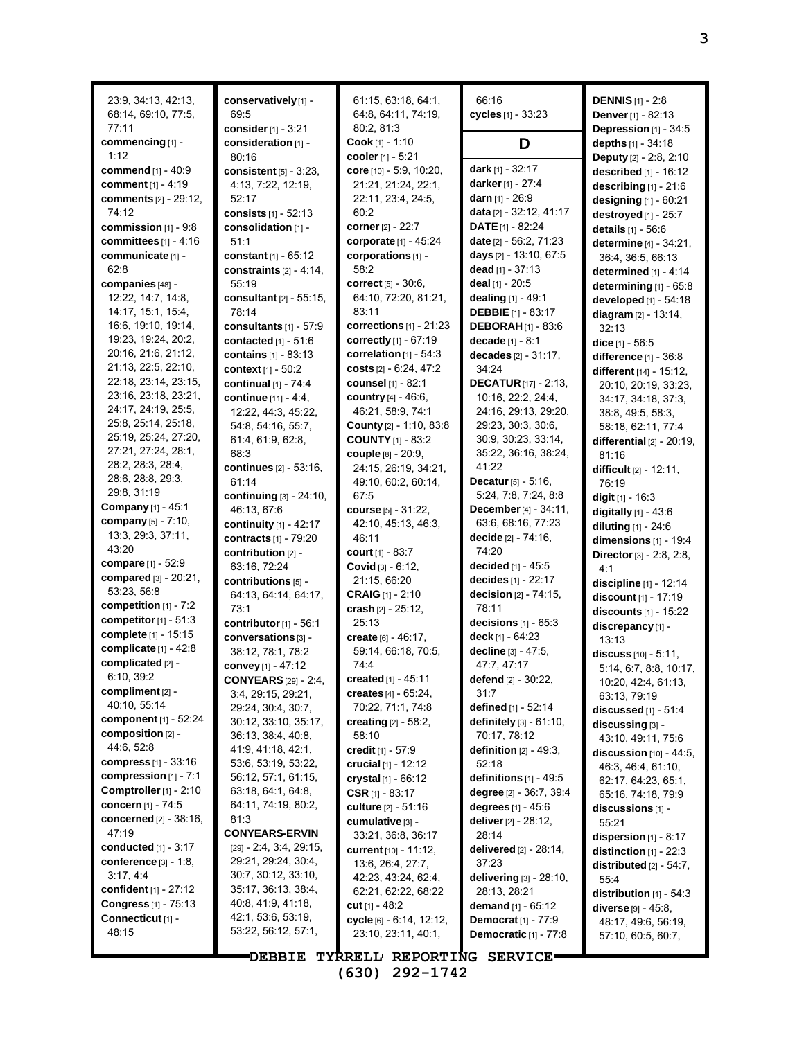23:9, 34:13, 42:13, 68:14, 69:10, 77:5, 77:11
**commencing** [1] - 1:12
**commend** [1] - 40:9
**comment** [1] - 4:19
**comments** [2] - 29:12, 74:12
**commission** [1] - 9:8
**committees** [1] - 4:16
**communicate** [1] - 62:8
**companies** [48] - 12:22, 14:7, 14:8, 14:17, 15:1, 15:4, 16:6, 19:10, 19:14, 19:23, 19:24, 20:2, 20:16, 21:6, 21:12, 21:13, 22:5, 22:10, 22:18, 23:14, 23:15, 23:16, 23:18, 23:21, 24:17, 24:19, 25:5, 25:8, 25:14, 25:18, 25:19, 25:24, 27:20, 27:21, 27:24, 28:1, 28:2, 28:3, 28:4, 28:6, 28:8, 29:3, 29:8, 31:19
**Company** [1] - 45:1
**company** [5] - 7:10, 13:3, 29:3, 37:11, 43:20
**compare** [1] - 52:9
**compared** [3] - 20:21, 53:23, 56:8
**competition** [1] - 7:2
**competitor** [1] - 51:3
**complete** [1] - 15:15
**complicate** [1] - 42:8
**complicated** [2] - 6:10, 39:2
**compliment** [2] - 40:10, 55:14
**component** [1] - 52:24
**composition** [2] - 44:6, 52:8
**compress** [1] - 33:16
**compression** [1] - 7:1
**Comptroller** [1] - 2:10
**concern** [1] - 74:5
**concerned** [2] - 38:16, 47:19
**conducted** [1] - 3:17
**conference** [3] - 1:8, 3:17, 4:4
**confident** [1] - 27:12
**Congress** [1] - 75:13
**Connecticut** [1] - 48:15
**conservatively** [1] - 69:5
**consider** [1] - 3:21
**consideration** [1] - 80:16
**consistent** [5] - 3:23, 4:13, 7:22, 12:19, 52:17
**consists** [1] - 52:13
**consolidation** [1] - 51:1
**constant** [1] - 65:12
**constraints** [2] - 4:14, 55:19
**consultant** [2] - 55:15, 78:14
**consultants** [1] - 57:9
**contacted** [1] - 51:6
**contains** [1] - 83:13
**context** [1] - 50:2
**continual** [1] - 74:4
**continue** [11] - 4:4, 12:22, 44:3, 45:22, 54:8, 54:16, 55:7, 61:4, 61:9, 62:8, 68:3
**continues** [2] - 53:16, 61:14
**continuing** [3] - 24:10, 46:13, 67:6
**continuity** [1] - 42:17
**contracts** [1] - 79:20
**contribution** [2] - 63:16, 72:24
**contributions** [5] - 64:13, 64:14, 64:17, 73:1
**contributor** [1] - 56:1
**conversations** [3] - 38:12, 78:1, 78:2
**convey** [1] - 47:12
**CONYEARS** [29] - 2:4, 3:4, 29:15, 29:21, 29:24, 30:4, 30:7, 30:12, 33:10, 35:17, 36:13, 38:4, 40:8, 41:9, 41:18, 42:1, 53:6, 53:19, 53:22, 56:12, 57:1, 61:15, 63:18, 64:1, 64:8, 64:11, 74:19, 80:2, 81:3
**CONYEARS-ERVIN** [29] - 2:4, 3:4, 29:15, 29:21, 29:24, 30:4, 30:7, 30:12, 33:10, 35:17, 36:13, 38:4, 40:8, 41:9, 41:18, 42:1, 53:6, 53:19, 53:22, 56:12, 57:1, 61:15, 63:18, 64:1, 64:8, 64:11, 74:19, 80:2, 81:3
**Cook** [1] - 1:10
**cooler** [1] - 5:21
**core** [10] - 5:9, 10:20, 21:21, 21:24, 22:1, 22:11, 23:4, 24:5, 60:2
**corner** [2] - 22:7
**corporate** [1] - 45:24
**corporations** [1] - 58:2
**correct** [5] - 30:6, 64:10, 72:20, 81:21, 83:11
**corrections** [1] - 21:23
**correctly** [1] - 67:19
**correlation** [1] - 54:3
**costs** [2] - 6:24, 47:2
**counsel** [1] - 82:1
**country** [4] - 46:6, 46:21, 58:9, 74:1
**County** [2] - 1:10, 83:8
**COUNTY** [1] - 83:2
**couple** [8] - 20:9, 24:15, 26:19, 34:21, 49:10, 60:2, 60:14, 67:5
**course** [5] - 31:22, 42:10, 45:13, 46:3, 46:11
**court** [1] - 83:7
**Covid** [3] - 6:12, 21:15, 66:20
**CRAIG** [1] - 2:10
**crash** [2] - 25:12, 25:13
**create** [6] - 46:17, 59:14, 66:18, 70:5, 74:4
**created** [1] - 45:11
**creates** [4] - 65:24, 70:22, 71:1, 74:8
**creating** [2] - 58:2, 58:10
**credit** [1] - 57:9
**crucial** [1] - 12:12
**crystal** [1] - 66:12
**CSR** [1] - 83:17
**culture** [2] - 51:16
**cumulative** [3] - 33:21, 36:8, 36:17
**current** [10] - 11:12, 13:6, 26:4, 27:7, 42:23, 43:24, 62:4, 62:21, 62:22, 68:22
**cut** [1] - 48:2
**cycle** [6] - 6:14, 12:12, 23:10, 23:11, 40:1, 66:16
**cycles** [1] - 33:23

## D

**dark** [1] - 32:17
**darker** [1] - 27:4
**darn** [1] - 26:9
**data** [2] - 32:12, 41:17
**DATE** [1] - 82:24
**date** [2] - 56:2, 71:23
**days** [2] - 13:10, 67:5
**dead** [1] - 37:13
**deal** [1] - 20:5
**dealing** [1] - 49:1
**DEBBIE** [1] - 83:17
**DEBORAH** [1] - 83:6
**decade** [1] - 8:1
**decades** [2] - 31:17, 34:24
**DECATUR** [17] - 2:13, 10:16, 22:2, 24:4, 24:16, 26:16, 29:13, 29:20, 29:23, 30:3, 30:6, 30:9, 30:23, 33:14, 35:22, 36:16, 38:24, 41:22
**Decatur** [5] - 5:16, 5:24, 7:8, 7:24, 8:8
**December** [4] - 34:11, 63:6, 68:16, 77:23
**decide** [2] - 74:16, 74:20
**decided** [1] - 45:5
**decides** [1] - 22:17
**decision** [2] - 74:15, 78:11
**decisions** [1] - 65:3
**deck** [1] - 64:23
**decline** [3] - 47:5, 47:7, 47:17
**defend** [2] - 30:22, 31:7
**defined** [1] - 52:14
**definitely** [3] - 61:10, 70:17, 78:12
**definition** [2] - 49:3, 52:18
**definitions** [1] - 49:5
**degree** [2] - 36:7, 39:4
**degrees** [1] - 45:6
**deliver** [2] - 28:12, 28:14
**delivered** [2] - 28:14, 37:23
**delivering** [3] - 28:10, 28:13, 28:21
**demand** [1] - 65:12
**Democrat** [1] - 77:9
**Democratic** [1] - 77:8
**DENNIS** [1] - 2:8
**Denver** [1] - 82:13
**Depression** [1] - 34:5
**depths** [1] - 34:18
**Deputy** [2] - 2:8, 2:10
**described** [1] - 16:12
**describing** [1] - 21:6
**designing** [1] - 60:21
**destroyed** [1] - 25:7
**details** [1] - 56:6
**determine** [4] - 34:21, 36:4, 36:5, 66:13
**determined** [1] - 4:14
**determining** [1] - 65:8
**developed** [1] - 54:18
**diagram** [2] - 13:14, 32:13
**dice** [1] - 56:5
**difference** [1] - 36:8
**different** [14] - 15:12, 20:10, 20:19, 33:23, 34:17, 34:18, 37:3, 38:8, 49:5, 58:3, 58:18, 62:11, 77:4
**differential** [2] - 20:19, 81:16
**difficult** [2] - 12:11, 76:19
**digit** [1] - 16:3
**digitally** [1] - 43:6
**diluting** [1] - 24:6
**dimensions** [1] - 19:4
**Director** [3] - 2:8, 2:8, 4:1
**discipline** [1] - 12:14
**discount** [1] - 17:19
**discounts** [1] - 15:22
**discrepancy** [1] - 13:13
**discuss** [10] - 5:11, 5:14, 6:7, 8:8, 10:17, 10:20, 42:4, 61:13, 63:13, 79:19
**discussed** [1] - 51:4
**discussing** [3] - 43:10, 49:11, 75:6
**discussion** [10] - 44:5, 46:3, 46:4, 61:10, 62:17, 64:23, 65:1, 65:16, 74:18, 79:9
**discussions** [1] - 55:21
**dispersion** [1] - 8:17
**distinction** [1] - 22:3
**distributed** [2] - 54:7, 55:4
**distribution** [1] - 54:3
**diverse** [9] - 45:8, 48:17, 49:6, 56:19, 57:10, 60:5, 60:7,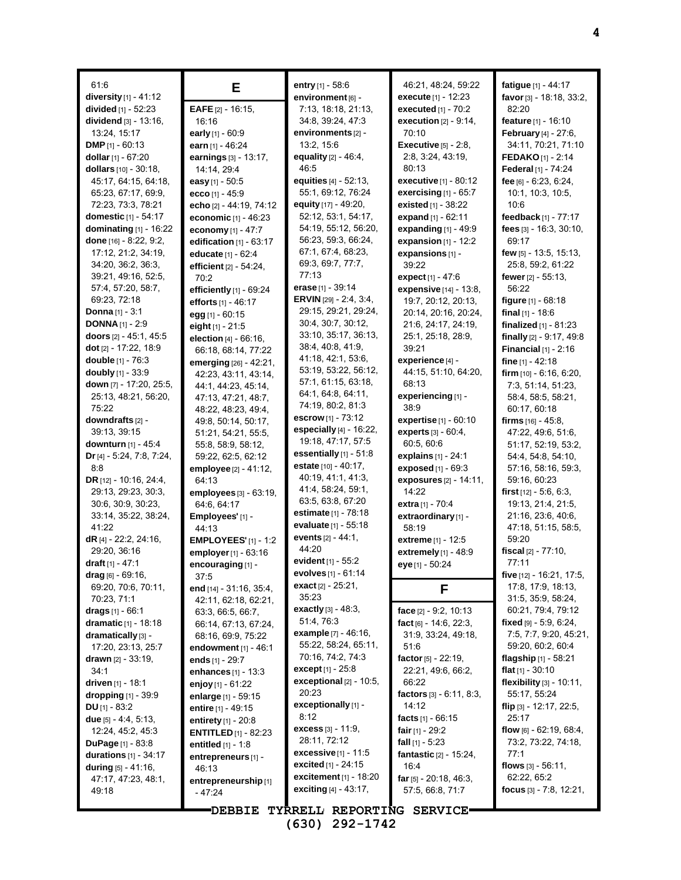61:6
**diversity** [1] - 41:12
**divided** [1] - 52:23
**dividend** [3] - 13:16, 13:24, 15:17
**DMP** [1] - 60:13
**dollar** [1] - 67:20
**dollars** [10] - 30:18, 45:17, 64:15, 64:18, 65:23, 67:17, 69:9, 72:23, 73:3, 78:21
**domestic** [1] - 54:17
**dominating** [1] - 16:22
**done** [16] - 8:22, 9:2, 17:12, 21:2, 34:19, 34:20, 36:2, 36:3, 39:21, 49:16, 52:5, 57:4, 57:20, 58:7, 69:23, 72:18
**Donna** [1] - 3:1
**DONNA** [1] - 2:9
**doors** [2] - 45:1, 45:5
**dot** [2] - 17:22, 18:9
**double** [1] - 76:3
**doubly** [1] - 33:9
**down** [7] - 17:20, 25:5, 25:13, 48:21, 56:20, 75:22
**downdrafts** [2] - 39:13, 39:15
**downturn** [1] - 45:4
**Dr** [4] - 5:24, 7:8, 7:24, 8:8
**DR** [12] - 10:16, 24:4, 29:13, 29:23, 30:3, 30:6, 30:9, 30:23, 33:14, 35:22, 38:24, 41:22
**dR** [4] - 22:2, 24:16, 29:20, 36:16
**draft** [1] - 47:1
**drag** [6] - 69:16, 69:20, 70:6, 70:11, 70:23, 71:1
**drags** [1] - 66:1
**dramatic** [1] - 18:18
**dramatically** [3] - 17:20, 23:13, 25:7
**drawn** [2] - 33:19, 34:1
**driven** [1] - 18:1
**dropping** [1] - 39:9
**DU** [1] - 83:2
**due** [5] - 4:4, 5:13, 12:24, 45:2, 45:3
**DuPage** [1] - 83:8
**durations** [1] - 34:17
**during** [5] - 41:16, 47:17, 47:23, 48:1, 49:18

## E

**EAFE** [2] - 16:15, 16:16
**early** [1] - 60:9
**earn** [1] - 46:24
**earnings** [3] - 13:17, 14:14, 29:4
**easy** [1] - 50:5
**ecco** [1] - 45:9
**echo** [2] - 44:19, 74:12
**economic** [1] - 46:23
**economy** [1] - 47:7
**edification** [1] - 63:17
**educate** [1] - 62:4
**efficient** [2] - 54:24, 70:2
**efficiently** [1] - 69:24
**efforts** [1] - 46:17
**egg** [1] - 60:15
**eight** [1] - 21:5
**election** [4] - 66:16, 66:18, 68:14, 77:22
**emerging** [26] - 42:21, 42:23, 43:11, 43:14, 44:1, 44:23, 45:14, 47:13, 47:21, 48:7, 48:22, 48:23, 49:4, 49:8, 50:14, 50:17, 51:21, 54:21, 55:5, 55:8, 58:9, 58:12, 59:22, 62:5, 62:12
**employee** [2] - 41:12, 64:13
**employees** [3] - 63:19, 64:6, 64:17
**Employees'** [1] - 44:13
**EMPLOYEES'** [1] - 1:2
**employer** [1] - 63:16
**encouraging** [1] - 37:5
**end** [14] - 31:16, 35:4, 42:11, 62:18, 62:21, 63:3, 66:5, 66:7, 66:14, 67:13, 67:24, 68:16, 69:9, 75:22
**endowment** [1] - 46:1
**ends** [1] - 29:7
**enhances** [1] - 13:3
**enjoy** [1] - 61:22
**enlarge** [1] - 59:15
**entire** [1] - 49:15
**entirety** [1] - 20:8
**ENTITLED** [1] - 82:23
**entitled** [1] - 1:8
**entrepreneurs** [1] - 46:13
**entrepreneurship** [1] - 47:24
**entry** [1] - 58:6
**environment** [6] - 7:13, 18:18, 21:13, 34:8, 39:24, 47:3
**environments** [2] - 13:2, 15:6
**equality** [2] - 46:4, 46:5
**equities** [4] - 52:13, 55:1, 69:12, 76:24
**equity** [17] - 49:20, 52:12, 53:1, 54:17, 54:19, 55:12, 56:20, 56:23, 59:3, 66:24, 67:1, 67:4, 68:23, 69:3, 69:7, 77:7, 77:13
**erase** [1] - 39:14
**ERVIN** [29] - 2:4, 3:4, 29:15, 29:21, 29:24, 30:4, 30:7, 30:12, 33:10, 35:17, 36:13, 38:4, 40:8, 41:9, 41:18, 42:1, 53:6, 53:19, 53:22, 56:12, 57:1, 61:15, 63:18, 64:1, 64:8, 64:11, 74:19, 80:2, 81:3
**escrow** [1] - 73:12
**especially** [4] - 16:22, 19:18, 47:17, 57:5
**essentially** [1] - 51:8
**estate** [10] - 40:17, 40:19, 41:1, 41:3, 41:4, 58:24, 59:1, 63:5, 63:8, 67:20
**estimate** [1] - 78:18
**evaluate** [1] - 55:18
**events** [2] - 44:1, 44:20
**evident** [1] - 55:2
**evolves** [1] - 61:14
**exact** [2] - 25:21, 35:23
**exactly** [3] - 48:3, 51:4, 76:3
**example** [7] - 46:16, 55:22, 58:24, 65:11, 70:16, 74:2, 74:3
**except** [1] - 25:8
**exceptional** [2] - 10:5, 20:23
**exceptionally** [1] - 8:12
**excess** [3] - 11:9, 28:11, 72:12
**excessive** [1] - 11:5
**excited** [1] - 24:15
**excitement** [1] - 18:20
**exciting** [4] - 43:17, 46:21, 48:24, 59:22
**execute** [1] - 12:23
**executed** [1] - 70:2
**execution** [2] - 9:14, 70:10
**Executive** [5] - 2:8, 2:8, 3:24, 43:19, 80:13
**executive** [1] - 80:12
**exercising** [1] - 65:7
**existed** [1] - 38:22
**expand** [1] - 62:11
**expanding** [1] - 49:9
**expansion** [1] - 12:2
**expansions** [1] - 39:22
**expect** [1] - 47:6
**expensive** [14] - 13:8, 19:7, 20:12, 20:13, 20:14, 20:16, 20:24, 21:6, 24:17, 24:19, 25:1, 25:18, 28:9, 39:21
**experience** [4] - 44:15, 51:10, 64:20, 68:13
**experiencing** [1] - 38:9
**expertise** [1] - 60:10
**experts** [3] - 60:4, 60:5, 60:6
**explains** [1] - 24:1
**exposed** [1] - 69:3
**exposures** [2] - 14:11, 14:22
**extra** [1] - 70:4
**extraordinary** [1] - 58:19
**extreme** [1] - 12:5
**extremely** [1] - 48:9
**eye** [1] - 50:24

## F

**face** [2] - 9:2, 10:13
**fact** [6] - 14:6, 22:3, 31:9, 33:24, 49:18, 51:6
**factor** [5] - 22:19, 22:21, 49:6, 66:2, 66:22
**factors** [3] - 6:11, 8:3, 14:12
**facts** [1] - 66:15
**fair** [1] - 29:2
**fall** [1] - 5:23
**fantastic** [2] - 15:24, 16:4
**far** [5] - 20:18, 46:3, 57:5, 66:8, 71:7
**fatigue** [1] - 44:17
**favor** [3] - 18:18, 33:2, 82:20
**feature** [1] - 16:10
**February** [4] - 27:6, 34:11, 70:21, 71:10
**FEDAKO** [1] - 2:14
**Federal** [1] - 74:24
**fee** [6] - 6:23, 6:24, 10:1, 10:3, 10:5, 10:6
**feedback** [1] - 77:17
**fees** [3] - 16:3, 30:10, 69:17
**few** [5] - 13:5, 15:13, 25:8, 59:2, 61:22
**fewer** [2] - 55:13, 56:22
**figure** [1] - 68:18
**final** [1] - 18:6
**finalized** [1] - 81:23
**finally** [2] - 9:17, 49:8
**Financial** [1] - 2:16
**fine** [1] - 42:18
**firm** [10] - 6:16, 6:20, 7:3, 51:14, 51:23, 58:4, 58:5, 58:21, 60:17, 60:18
**firms** [16] - 45:8, 47:22, 49:6, 51:6, 51:17, 52:19, 53:2, 54:4, 54:8, 54:10, 57:16, 58:16, 59:3, 59:16, 60:23
**first** [12] - 5:6, 6:3, 19:13, 21:4, 21:5, 21:16, 23:6, 40:6, 47:18, 51:15, 58:5, 59:20
**fiscal** [2] - 77:10, 77:11
**five** [12] - 16:21, 17:5, 17:8, 17:9, 18:13, 31:5, 35:9, 58:24, 60:21, 79:4, 79:12
**fixed** [9] - 5:9, 6:24, 7:5, 7:7, 9:20, 45:21, 59:20, 60:2, 60:4
**flagship** [1] - 58:21
**flat** [1] - 30:10
**flexibility** [3] - 10:11, 55:17, 55:24
**flip** [3] - 12:17, 22:5, 25:17
**flow** [6] - 62:19, 68:4, 73:2, 73:22, 74:18, 77:1
**flows** [3] - 56:11, 62:22, 65:2
**focus** [3] - 7:8, 12:21,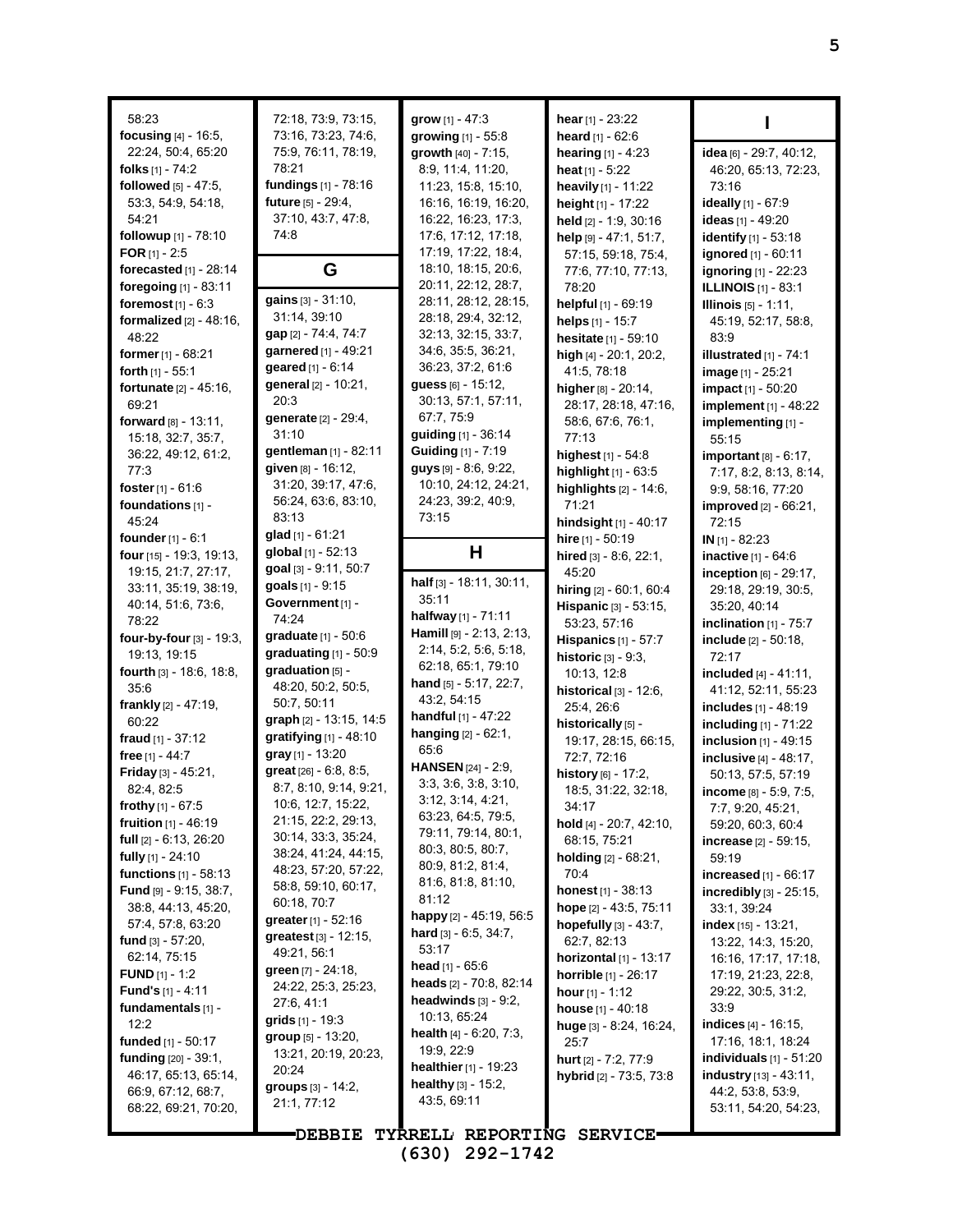58:23
**focusing** [4] - 16:5, 22:24, 50:4, 65:20
**folks** [1] - 74:2
**followed** [5] - 47:5, 53:3, 54:9, 54:18, 54:21
**followup** [1] - 78:10
**FOR** [1] - 2:5
**forecasted** [1] - 28:14
**foregoing** [1] - 83:11
**foremost** [1] - 6:3
**formalized** [2] - 48:16, 48:22
**former** [1] - 68:21
**forth** [1] - 55:1
**fortunate** [2] - 45:16, 69:21
**forward** [8] - 13:11, 15:18, 32:7, 35:7, 36:22, 49:12, 61:2, 77:3
**foster** [1] - 61:6
**foundations** [1] - 45:24
**founder** [1] - 6:1
**four** [15] - 19:3, 19:13, 19:15, 21:7, 27:17, 33:11, 35:19, 38:19, 40:14, 51:6, 73:6, 78:22
**four-by-four** [3] - 19:3, 19:13, 19:15
**fourth** [3] - 18:6, 18:8, 35:6
**frankly** [2] - 47:19, 60:22
**fraud** [1] - 37:12
**free** [1] - 44:7
**Friday** [3] - 45:21, 82:4, 82:5
**frothy** [1] - 67:5
**fruition** [1] - 46:19
**full** [2] - 6:13, 26:20
**fully** [1] - 24:10
**functions** [1] - 58:13
**Fund** [9] - 9:15, 38:7, 38:8, 44:13, 45:20, 57:4, 57:8, 63:20
**fund** [3] - 57:20, 62:14, 75:15
**FUND** [1] - 1:2
**Fund's** [1] - 4:11
**fundamentals** [1] - 12:2
**funded** [1] - 50:17
**funding** [20] - 39:1, 46:17, 65:13, 65:14, 66:9, 67:12, 68:7, 68:22, 69:21, 70:20, 72:18, 73:9, 73:15, 73:16, 73:23, 74:6, 75:9, 76:11, 78:19, 78:21
**fundings** [1] - 78:16
**future** [5] - 29:4, 37:10, 43:7, 47:8, 74:8

## G

**gains** [3] - 31:10, 31:14, 39:10
**gap** [2] - 74:4, 74:7
**garnered** [1] - 49:21
**geared** [1] - 6:14
**general** [2] - 10:21, 20:3
**generate** [2] - 29:4, 31:10
**gentleman** [1] - 82:11
**given** [8] - 16:12, 31:20, 39:17, 47:6, 56:24, 63:6, 83:10, 83:13
**glad** [1] - 61:21
**global** [1] - 52:13
**goal** [3] - 9:11, 50:7
**goals** [1] - 9:15
**Government** [1] - 74:24
**graduate** [1] - 50:6
**graduating** [1] - 50:9
**graduation** [5] - 48:20, 50:2, 50:5, 50:7, 50:11
**graph** [2] - 13:15, 14:5
**gratifying** [1] - 48:10
**gray** [1] - 13:20
**great** [26] - 6:8, 8:5, 8:7, 8:10, 9:14, 9:21, 10:6, 12:7, 15:22, 21:15, 22:2, 29:13, 30:14, 33:3, 35:24, 38:24, 41:24, 44:15, 48:23, 57:20, 57:22, 58:8, 59:10, 60:17, 60:18, 70:7
**greater** [1] - 52:16
**greatest** [3] - 12:15, 49:21, 56:1
**green** [7] - 24:18, 24:22, 25:3, 25:23, 27:6, 41:1
**grids** [1] - 19:3
**group** [5] - 13:20, 13:21, 20:19, 20:23, 20:24
**groups** [3] - 14:2, 21:1, 77:12
**grow** [1] - 47:3
**growing** [1] - 55:8
**growth** [40] - 7:15, 8:9, 11:4, 11:20, 11:23, 15:8, 15:10, 16:16, 16:19, 16:20, 16:22, 16:23, 17:3, 17:6, 17:12, 17:18, 17:19, 17:22, 18:4, 18:10, 18:15, 20:6, 20:11, 22:12, 28:7, 28:11, 28:12, 28:15, 28:18, 29:4, 32:12, 32:13, 32:15, 33:7, 34:6, 35:5, 36:21, 36:23, 37:2, 61:6
**guess** [6] - 15:12, 30:13, 57:1, 57:11, 67:7, 75:9
**guiding** [1] - 36:14
**Guiding** [1] - 7:19
**guys** [9] - 8:6, 9:22, 10:10, 24:12, 24:21, 24:23, 39:2, 40:9, 73:15

## H

**half** [3] - 18:11, 30:11, 35:11
**halfway** [1] - 71:11
**Hamill** [9] - 2:13, 2:13, 2:14, 5:2, 5:6, 5:18, 62:18, 65:1, 79:10
**hand** [5] - 5:17, 22:7, 43:2, 54:15
**handful** [1] - 47:22
**hanging** [2] - 62:1, 65:6
**HANSEN** [24] - 2:9, 3:3, 3:6, 3:8, 3:10, 3:12, 3:14, 4:21, 63:23, 64:5, 79:5, 79:11, 79:14, 80:1, 80:3, 80:5, 80:7, 80:9, 81:2, 81:4, 81:6, 81:8, 81:10, 81:12
**happy** [2] - 45:19, 56:5
**hard** [3] - 6:5, 34:7, 53:17
**head** [1] - 65:6
**heads** [2] - 70:8, 82:14
**headwinds** [3] - 9:2, 10:13, 65:24
**health** [4] - 6:20, 7:3, 19:9, 22:9
**healthier** [1] - 19:23
**healthy** [3] - 15:2, 43:5, 69:11
**hear** [1] - 23:22
**heard** [1] - 62:6
**hearing** [1] - 4:23
**heat** [1] - 5:22
**heavily** [1] - 11:22
**height** [1] - 17:22
**held** [2] - 1:9, 30:16
**help** [9] - 47:1, 51:7, 57:15, 59:18, 75:4, 77:6, 77:10, 77:13, 78:20
**helpful** [1] - 69:19
**helps** [1] - 15:7
**hesitate** [1] - 59:10
**high** [4] - 20:1, 20:2, 41:5, 78:18
**higher** [8] - 20:14, 28:17, 28:18, 47:16, 58:6, 67:6, 76:1, 77:13
**highest** [1] - 54:8
**highlight** [1] - 63:5
**highlights** [2] - 14:6, 71:21
**hindsight** [1] - 40:17
**hire** [1] - 50:19
**hired** [3] - 8:6, 22:1, 45:20
**hiring** [2] - 60:1, 60:4
**Hispanic** [3] - 53:15, 53:23, 57:16
**Hispanics** [1] - 57:7
**historic** [3] - 9:3, 10:13, 12:8
**historical** [3] - 12:6, 25:4, 26:6
**historically** [5] - 19:17, 28:15, 66:15, 72:7, 72:16
**history** [6] - 17:2, 18:5, 31:22, 32:18, 34:17
**hold** [4] - 20:7, 42:10, 68:15, 75:21
**holding** [2] - 68:21, 70:4
**honest** [1] - 38:13
**hope** [2] - 43:5, 75:11
**hopefully** [3] - 43:7, 62:7, 82:13
**horizontal** [1] - 13:17
**horrible** [1] - 26:17
**hour** [1] - 1:12
**house** [1] - 40:18
**huge** [3] - 8:24, 16:24, 25:7
**hurt** [2] - 7:2, 77:9
**hybrid** [2] - 73:5, 73:8

## I

**idea** [6] - 29:7, 40:12, 46:20, 65:13, 72:23, 73:16
**ideally** [1] - 67:9
**ideas** [1] - 49:20
**identify** [1] - 53:18
**ignored** [1] - 60:11
**ignoring** [1] - 22:23
**ILLINOIS** [1] - 83:1
**Illinois** [5] - 1:11, 45:19, 52:17, 58:8, 83:9
**illustrated** [1] - 74:1
**image** [1] - 25:21
**impact** [1] - 50:20
**implement** [1] - 48:22
**implementing** [1] - 55:15
**important** [8] - 6:17, 7:17, 8:2, 8:13, 8:14, 9:9, 58:16, 77:20
**improved** [2] - 66:21, 72:15
**IN** [1] - 82:23
**inactive** [1] - 64:6
**inception** [6] - 29:17, 29:18, 29:19, 30:5, 35:20, 40:14
**inclination** [1] - 75:7
**include** [2] - 50:18, 72:17
**included** [4] - 41:11, 41:12, 52:11, 55:23
**includes** [1] - 48:19
**including** [1] - 71:22
**inclusion** [1] - 49:15
**inclusive** [4] - 48:17, 50:13, 57:5, 57:19
**income** [8] - 5:9, 7:5, 7:7, 9:20, 45:21, 59:20, 60:3, 60:4
**increase** [2] - 59:15, 59:19
**increased** [1] - 66:17
**incredibly** [3] - 25:15, 33:1, 39:24
**index** [15] - 13:21, 13:22, 14:3, 15:20, 16:16, 17:17, 17:18, 17:19, 21:23, 22:8, 29:22, 30:5, 31:2, 33:9
**indices** [4] - 16:15, 17:16, 18:1, 18:24
**individuals** [1] - 51:20
**industry** [13] - 43:11, 44:2, 53:8, 53:9, 53:11, 54:20, 54:23,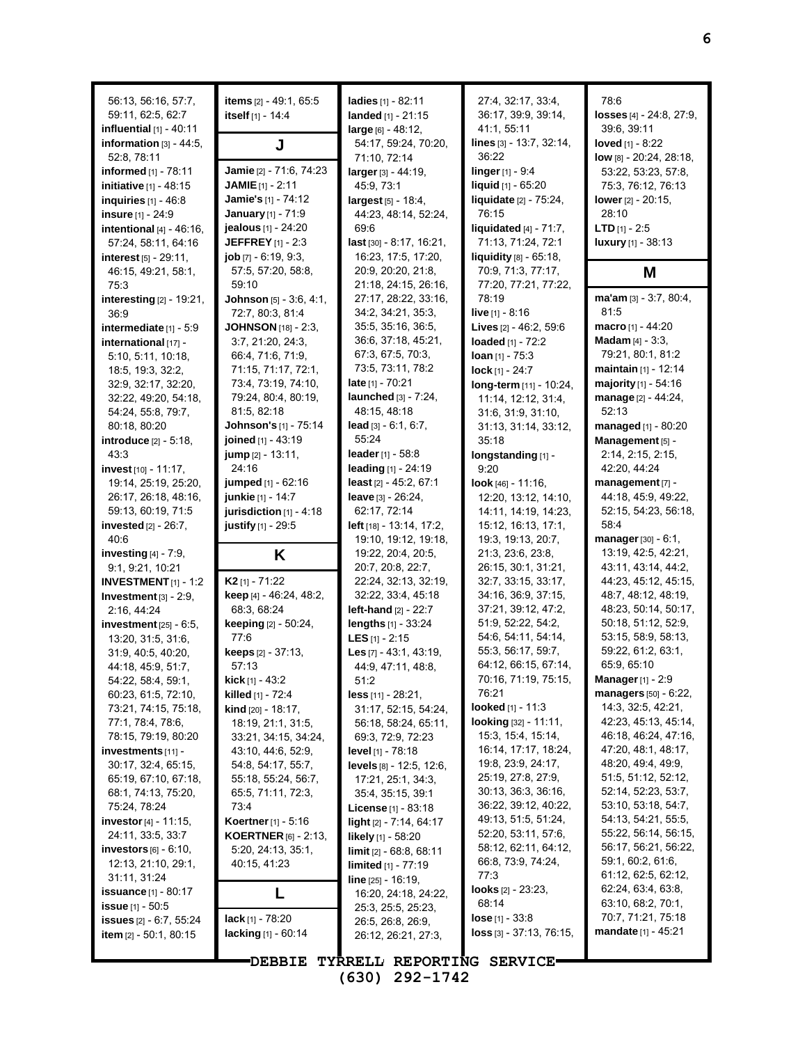56:13, 56:16, 57:7, 59:11, 62:5, 62:7
**influential** [1] - 40:11
**information** [3] - 44:5, 52:8, 78:11
**informed** [1] - 78:11
**initiative** [1] - 48:15
**inquiries** [1] - 46:8
**insure** [1] - 24:9
**intentional** [4] - 46:16, 57:24, 58:11, 64:16
**interest** [5] - 29:11, 46:15, 49:21, 58:1, 75:3
**interesting** [2] - 19:21, 36:9
**intermediate** [1] - 5:9
**international** [17] - 5:10, 5:11, 10:18, 18:5, 19:3, 32:2, 32:9, 32:17, 32:20, 32:22, 49:20, 54:18, 54:24, 55:8, 79:7, 80:18, 80:20
**introduce** [2] - 5:18, 43:3
**invest** [10] - 11:17, 19:14, 25:19, 25:20, 26:17, 26:18, 48:16, 59:13, 60:19, 71:5
**invested** [2] - 26:7, 40:6
**investing** [4] - 7:9, 9:1, 9:21, 10:21
**INVESTMENT** [1] - 1:2
**Investment** [3] - 2:9, 2:16, 44:24
**investment** [25] - 6:5, 13:20, 31:5, 31:6, 31:9, 40:5, 40:20, 44:18, 45:9, 51:7, 54:22, 58:4, 59:1, 60:23, 61:5, 72:10, 73:21, 74:15, 75:18, 77:1, 78:4, 78:6, 78:15, 79:19, 80:20
**investments** [11] - 30:17, 32:4, 65:15, 65:19, 67:10, 67:18, 68:1, 74:13, 75:20, 75:24, 78:24
**investor** [4] - 11:15, 24:11, 33:5, 33:7
**investors** [6] - 6:10, 12:13, 21:10, 29:1, 31:11, 31:24
**issuance** [1] - 80:17
**issue** [1] - 50:5
**issues** [2] - 6:7, 55:24
**item** [2] - 50:1, 80:15
**items** [2] - 49:1, 65:5
**itself** [1] - 14:4

## J

**Jamie** [2] - 71:6, 74:23
**JAMIE** [1] - 2:11
**Jamie's** [1] - 74:12
**January** [1] - 71:9
**jealous** [1] - 24:20
**JEFFREY** [1] - 2:3
**job** [7] - 6:19, 9:3, 57:5, 57:20, 58:8, 59:10
**Johnson** [5] - 3:6, 4:1, 72:7, 80:3, 81:4
**JOHNSON** [18] - 2:3, 3:7, 21:20, 24:3, 66:4, 71:6, 71:9, 71:15, 71:17, 72:1, 73:4, 73:19, 74:10, 79:24, 80:4, 80:19, 81:5, 82:18
**Johnson's** [1] - 75:14
**joined** [1] - 43:19
**jump** [2] - 13:11, 24:16
**jumped** [1] - 62:16
**junkie** [1] - 14:7
**jurisdiction** [1] - 4:18
**justify** [1] - 29:5

## K

**K2** [1] - 71:22
**keep** [4] - 46:24, 48:2, 68:3, 68:24
**keeping** [2] - 50:24, 77:6
**keeps** [2] - 37:13, 57:13
**kick** [1] - 43:2
**killed** [1] - 72:4
**kind** [20] - 18:17, 18:19, 21:1, 31:5, 33:21, 34:15, 34:24, 43:10, 44:6, 52:9, 54:8, 54:17, 55:7, 55:18, 55:24, 56:7, 65:5, 71:11, 72:3, 73:4
**Koertner** [1] - 5:16
**KOERTNER** [6] - 2:13, 5:20, 24:13, 35:1, 40:15, 41:23

## L

**lack** [1] - 78:20
**lacking** [1] - 60:14
**ladies** [1] - 82:11
**landed** [1] - 21:15
**large** [6] - 48:12, 54:17, 59:24, 70:20, 71:10, 72:14
**larger** [3] - 44:19, 45:9, 73:1
**largest** [5] - 18:4, 44:23, 48:14, 52:24, 69:6
**last** [30] - 8:17, 16:21, 16:23, 17:5, 17:20, 20:9, 20:20, 21:8, 21:18, 24:15, 26:16, 27:17, 28:22, 33:16, 34:2, 34:21, 35:3, 35:5, 35:16, 36:5, 36:6, 37:18, 45:21, 67:3, 67:5, 70:3, 73:5, 73:11, 78:2
**late** [1] - 70:21
**launched** [3] - 7:24, 48:15, 48:18
**lead** [3] - 6:1, 6:7, 55:24
**leader** [1] - 58:8
**leading** [1] - 24:19
**least** [2] - 45:2, 67:1
**leave** [3] - 26:24, 62:17, 72:14
**left** [18] - 13:14, 17:2, 19:10, 19:12, 19:18, 19:22, 20:4, 20:5, 20:7, 20:8, 22:7, 22:24, 32:13, 32:19, 32:22, 33:4, 45:18
**left-hand** [2] - 22:7
**lengths** [1] - 33:24
**LES** [1] - 2:15
**Les** [7] - 43:1, 43:19, 44:9, 47:11, 48:8, 51:2
**less** [11] - 28:21, 31:17, 52:15, 54:24, 56:18, 58:24, 65:11, 69:3, 72:9, 72:23
**level** [1] - 78:18
**levels** [8] - 12:5, 12:6, 17:21, 25:1, 34:3, 35:4, 35:15, 39:1
**License** [1] - 83:18
**light** [2] - 7:14, 64:17
**likely** [1] - 58:20
**limit** [2] - 68:8, 68:11
**limited** [1] - 77:19
**line** [25] - 16:19, 16:20, 24:18, 24:22, 25:3, 25:5, 25:23, 26:5, 26:8, 26:9, 26:12, 26:21, 27:3, 27:4, 32:17, 33:4, 36:17, 39:9, 39:14, 41:1, 55:11
**lines** [3] - 13:7, 32:14, 36:22
**linger** [1] - 9:4
**liquid** [1] - 65:20
**liquidate** [2] - 75:24, 76:15
**liquidated** [4] - 71:7, 71:13, 71:24, 72:1
**liquidity** [8] - 65:18, 70:9, 71:3, 77:17, 77:20, 77:21, 77:22, 78:19
**live** [1] - 8:16
**Lives** [2] - 46:2, 59:6
**loaded** [1] - 72:2
**loan** [1] - 75:3
**lock** [1] - 24:7
**long-term** [11] - 10:24, 11:14, 12:12, 31:4, 31:6, 31:9, 31:10, 31:13, 31:14, 33:12, 35:18
**longstanding** [1] - 9:20
**look** [46] - 11:16, 12:20, 13:12, 14:10, 14:11, 14:19, 14:23, 15:12, 16:13, 17:1, 19:3, 19:13, 20:7, 21:3, 23:6, 23:8, 26:15, 30:1, 31:21, 32:7, 33:15, 33:17, 34:16, 36:9, 37:15, 37:21, 39:12, 47:2, 51:9, 52:22, 54:2, 54:6, 54:11, 54:14, 55:3, 56:17, 59:7, 64:12, 66:15, 67:14, 70:16, 71:19, 75:15, 76:21
**looked** [1] - 11:3
**looking** [32] - 11:11, 15:3, 15:4, 15:14, 16:14, 17:17, 18:24, 19:8, 23:9, 24:17, 25:19, 27:8, 27:9, 30:13, 36:3, 36:16, 36:22, 39:12, 40:22, 49:13, 51:5, 51:24, 52:20, 53:11, 57:6, 58:12, 62:11, 64:12, 66:8, 73:9, 74:24, 77:3
**looks** [2] - 23:23, 68:14
**lose** [1] - 33:8
**loss** [3] - 37:13, 76:15, 78:6
**losses** [4] - 24:8, 27:9, 39:6, 39:11
**loved** [1] - 8:22
**low** [8] - 20:24, 28:18, 53:22, 53:23, 57:8, 75:3, 76:12, 76:13
**lower** [2] - 20:15, 28:10
**LTD** [1] - 2:5
**luxury** [1] - 38:13

## M

**ma'am** [3] - 3:7, 80:4, 81:5
**macro** [1] - 44:20
**Madam** [4] - 3:3, 79:21, 80:1, 81:2
**maintain** [1] - 12:14
**majority** [1] - 54:16
**manage** [2] - 44:24, 52:13
**managed** [1] - 80:20
**Management** [5] - 2:14, 2:15, 2:15, 42:20, 44:24
**management** [7] - 44:18, 45:9, 49:22, 52:15, 54:23, 56:18, 58:4
**manager** [30] - 6:1, 13:19, 42:5, 42:21, 43:11, 43:14, 44:2, 44:23, 45:12, 45:15, 48:7, 48:12, 48:19, 48:23, 50:14, 50:17, 50:18, 51:12, 52:9, 53:15, 58:9, 58:13, 59:22, 61:2, 63:1, 65:9, 65:10
**Manager** [1] - 2:9
**managers** [50] - 6:22, 14:3, 32:5, 42:21, 42:23, 45:13, 45:14, 46:18, 46:24, 47:16, 47:20, 48:1, 48:17, 48:20, 49:4, 49:9, 51:5, 51:12, 52:12, 52:14, 52:23, 53:7, 53:10, 53:18, 54:7, 54:13, 54:21, 55:5, 55:22, 56:14, 56:15, 56:17, 56:21, 56:22, 59:1, 60:2, 61:6, 61:12, 62:5, 62:12, 62:24, 63:4, 63:8, 63:10, 68:2, 70:1, 70:7, 71:21, 75:18
**mandate** [1] - 45:21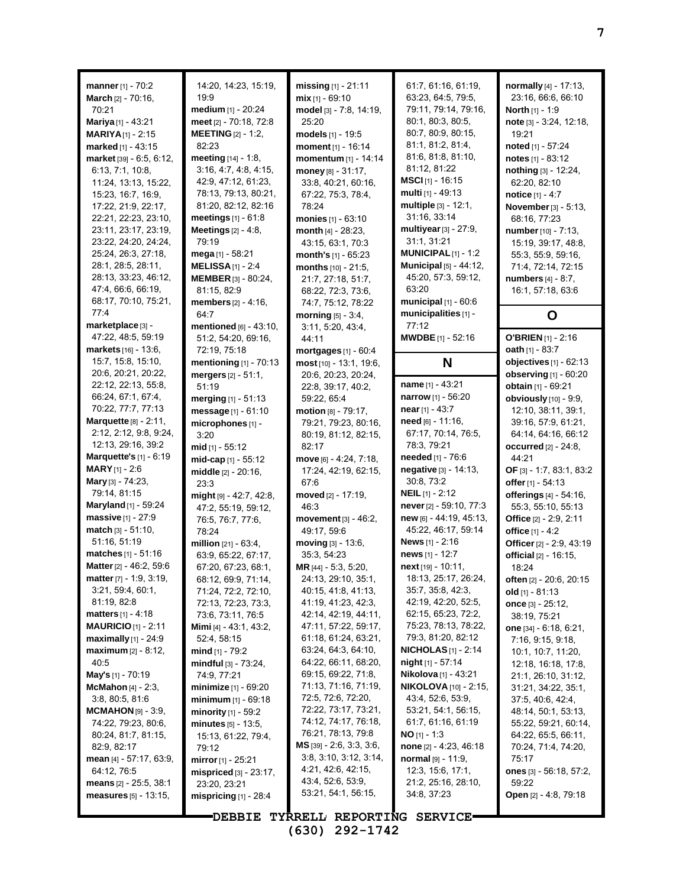**manner** [1] - 70:2
**March** [2] - 70:16, 70:21
**Mariya** [1] - 43:21
**MARIYA** [1] - 2:15
**marked** [1] - 43:15
**market** [39] - 6:5, 6:12, 6:13, 7:1, 10:8, 11:24, 13:13, 15:22, 15:23, 16:7, 16:9, 17:22, 21:9, 22:17, 22:21, 22:23, 23:10, 23:11, 23:17, 23:19, 23:22, 24:20, 24:24, 25:24, 26:3, 27:18, 28:1, 28:5, 28:11, 28:13, 33:23, 46:12, 47:4, 66:6, 66:19, 68:17, 70:10, 75:21, 77:4
**marketplace** [3] - 47:22, 48:5, 59:19
**markets** [16] - 13:6, 15:7, 15:8, 15:10, 20:6, 20:21, 20:22, 22:12, 22:13, 55:8, 66:24, 67:1, 67:4, 70:22, 77:7, 77:13
**Marquette** [8] - 2:11, 2:12, 2:12, 9:8, 9:24, 12:13, 29:16, 39:2
**Marquette's** [1] - 6:19
**MARY** [1] - 2:6
**Mary** [3] - 74:23, 79:14, 81:15
**Maryland** [1] - 59:24
**massive** [1] - 27:9
**match** [3] - 51:10, 51:16, 51:19
**matches** [1] - 51:16
**Matter** [2] - 46:2, 59:6
**matter** [7] - 1:9, 3:19, 3:21, 59:4, 60:1, 81:19, 82:8
**matters** [1] - 4:18
**MAURICIO** [1] - 2:11
**maximally** [1] - 24:9
**maximum** [2] - 8:12, 40:5
**May's** [1] - 70:19
**McMahon** [4] - 2:3, 3:8, 80:5, 81:6
**MCMAHON** [9] - 3:9, 74:22, 79:23, 80:6, 80:24, 81:7, 81:15, 82:9, 82:17
**mean** [4] - 57:17, 63:9, 64:12, 76:5
**means** [2] - 25:5, 38:1
**measures** [5] - 13:15, 14:20, 14:23, 15:19, 19:9
**medium** [1] - 20:24
**meet** [2] - 70:18, 72:8
**MEETING** [2] - 1:2, 82:23
**meeting** [14] - 1:8, 3:16, 4:7, 4:8, 4:15, 42:9, 47:12, 61:23, 78:13, 79:13, 80:21, 81:20, 82:12, 82:16
**meetings** [1] - 61:8
**Meetings** [2] - 4:8, 79:19
**mega** [1] - 58:21
**MELISSA** [1] - 2:4
**MEMBER** [3] - 80:24, 81:15, 82:9
**members** [2] - 4:16, 64:7
**mentioned** [6] - 43:10, 51:2, 54:20, 69:16, 72:19, 75:18
**mentioning** [1] - 70:13
**mergers** [2] - 51:1, 51:19
**merging** [1] - 51:13
**message** [1] - 61:10
**microphones** [1] - 3:20
**mid** [1] - 55:12
**mid-cap** [1] - 55:12
**middle** [2] - 20:16, 23:3
**might** [9] - 42:7, 42:8, 47:2, 55:19, 59:12, 76:5, 76:7, 77:6, 78:24
**million** [21] - 63:4, 63:9, 65:22, 67:17, 67:20, 67:23, 68:1, 68:12, 69:9, 71:14, 71:24, 72:2, 72:10, 72:13, 72:23, 73:3, 73:6, 73:11, 76:5
**Mimi** [4] - 43:1, 43:2, 52:4, 58:15
**mind** [1] - 79:2
**mindful** [3] - 73:24, 74:9, 77:21
**minimize** [1] - 69:20
**minimum** [1] - 69:18
**minority** [1] - 59:2
**minutes** [5] - 13:5, 15:13, 61:22, 79:4, 79:12
**mirror** [1] - 25:21
**mispriced** [3] - 23:17, 23:20, 23:21
**mispricing** [1] - 28:4
**missing** [1] - 21:11
**mix** [1] - 69:10
**model** [3] - 7:8, 14:19, 25:20
**models** [1] - 19:5
**moment** [1] - 16:14
**momentum** [1] - 14:14
**money** [8] - 31:17, 33:8, 40:21, 60:16, 67:22, 75:3, 78:4, 78:24
**monies** [1] - 63:10
**month** [4] - 28:23, 43:15, 63:1, 70:3
**month's** [1] - 65:23
**months** [10] - 21:5, 21:7, 27:18, 51:7, 68:22, 72:3, 73:6, 74:7, 75:12, 78:22
**morning** [5] - 3:4, 3:11, 5:20, 43:4, 44:11
**mortgages** [1] - 60:4
**most** [10] - 13:1, 19:6, 20:6, 20:23, 20:24, 22:8, 39:17, 40:2, 59:22, 65:4
**motion** [8] - 79:17, 79:21, 79:23, 80:16, 80:19, 81:12, 82:15, 82:17
**move** [6] - 4:24, 7:18, 17:24, 42:19, 62:15, 67:6
**moved** [2] - 17:19, 46:3
**movement** [3] - 46:2, 49:17, 59:6
**moving** [3] - 13:6, 35:3, 54:23
**MR** [44] - 5:3, 5:20, 24:13, 29:10, 35:1, 40:15, 41:8, 41:13, 41:19, 41:23, 42:3, 42:14, 42:19, 44:11, 47:11, 57:22, 59:17, 61:18, 61:24, 63:21, 63:24, 64:3, 64:10, 64:22, 66:11, 68:20, 69:15, 69:22, 71:8, 71:13, 71:16, 71:19, 72:5, 72:6, 72:20, 72:22, 73:17, 73:21, 74:12, 74:17, 76:18, 76:21, 78:13, 79:8
**MS** [39] - 2:6, 3:3, 3:6, 3:8, 3:10, 3:12, 3:14, 4:21, 42:6, 42:15, 43:4, 52:6, 53:9, 53:21, 54:1, 56:15, 61:7, 61:16, 61:19, 63:23, 64:5, 79:5, 79:11, 79:14, 79:16, 80:1, 80:3, 80:5, 80:7, 80:9, 80:15, 81:1, 81:2, 81:4, 81:6, 81:8, 81:10, 81:12, 81:22
**MSCI** [1] - 16:15
**multi** [1] - 49:13
**multiple** [3] - 12:1, 31:16, 33:14
**multiyear** [3] - 27:9, 31:1, 31:21
**MUNICIPAL** [1] - 1:2
**Municipal** [5] - 44:12, 45:20, 57:3, 59:12, 63:20
**municipal** [1] - 60:6
**municipalities** [1] - 77:12
**MWDBE** [1] - 52:16

## N

**name** [1] - 43:21
**narrow** [1] - 56:20
**near** [1] - 43:7
**need** [6] - 11:16, 67:17, 70:14, 76:5, 78:3, 79:21
**needed** [1] - 76:6
**negative** [3] - 14:13, 30:8, 73:2
**NEIL** [1] - 2:12
**never** [2] - 59:10, 77:3
**new** [6] - 44:19, 45:13, 45:22, 46:17, 59:14
**News** [1] - 2:16
**news** [1] - 12:7
**next** [19] - 10:11, 18:13, 25:17, 26:24, 35:7, 35:8, 42:3, 42:19, 42:20, 52:5, 62:15, 65:23, 72:2, 75:23, 78:13, 78:22, 79:3, 81:20, 82:12
**NICHOLAS** [1] - 2:14
**night** [1] - 57:14
**Nikolova** [1] - 43:21
**NIKOLOVA** [10] - 2:15, 43:4, 52:6, 53:9, 53:21, 54:1, 56:15, 61:7, 61:16, 61:19
**NO** [1] - 1:3
**none** [2] - 4:23, 46:18
**normal** [9] - 11:9, 12:3, 15:6, 17:1, 21:2, 25:16, 28:10, 34:8, 37:23
**normally** [4] - 17:13, 23:16, 66:6, 66:10
**North** [1] - 1:9
**note** [3] - 3:24, 12:18, 19:21
**noted** [1] - 57:24
**notes** [1] - 83:12
**nothing** [3] - 12:24, 62:20, 82:10
**notice** [1] - 4:7
**November** [3] - 5:13, 68:16, 77:23
**number** [10] - 7:13, 15:19, 39:17, 48:8, 55:3, 55:9, 59:16, 71:4, 72:14, 72:15
**numbers** [4] - 8:7, 16:1, 57:18, 63:6

## O

**O'BRIEN** [1] - 2:16
**oath** [1] - 83:7
**objectives** [1] - 62:13
**observing** [1] - 60:20
**obtain** [1] - 69:21
**obviously** [10] - 9:9, 12:10, 38:11, 39:1, 39:16, 57:9, 61:21, 64:14, 64:16, 66:12
**occurred** [2] - 24:8, 44:21
**OF** [3] - 1:7, 83:1, 83:2
**offer** [1] - 54:13
**offerings** [4] - 54:16, 55:3, 55:10, 55:13
**Office** [2] - 2:9, 2:11
**office** [1] - 4:2
**Officer** [2] - 2:9, 43:19
**official** [2] - 16:15, 18:24
**often** [2] - 20:6, 20:15
**old** [1] - 81:13
**once** [3] - 25:12, 38:19, 75:21
**one** [34] - 6:18, 6:21, 7:16, 9:15, 9:18, 10:1, 10:7, 11:20, 12:18, 16:18, 17:8, 21:1, 26:10, 31:12, 31:21, 34:22, 35:1, 37:5, 40:6, 42:4, 48:14, 50:1, 53:13, 55:22, 59:21, 60:14, 64:22, 65:5, 66:11, 70:24, 71:4, 74:20, 75:17
**ones** [3] - 56:18, 57:2, 59:22
**Open** [2] - 4:8, 79:18

DEBBIE TYRRELL REPORTING SERVICE
(630) 292-1742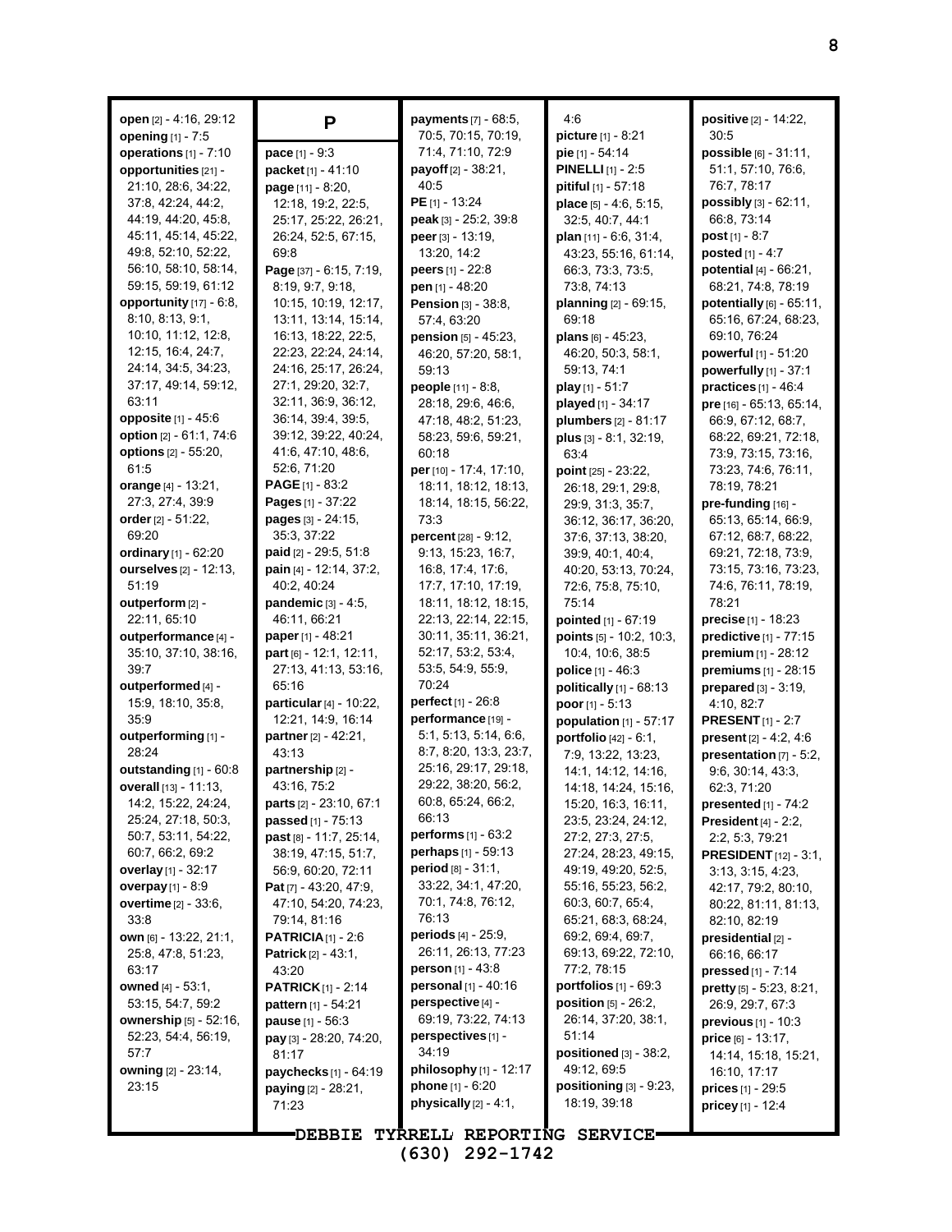**open** [2] - 4:16, 29:12
**opening** [1] - 7:5
**operations** [1] - 7:10
**opportunities** [21] - 21:10, 28:6, 34:22, 37:8, 42:24, 44:2, 44:19, 44:20, 45:8, 45:11, 45:14, 45:22, 49:8, 52:10, 52:22, 56:10, 58:10, 58:14, 59:15, 59:19, 61:12
**opportunity** [17] - 6:8, 8:10, 8:13, 9:1, 10:10, 11:12, 12:8, 12:15, 16:4, 24:7, 24:14, 34:5, 34:23, 37:17, 49:14, 59:12, 63:11
**opposite** [1] - 45:6
**option** [2] - 61:1, 74:6
**options** [2] - 55:20, 61:5
**orange** [4] - 13:21, 27:3, 27:4, 39:9
**order** [2] - 51:22, 69:20
**ordinary** [1] - 62:20
**ourselves** [2] - 12:13, 51:19
**outperform** [2] - 22:11, 65:10
**outperformance** [4] - 35:10, 37:10, 38:16, 39:7
**outperformed** [4] - 15:9, 18:10, 35:8, 35:9
**outperforming** [1] - 28:24
**outstanding** [1] - 60:8
**overall** [13] - 11:13, 14:2, 15:22, 24:24, 25:24, 27:18, 50:3, 50:7, 53:11, 54:22, 60:7, 66:2, 69:2
**overlay** [1] - 32:17
**overpay** [1] - 8:9
**overtime** [2] - 33:6, 33:8
**own** [6] - 13:22, 21:1, 25:8, 47:8, 51:23, 63:17
**owned** [4] - 53:1, 53:15, 54:7, 59:2
**ownership** [5] - 52:16, 52:23, 54:4, 56:19, 57:7
**owning** [2] - 23:14, 23:15

## P

**pace** [1] - 9:3
**packet** [1] - 41:10
**page** [11] - 8:20, 12:18, 19:2, 22:5, 25:17, 25:22, 26:21, 26:24, 52:5, 67:15, 69:8
**Page** [37] - 6:15, 7:19, 8:19, 9:7, 9:18, 10:15, 10:19, 12:17, 13:11, 13:14, 15:14, 16:13, 18:22, 22:5, 22:23, 22:24, 24:14, 24:16, 25:17, 26:24, 27:1, 29:20, 32:7, 32:11, 36:9, 36:12, 36:14, 39:4, 39:5, 39:12, 39:22, 40:24, 41:6, 47:10, 48:6, 52:6, 71:20
**PAGE** [1] - 83:2
**Pages** [1] - 37:22
**pages** [3] - 24:15, 35:3, 37:22
**paid** [2] - 29:5, 51:8
**pain** [4] - 12:14, 37:2, 40:2, 40:24
**pandemic** [3] - 4:5, 46:11, 66:21
**paper** [1] - 48:21
**part** [6] - 12:1, 12:11, 27:13, 41:13, 53:16, 65:16
**particular** [4] - 10:22, 12:21, 14:9, 16:14
**partner** [2] - 42:21, 43:13
**partnership** [2] - 43:16, 75:2
**parts** [2] - 23:10, 67:1
**passed** [1] - 75:13
**past** [8] - 11:7, 25:14, 38:19, 47:15, 51:7, 56:9, 60:20, 72:11
**Pat** [7] - 43:20, 47:9, 47:10, 54:20, 74:23, 79:14, 81:16
**PATRICIA** [1] - 2:6
**Patrick** [2] - 43:1, 43:20
**PATRICK** [1] - 2:14
**pattern** [1] - 54:21
**pause** [1] - 56:3
**pay** [3] - 28:20, 74:20, 81:17
**paychecks** [1] - 64:19
**paying** [2] - 28:21, 71:23
**payments** [7] - 68:5, 70:5, 70:15, 70:19, 71:4, 71:10, 72:9
**payoff** [2] - 38:21, 40:5
**PE** [1] - 13:24
**peak** [3] - 25:2, 39:8
**peer** [3] - 13:19, 13:20, 14:2
**peers** [1] - 22:8
**pen** [1] - 48:20
**Pension** [3] - 38:8, 57:4, 63:20
**pension** [5] - 45:23, 46:20, 57:20, 58:1, 59:13
**people** [11] - 8:8, 28:18, 29:6, 46:6, 47:18, 48:2, 51:23, 58:23, 59:6, 59:21, 60:18
**per** [10] - 17:4, 17:10, 18:11, 18:12, 18:13, 18:14, 18:15, 56:22, 73:3
**percent** [28] - 9:12, 9:13, 15:23, 16:7, 16:8, 17:4, 17:6, 17:7, 17:10, 17:19, 18:11, 18:12, 18:15, 22:13, 22:14, 22:15, 30:11, 35:11, 36:21, 52:17, 52:23, 53:4, 53:5, 54:9, 55:9, 70:24
**perfect** [1] - 26:8
**performance** [19] - 5:1, 5:13, 5:14, 6:6, 8:7, 8:20, 13:3, 23:7, 25:16, 29:17, 29:18, 29:22, 38:20, 56:2, 60:8, 65:24, 66:2, 66:13
**performs** [1] - 63:2
**perhaps** [1] - 59:13
**period** [8] - 31:1, 33:22, 34:1, 47:20, 70:1, 74:8, 76:12, 76:13
**periods** [4] - 25:9, 26:11, 26:13, 77:23
**person** [1] - 43:8
**personal** [1] - 40:16
**perspective** [4] - 69:19, 73:22, 74:13
**perspectives** [1] - 34:19
**philosophy** [1] - 12:17
**phone** [1] - 6:20
**physically** [2] - 4:1, 4:6
**picture** [1] - 8:21
**pie** [1] - 54:14
**PINELLI** [1] - 2:5
**pitiful** [1] - 57:18
**place** [5] - 4:6, 5:15, 32:5, 40:7, 44:1
**plan** [11] - 6:6, 31:4, 43:23, 55:16, 61:14, 66:3, 73:3, 73:5, 73:8, 74:13
**planning** [2] - 69:15, 69:18
**plans** [6] - 45:23, 46:20, 50:3, 58:1, 59:13, 74:1
**play** [1] - 51:7
**played** [1] - 34:17
**plumbers** [2] - 81:17
**plus** [3] - 8:1, 32:19, 63:4
**point** [25] - 23:22, 26:18, 29:1, 29:8, 29:9, 31:3, 35:7, 36:12, 36:17, 36:20, 37:6, 37:13, 38:20, 39:9, 40:1, 40:4, 40:20, 53:13, 70:24, 72:6, 75:8, 75:10, 75:14
**pointed** [1] - 67:19
**points** [5] - 10:2, 10:3, 10:4, 10:6, 38:5
**police** [1] - 46:3
**politically** [1] - 68:13
**poor** [1] - 5:13
**population** [1] - 57:17
**portfolio** [42] - 6:1, 7:9, 13:22, 13:23, 14:1, 14:12, 14:16, 14:18, 14:24, 15:16, 15:20, 16:3, 16:11, 23:5, 23:24, 24:12, 27:2, 27:3, 27:5, 27:24, 28:23, 49:15, 49:19, 49:20, 52:5, 55:16, 55:23, 56:2, 60:3, 60:7, 65:4, 65:21, 68:3, 68:24, 69:2, 69:4, 69:7, 69:13, 69:22, 72:10, 77:2, 78:15
**portfolios** [1] - 69:3
**position** [5] - 26:2, 26:14, 37:20, 38:1, 51:14
**positioned** [3] - 38:2, 49:12, 69:5
**positioning** [3] - 9:23, 18:19, 39:18
**positive** [2] - 14:22, 30:5
**possible** [6] - 31:11, 51:1, 57:10, 76:6, 76:7, 78:17
**possibly** [3] - 62:11, 66:8, 73:14
**post** [1] - 8:7
**posted** [1] - 4:7
**potential** [4] - 66:21, 68:21, 74:8, 78:19
**potentially** [6] - 65:11, 65:16, 67:24, 68:23, 69:10, 76:24
**powerful** [1] - 51:20
**powerfully** [1] - 37:1
**practices** [1] - 46:4
**pre** [16] - 65:13, 65:14, 66:9, 67:12, 68:7, 68:22, 69:21, 72:18, 73:9, 73:15, 73:16, 73:23, 74:6, 76:11, 78:19, 78:21
**pre-funding** [16] - 65:13, 65:14, 66:9, 67:12, 68:7, 68:22, 69:21, 72:18, 73:9, 73:15, 73:16, 73:23, 74:6, 76:11, 78:19, 78:21
**precise** [1] - 18:23
**predictive** [1] - 77:15
**premium** [1] - 28:12
**premiums** [1] - 28:15
**prepared** [3] - 3:19, 4:10, 82:7
**PRESENT** [1] - 2:7
**present** [2] - 4:2, 4:6
**presentation** [7] - 5:2, 9:6, 30:14, 43:3, 62:3, 71:20
**presented** [1] - 74:2
**President** [4] - 2:2, 2:2, 5:3, 79:21
**PRESIDENT** [12] - 3:1, 3:13, 3:15, 4:23, 42:17, 79:2, 80:10, 80:22, 81:11, 81:13, 82:10, 82:19
**presidential** [2] - 66:16, 66:17
**pressed** [1] - 7:14
**pretty** [5] - 5:23, 8:21, 26:9, 29:7, 67:3
**previous** [1] - 10:3
**price** [6] - 13:17, 14:14, 15:18, 15:21, 16:10, 17:17
**prices** [1] - 29:5
**pricey** [1] - 12:4

DEBBIE TYRRELL REPORTING SERVICE
(630) 292-1742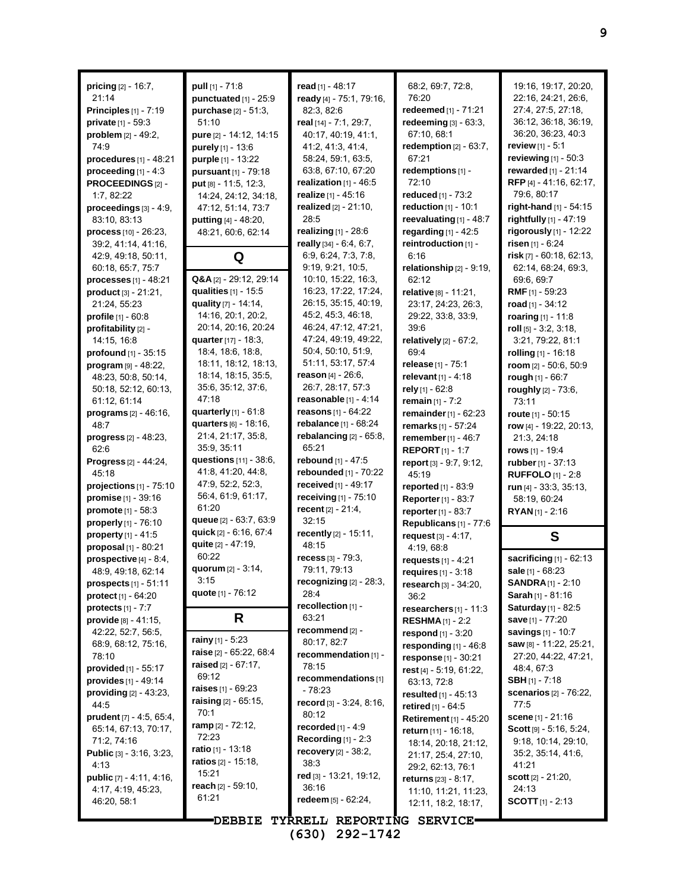**pricing** [2] - 16:7, 21:14
**Principles** [1] - 7:19
**private** [1] - 59:3
**problem** [2] - 49:2, 74:9
**procedures** [1] - 48:21
**proceeding** [1] - 4:3
**PROCEEDINGS** [2] - 1:7, 82:22
**proceedings** [3] - 4:9, 83:10, 83:13
**process** [10] - 26:23, 39:2, 41:14, 41:16, 42:9, 49:18, 50:11, 60:18, 65:7, 75:7
**processes** [1] - 48:21
**product** [3] - 21:21, 21:24, 55:23
**profile** [1] - 60:8
**profitability** [2] - 14:15, 16:8
**profound** [1] - 35:15
**program** [9] - 48:22, 48:23, 50:8, 50:14, 50:18, 52:12, 60:13, 61:12, 61:14
**programs** [2] - 46:16, 48:7
**progress** [2] - 48:23, 62:6
**Progress** [2] - 44:24, 45:18
**projections** [1] - 75:10
**promise** [1] - 39:16
**promote** [1] - 58:3
**properly** [1] - 76:10
**property** [1] - 41:5
**proposal** [1] - 80:21
**prospective** [4] - 8:4, 48:9, 49:18, 62:14
**prospects** [1] - 51:11
**protect** [1] - 64:20
**protects** [1] - 7:7
**provide** [8] - 41:15, 42:22, 52:7, 56:5, 68:9, 68:12, 75:16, 78:10
**provided** [1] - 55:17
**provides** [1] - 49:14
**providing** [2] - 43:23, 44:5
**prudent** [7] - 4:5, 65:4, 65:14, 67:13, 70:17, 71:2, 74:16
**Public** [3] - 3:16, 3:23, 4:13
**public** [7] - 4:11, 4:16, 4:17, 4:19, 45:23, 46:20, 58:1
**pull** [1] - 71:8
**punctuated** [1] - 25:9
**purchase** [2] - 51:3, 51:10
**pure** [2] - 14:12, 14:15
**purely** [1] - 13:6
**purple** [1] - 13:22
**pursuant** [1] - 79:18
**put** [8] - 11:5, 12:3, 14:24, 24:12, 34:18, 47:12, 51:14, 73:7
**putting** [4] - 48:20, 48:21, 60:6, 62:14

## Q

**Q&A** [2] - 29:12, 29:14
**qualities** [1] - 15:5
**quality** [7] - 14:14, 14:16, 20:1, 20:2, 20:14, 20:16, 20:24
**quarter** [17] - 18:3, 18:4, 18:6, 18:8, 18:11, 18:12, 18:13, 18:14, 18:15, 35:5, 35:6, 35:12, 37:6, 47:18
**quarterly** [1] - 61:8
**quarters** [6] - 18:16, 21:4, 21:17, 35:8, 35:9, 35:11
**questions** [11] - 38:6, 41:8, 41:20, 44:8, 47:9, 52:2, 52:3, 56:4, 61:9, 61:17, 61:20
**queue** [2] - 63:7, 63:9
**quick** [2] - 6:16, 67:4
**quite** [2] - 47:19, 60:22
**quorum** [2] - 3:14, 3:15
**quote** [1] - 76:12

## R

**rainy** [1] - 5:23
**raise** [2] - 65:22, 68:4
**raised** [2] - 67:17, 69:12
**raises** [1] - 69:23
**raising** [2] - 65:15, 70:1
**ramp** [2] - 72:12, 72:23
**ratio** [1] - 13:18
**ratios** [2] - 15:18, 15:21
**reach** [2] - 59:10, 61:21
**read** [1] - 48:17
**ready** [4] - 75:1, 79:16, 82:3, 82:6
**real** [14] - 7:1, 29:7, 40:17, 40:19, 41:1, 41:2, 41:3, 41:4, 58:24, 59:1, 63:5, 63:8, 67:10, 67:20
**realization** [1] - 46:5
**realize** [1] - 45:16
**realized** [2] - 21:10, 28:5
**realizing** [1] - 28:6
**really** [34] - 6:4, 6:7, 6:9, 6:24, 7:3, 7:8, 9:19, 9:21, 10:5, 10:10, 15:22, 16:3, 16:23, 17:22, 17:24, 26:15, 35:15, 40:19, 45:2, 45:3, 46:18, 46:24, 47:12, 47:21, 47:24, 49:19, 49:22, 50:4, 50:10, 51:9, 51:11, 53:17, 57:4
**reason** [4] - 26:6, 26:7, 28:17, 57:3
**reasonable** [1] - 4:14
**reasons** [1] - 64:22
**rebalance** [1] - 68:24
**rebalancing** [2] - 65:8, 65:21
**rebound** [1] - 47:5
**rebounded** [1] - 70:22
**received** [1] - 49:17
**receiving** [1] - 75:10
**recent** [2] - 21:4, 32:15
**recently** [2] - 15:11, 48:15
**recess** [3] - 79:3, 79:11, 79:13
**recognizing** [2] - 28:3, 28:4
**recollection** [1] - 63:21
**recommend** [2] - 80:17, 82:7
**recommendation** [1] - 78:15
**recommendations** [1] - 78:23
**record** [3] - 3:24, 8:16, 80:12
**recorded** [1] - 4:9
**Recording** [1] - 2:3
**recovery** [2] - 38:2, 38:3
**red** [3] - 13:21, 19:12, 36:16
**redeem** [5] - 62:24, 68:2, 69:7, 72:8, 76:20
**redeemed** [1] - 71:21
**redeeming** [3] - 63:3, 67:10, 68:1
**redemption** [2] - 63:7, 67:21
**redemptions** [1] - 72:10
**reduced** [1] - 73:2
**reduction** [1] - 10:1
**reevaluating** [1] - 48:7
**regarding** [1] - 42:5
**reintroduction** [1] - 6:16
**relationship** [2] - 9:19, 62:12
**relative** [8] - 11:21, 23:17, 24:23, 26:3, 29:22, 33:8, 33:9, 39:6
**relatively** [2] - 67:2, 69:4
**release** [1] - 75:1
**relevant** [1] - 4:18
**rely** [1] - 62:8
**remain** [1] - 7:2
**remainder** [1] - 62:23
**remarks** [1] - 57:24
**remember** [1] - 46:7
**REPORT** [1] - 1:7
**report** [3] - 9:7, 9:12, 45:19
**reported** [1] - 83:9
**Reporter** [1] - 83:7
**reporter** [1] - 83:7
**Republicans** [1] - 77:6
**request** [3] - 4:17, 4:19, 68:8
**requests** [1] - 4:21
**requires** [1] - 3:18
**research** [3] - 34:20, 36:2
**researchers** [1] - 11:3
**RESHMA** [1] - 2:2
**respond** [1] - 3:20
**responding** [1] - 46:8
**response** [1] - 30:21
**rest** [4] - 5:19, 61:22, 63:13, 72:8
**resulted** [1] - 45:13
**retired** [1] - 64:5
**Retirement** [1] - 45:20
**return** [11] - 16:18, 18:14, 20:18, 21:12, 21:17, 25:4, 27:10, 29:2, 62:13, 76:1
**returns** [23] - 8:17, 11:10, 11:21, 11:23, 12:11, 18:2, 18:17, 19:16, 19:17, 20:20, 22:16, 24:21, 26:6, 27:4, 27:5, 27:18, 36:12, 36:18, 36:19, 36:20, 36:23, 40:3
**review** [1] - 5:1
**reviewing** [1] - 50:3
**rewarded** [1] - 21:14
**RFP** [4] - 41:16, 62:17, 79:6, 80:17
**right-hand** [1] - 54:15
**rightfully** [1] - 47:19
**rigorously** [1] - 12:22
**risen** [1] - 6:24
**risk** [7] - 60:18, 62:13, 62:14, 68:24, 69:3, 69:6, 69:7
**RMF** [1] - 59:23
**road** [1] - 34:12
**roaring** [1] - 11:8
**roll** [5] - 3:2, 3:18, 3:21, 79:22, 81:1
**rolling** [1] - 16:18
**room** [2] - 50:6, 50:9
**rough** [1] - 66:7
**roughly** [2] - 73:6, 73:11
**route** [1] - 50:15
**row** [4] - 19:22, 20:13, 21:3, 24:18
**rows** [1] - 19:4
**rubber** [1] - 37:13
**RUFFOLO** [1] - 2:8
**run** [4] - 33:3, 35:13, 58:19, 60:24
**RYAN** [1] - 2:16

## S

**sacrificing** [1] - 62:13
**sale** [1] - 68:23
**SANDRA** [1] - 2:10
**Sarah** [1] - 81:16
**Saturday** [1] - 82:5
**save** [1] - 77:20
**savings** [1] - 10:7
**saw** [8] - 11:22, 25:21, 27:20, 44:22, 47:21, 48:4, 67:3
**SBH** [1] - 7:18
**scenarios** [2] - 76:22, 77:5
**scene** [1] - 21:16
**Scott** [9] - 5:16, 5:24, 9:18, 10:14, 29:10, 35:2, 35:14, 41:6, 41:21
**scott** [2] - 21:20, 24:13
**SCOTT** [1] - 2:13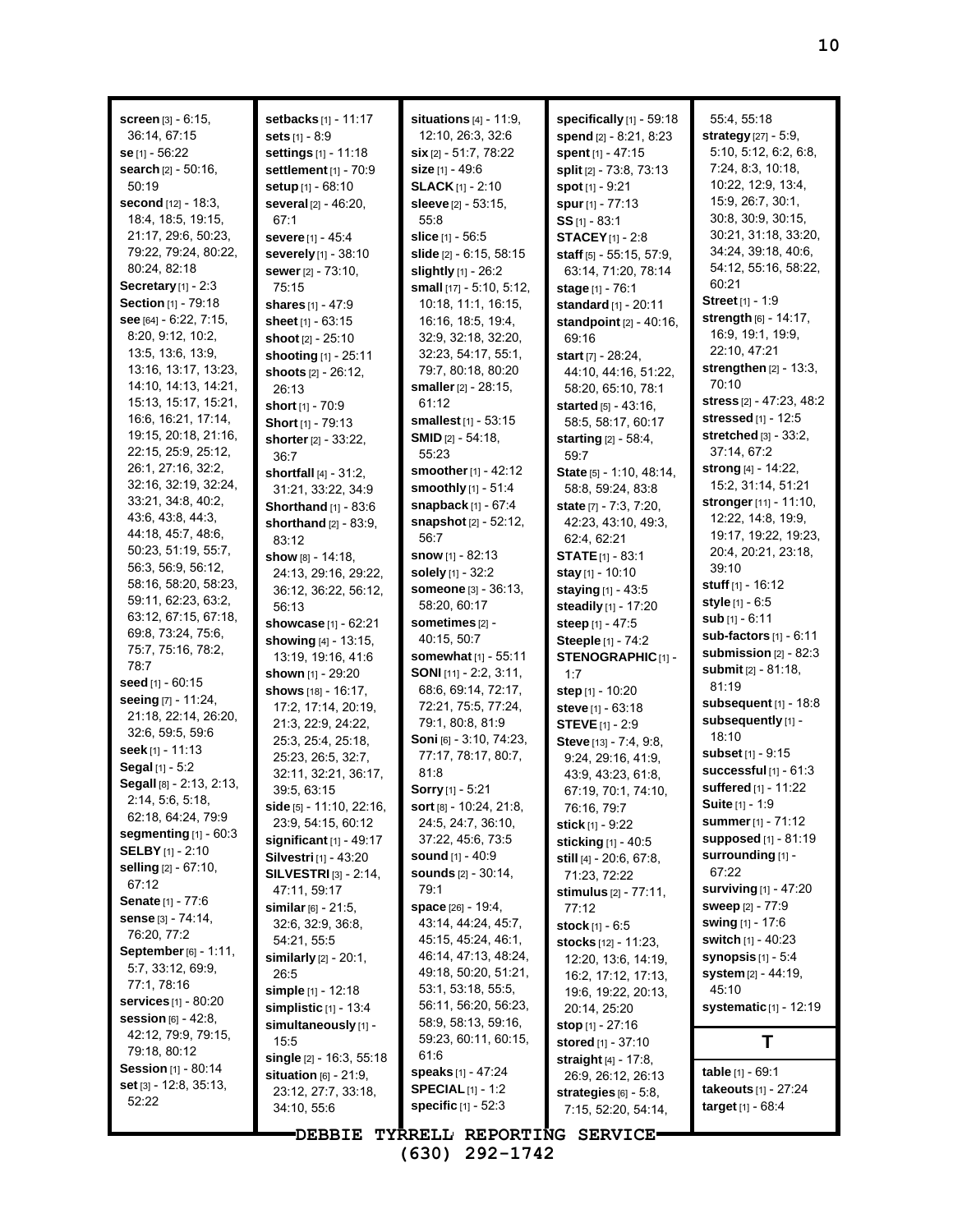**screen** [3] - 6:15, 36:14, 67:15
**se** [1] - 56:22
**search** [2] - 50:16, 50:19
**second** [12] - 18:3, 18:4, 18:5, 19:15, 21:17, 29:6, 50:23, 79:22, 79:24, 80:22, 80:24, 82:18
**Secretary** [1] - 2:3
**Section** [1] - 79:18
**see** [64] - 6:22, 7:15, 8:20, 9:12, 10:2, 13:5, 13:6, 13:9, 13:16, 13:17, 13:23, 14:10, 14:13, 14:21, 15:13, 15:17, 15:21, 16:6, 16:21, 17:14, 19:15, 20:18, 21:16, 22:15, 25:9, 25:12, 26:1, 27:16, 32:2, 32:16, 32:19, 32:24, 33:21, 34:8, 40:2, 43:6, 43:8, 44:3, 44:18, 45:7, 48:6, 50:23, 51:19, 55:7, 56:3, 56:9, 56:12, 58:16, 58:20, 58:23, 59:11, 62:23, 63:2, 63:12, 67:15, 67:18, 69:8, 73:24, 75:6, 75:7, 75:16, 78:2, 78:7
**seed** [1] - 60:15
**seeing** [7] - 11:24, 21:18, 22:14, 26:20, 32:6, 59:5, 59:6
**seek** [1] - 11:13
**Segal** [1] - 5:2
**Segall** [8] - 2:13, 2:13, 2:14, 5:6, 5:18, 62:18, 64:24, 79:9
**segmenting** [1] - 60:3
**SELBY** [1] - 2:10
**selling** [2] - 67:10, 67:12
**Senate** [1] - 77:6
**sense** [3] - 74:14, 76:20, 77:2
**September** [6] - 1:11, 5:7, 33:12, 69:9, 77:1, 78:16
**services** [1] - 80:20
**session** [6] - 42:8, 42:12, 79:9, 79:15, 79:18, 80:12
**Session** [1] - 80:14
**set** [3] - 12:8, 35:13, 52:22
**setbacks** [1] - 11:17
**sets** [1] - 8:9
**settings** [1] - 11:18
**settlement** [1] - 70:9
**setup** [1] - 68:10
**several** [2] - 46:20, 67:1
**severe** [1] - 45:4
**severely** [1] - 38:10
**sewer** [2] - 73:10, 75:15
**shares** [1] - 47:9
**sheet** [1] - 63:15
**shoot** [2] - 25:10
**shooting** [1] - 25:11
**shoots** [2] - 26:12, 26:13
**short** [1] - 70:9
**Short** [1] - 79:13
**shorter** [2] - 33:22, 36:7
**shortfall** [4] - 31:2, 31:21, 33:22, 34:9
**Shorthand** [1] - 83:6
**shorthand** [2] - 83:9, 83:12
**show** [8] - 14:18, 24:13, 29:16, 29:22, 36:12, 36:22, 56:12, 56:13
**showcase** [1] - 62:21
**showing** [4] - 13:15, 13:19, 19:16, 41:6
**shown** [1] - 29:20
**shows** [18] - 16:17, 17:2, 17:14, 20:19, 21:3, 22:9, 24:22, 25:3, 25:4, 25:18, 25:23, 26:5, 32:7, 32:11, 32:21, 36:17, 39:5, 63:15
**side** [5] - 11:10, 22:16, 23:9, 54:15, 60:12
**significant** [1] - 49:17
**Silvestri** [1] - 43:20
**SILVESTRI** [3] - 2:14, 47:11, 59:17
**similar** [6] - 21:5, 32:6, 32:9, 36:8, 54:21, 55:5
**similarly** [2] - 20:1, 26:5
**simple** [1] - 12:18
**simplistic** [1] - 13:4
**simultaneously** [1] - 15:5
**single** [2] - 16:3, 55:18
**situation** [6] - 21:9, 23:12, 27:7, 33:18, 34:10, 55:6
**situations** [4] - 11:9, 12:10, 26:3, 32:6
**six** [2] - 51:7, 78:22
**size** [1] - 49:6
**SLACK** [1] - 2:10
**sleeve** [2] - 53:15, 55:8
**slice** [1] - 56:5
**slide** [2] - 6:15, 58:15
**slightly** [1] - 26:2
**small** [17] - 5:10, 5:12, 10:18, 11:1, 16:15, 16:16, 18:5, 19:4, 32:9, 32:18, 32:20, 32:23, 54:17, 55:1, 79:7, 80:18, 80:20
**smaller** [2] - 28:15, 61:12
**smallest** [1] - 53:15
**SMID** [2] - 54:18, 55:23
**smoother** [1] - 42:12
**smoothly** [1] - 51:4
**snapback** [1] - 67:4
**snapshot** [2] - 52:12, 56:7
**snow** [1] - 82:13
**solely** [1] - 32:2
**someone** [3] - 36:13, 58:20, 60:17
**sometimes** [2] - 40:15, 50:7
**somewhat** [1] - 55:11
**SONI** [11] - 2:2, 3:11, 68:6, 69:14, 72:17, 72:21, 75:5, 77:24, 79:1, 80:8, 81:9
**Soni** [6] - 3:10, 74:23, 77:17, 78:17, 80:7, 81:8
**Sorry** [1] - 5:21
**sort** [8] - 10:24, 21:8, 24:5, 24:7, 36:10, 37:22, 45:6, 73:5
**sound** [1] - 40:9
**sounds** [2] - 30:14, 79:1
**space** [26] - 19:4, 43:14, 44:24, 45:7, 45:15, 45:24, 46:1, 46:14, 47:13, 48:24, 49:18, 50:20, 51:21, 53:1, 53:18, 55:5, 56:11, 56:20, 56:23, 58:9, 58:13, 59:16, 59:23, 60:11, 60:15, 61:6
**speaks** [1] - 47:24
**SPECIAL** [1] - 1:2
**specific** [1] - 52:3
**specifically** [1] - 59:18
**spend** [2] - 8:21, 8:23
**spent** [1] - 47:15
**split** [2] - 73:8, 73:13
**spot** [1] - 9:21
**spur** [1] - 77:13
**SS** [1] - 83:1
**STACEY** [1] - 2:8
**staff** [5] - 55:15, 57:9, 63:14, 71:20, 78:14
**stage** [1] - 76:1
**standard** [1] - 20:11
**standpoint** [2] - 40:16, 69:16
**start** [7] - 28:24, 44:10, 44:16, 51:22, 58:20, 65:10, 78:1
**started** [5] - 43:16, 58:5, 58:17, 60:17
**starting** [2] - 58:4, 59:7
**State** [5] - 1:10, 48:14, 58:8, 59:24, 83:8
**state** [7] - 7:3, 7:20, 42:23, 43:10, 49:3, 62:4, 62:21
**STATE** [1] - 83:1
**stay** [1] - 10:10
**staying** [1] - 43:5
**steadily** [1] - 17:20
**steep** [1] - 47:5
**Steeple** [1] - 74:2
**STENOGRAPHIC** [1] - 1:7
**step** [1] - 10:20
**steve** [1] - 63:18
**STEVE** [1] - 2:9
**Steve** [13] - 7:4, 9:8, 9:24, 29:16, 41:9, 43:9, 43:23, 61:8, 67:19, 70:1, 74:10, 76:16, 79:7
**stick** [1] - 9:22
**sticking** [1] - 40:5
**still** [4] - 20:6, 67:8, 71:23, 72:22
**stimulus** [2] - 77:11, 77:12
**stock** [1] - 6:5
**stocks** [12] - 11:23, 12:20, 13:6, 14:19, 16:2, 17:12, 17:13, 19:6, 19:22, 20:13, 20:14, 25:20
**stop** [1] - 27:16
**stored** [1] - 37:10
**straight** [4] - 17:8, 26:9, 26:12, 26:13
**strategies** [6] - 5:8, 7:15, 52:20, 54:14, 55:4, 55:18
**strategy** [27] - 5:9, 5:10, 5:12, 6:2, 6:8, 7:24, 8:3, 10:18, 10:22, 12:9, 13:4, 15:9, 26:7, 30:1, 30:8, 30:9, 30:15, 30:21, 31:18, 33:20, 34:24, 39:18, 40:6, 54:12, 55:16, 58:22, 60:21
**Street** [1] - 1:9
**strength** [6] - 14:17, 16:9, 19:1, 19:9, 22:10, 47:21
**strengthen** [2] - 13:3, 70:10
**stress** [2] - 47:23, 48:2
**stressed** [1] - 12:5
**stretched** [3] - 33:2, 37:14, 67:2
**strong** [4] - 14:22, 15:2, 31:14, 51:21
**stronger** [11] - 11:10, 12:22, 14:8, 19:9, 19:17, 19:22, 19:23, 20:4, 20:21, 23:18, 39:10
**stuff** [1] - 16:12
**style** [1] - 6:5
**sub** [1] - 6:11
**sub-factors** [1] - 6:11
**submission** [2] - 82:3
**submit** [2] - 81:18, 81:19
**subsequent** [1] - 18:8
**subsequently** [1] - 18:10
**subset** [1] - 9:15
**successful** [1] - 61:3
**suffered** [1] - 11:22
**Suite** [1] - 1:9
**summer** [1] - 71:12
**supposed** [1] - 81:19
**surrounding** [1] - 67:22
**surviving** [1] - 47:20
**sweep** [2] - 77:9
**swing** [1] - 17:6
**switch** [1] - 40:23
**synopsis** [1] - 5:4
**system** [2] - 44:19, 45:10
**systematic** [1] - 12:19

## T

**table** [1] - 69:1
**takeouts** [1] - 27:24
**target** [1] - 68:4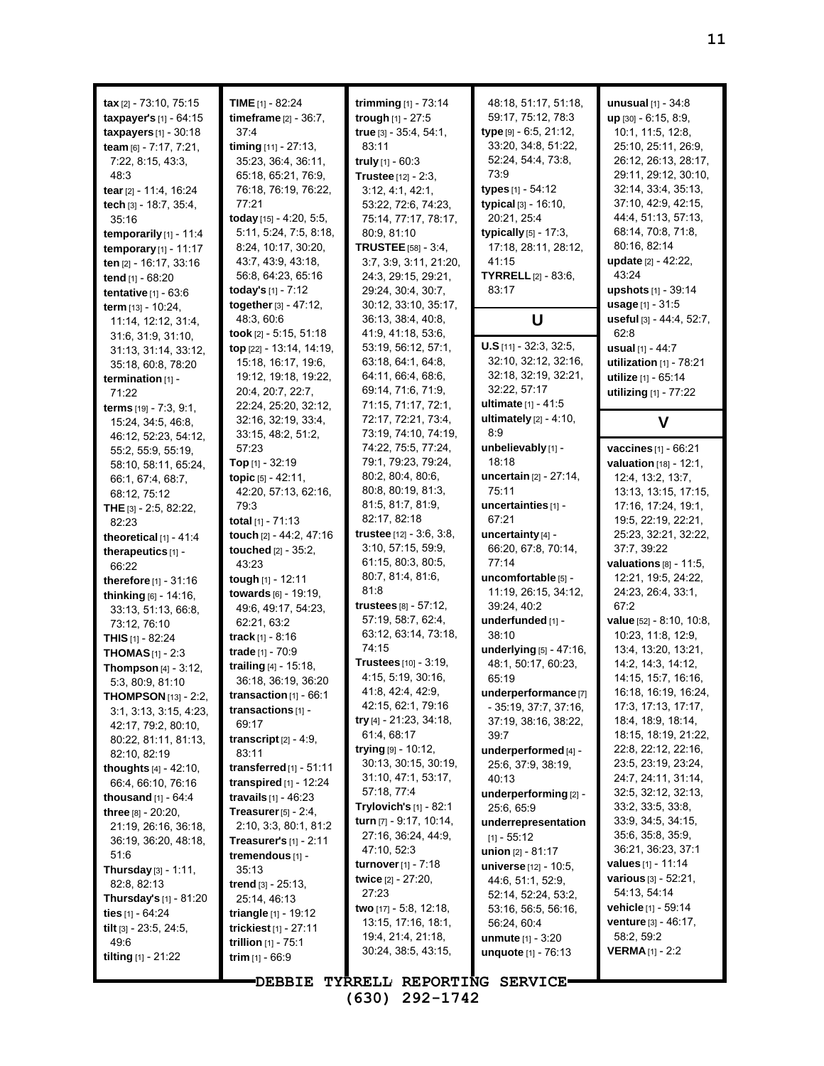**tax** [2] - 73:10, 75:15
**taxpayer's** [1] - 64:15
**taxpayers** [1] - 30:18
**team** [6] - 7:17, 7:21, 7:22, 8:15, 43:3, 48:3
**tear** [2] - 11:4, 16:24
**tech** [3] - 18:7, 35:4, 35:16
**temporarily** [1] - 11:4
**temporary** [1] - 11:17
**ten** [2] - 16:17, 33:16
**tend** [1] - 68:20
**tentative** [1] - 63:6
**term** [13] - 10:24, 11:14, 12:12, 31:4, 31:6, 31:9, 31:10, 31:13, 31:14, 33:12, 35:18, 60:8, 78:20
**termination** [1] - 71:22
**terms** [19] - 7:3, 9:1, 15:24, 34:5, 46:8, 46:12, 52:23, 54:12, 55:2, 55:9, 55:19, 58:10, 58:11, 65:24, 66:1, 67:4, 68:7, 68:12, 75:12
**THE** [3] - 2:5, 82:22, 82:23
**theoretical** [1] - 41:4
**therapeutics** [1] - 66:22
**therefore** [1] - 31:16
**thinking** [6] - 14:16, 33:13, 51:13, 66:8, 73:12, 76:10
**THIS** [1] - 82:24
**THOMAS** [1] - 2:3
**Thompson** [4] - 3:12, 5:3, 80:9, 81:10
**THOMPSON** [13] - 2:2, 3:1, 3:13, 3:15, 4:23, 42:17, 79:2, 80:10, 80:22, 81:11, 81:13, 82:10, 82:19
**thoughts** [4] - 42:10, 66:4, 66:10, 76:16
**thousand** [1] - 64:4
**three** [8] - 20:20, 21:19, 26:16, 36:18, 36:19, 36:20, 48:18, 51:6
**Thursday** [3] - 1:11, 82:8, 82:13
**Thursday's** [1] - 81:20
**ties** [1] - 64:24
**tilt** [3] - 23:5, 24:5, 49:6
**tilting** [1] - 21:22
**TIME** [1] - 82:24
**timeframe** [2] - 36:7, 37:4
**timing** [11] - 27:13, 35:23, 36:4, 36:11, 65:18, 65:21, 76:9, 76:18, 76:19, 76:22, 77:21
**today** [15] - 4:20, 5:5, 5:11, 5:24, 7:5, 8:18, 8:24, 10:17, 30:20, 43:7, 43:9, 43:18, 56:8, 64:23, 65:16
**today's** [1] - 7:12
**together** [3] - 47:12, 48:3, 60:6
**took** [2] - 5:15, 51:18
**top** [22] - 13:14, 14:19, 15:18, 16:17, 19:6, 19:12, 19:18, 19:22, 20:4, 20:7, 22:7, 22:24, 25:20, 32:12, 32:16, 32:19, 33:4, 33:15, 48:2, 51:2, 57:23
**Top** [1] - 32:19
**topic** [5] - 42:11, 42:20, 57:13, 62:16, 79:3
**total** [1] - 71:13
**touch** [2] - 44:2, 47:16
**touched** [2] - 35:2, 43:23
**tough** [1] - 12:11
**towards** [6] - 19:19, 49:6, 49:17, 54:23, 62:21, 63:2
**track** [1] - 8:16
**trade** [1] - 70:9
**trailing** [4] - 15:18, 36:18, 36:19, 36:20
**transaction** [1] - 66:1
**transactions** [1] - 69:17
**transcript** [2] - 4:9, 83:11
**transferred** [1] - 51:11
**transpired** [1] - 12:24
**travails** [1] - 46:23
**Treasurer** [5] - 2:4, 2:10, 3:3, 80:1, 81:2
**Treasurer's** [1] - 2:11
**tremendous** [1] - 35:13
**trend** [3] - 25:13, 25:14, 46:13
**triangle** [1] - 19:12
**trickiest** [1] - 27:11
**trillion** [1] - 75:1
**trim** [1] - 66:9
**trimming** [1] - 73:14
**trough** [1] - 27:5
**true** [3] - 35:4, 54:1, 83:11
**truly** [1] - 60:3
**Trustee** [12] - 2:3, 3:12, 4:1, 42:1, 53:22, 72:6, 74:23, 75:14, 77:17, 78:17, 80:9, 81:10
**TRUSTEE** [58] - 3:4, 3:7, 3:9, 3:11, 21:20, 24:3, 29:15, 29:21, 29:24, 30:4, 30:7, 30:12, 33:10, 35:17, 36:13, 38:4, 40:8, 41:9, 41:18, 53:6, 53:19, 56:12, 57:1, 63:18, 64:1, 64:8, 64:11, 66:4, 68:6, 69:14, 71:6, 71:9, 71:15, 71:17, 72:1, 72:17, 72:21, 73:4, 73:19, 74:10, 74:19, 74:22, 75:5, 77:24, 79:1, 79:23, 79:24, 80:2, 80:4, 80:6, 80:8, 80:19, 81:3, 81:5, 81:7, 81:9, 82:17, 82:18
**trustee** [12] - 3:6, 3:8, 3:10, 57:15, 59:9, 61:15, 80:3, 80:5, 80:7, 81:4, 81:6, 81:8
**trustees** [8] - 57:12, 57:19, 58:7, 62:4, 63:12, 63:14, 73:18, 74:15
**Trustees** [10] - 3:19, 4:15, 5:19, 30:16, 41:8, 42:4, 42:9, 42:15, 62:1, 79:16
**try** [4] - 21:23, 34:18, 61:4, 68:17
**trying** [9] - 10:12, 30:13, 30:15, 30:19, 31:10, 47:1, 53:17, 57:18, 77:4
**Trylovich's** [1] - 82:1
**turn** [7] - 9:17, 10:14, 27:16, 36:24, 44:9, 47:10, 52:3
**turnover** [1] - 7:18
**twice** [2] - 27:20, 27:23
**two** [17] - 5:8, 12:18, 13:15, 17:16, 18:1, 19:4, 21:4, 21:18, 30:24, 38:5, 43:15, 48:18, 51:17, 51:18, 59:17, 75:12, 78:3
**type** [9] - 6:5, 21:12, 33:20, 34:8, 51:22, 52:24, 54:4, 73:8, 73:9
**types** [1] - 54:12
**typical** [3] - 16:10, 20:21, 25:4
**typically** [5] - 17:3, 17:18, 28:11, 28:12, 41:15
**TYRRELL** [2] - 83:6, 83:17

## U

**U.S** [11] - 32:3, 32:5, 32:10, 32:12, 32:16, 32:18, 32:19, 32:21, 32:22, 57:17
**ultimate** [1] - 41:5
**ultimately** [2] - 4:10, 8:9
**unbelievably** [1] - 18:18
**uncertain** [2] - 27:14, 75:11
**uncertainties** [1] - 67:21
**uncertainty** [4] - 66:20, 67:8, 70:14, 77:14
**uncomfortable** [5] - 11:19, 26:15, 34:12, 39:24, 40:2
**underfunded** [1] - 38:10
**underlying** [5] - 47:16, 48:1, 50:17, 60:23, 65:19
**underperformance** [7] - 35:19, 37:7, 37:16, 37:19, 38:16, 38:22, 39:7
**underperformed** [4] - 25:6, 37:9, 38:19, 40:13
**underperforming** [2] - 25:6, 65:9
**underrepresentation** [1] - 55:12
**union** [2] - 81:17
**universe** [12] - 10:5, 44:6, 51:1, 52:9, 52:14, 52:24, 53:2, 53:16, 56:5, 56:16, 56:24, 60:4
**unmute** [1] - 3:20
**unquote** [1] - 76:13
**unusual** [1] - 34:8
**up** [30] - 6:15, 8:9, 10:1, 11:5, 12:8, 25:10, 25:11, 26:9, 26:12, 26:13, 28:17, 29:11, 29:12, 30:10, 32:14, 33:4, 35:13, 37:10, 42:9, 42:15, 44:4, 51:13, 57:13, 68:14, 70:8, 71:8, 80:16, 82:14
**update** [2] - 42:22, 43:24
**upshots** [1] - 39:14
**usage** [1] - 31:5
**useful** [3] - 44:4, 52:7, 62:8
**usual** [1] - 44:7
**utilization** [1] - 78:21
**utilize** [1] - 65:14
**utilizing** [1] - 77:22

## V

**vaccines** [1] - 66:21
**valuation** [18] - 12:1, 12:4, 13:2, 13:7, 13:13, 13:15, 17:15, 17:16, 17:24, 19:1, 19:5, 22:19, 22:21, 25:23, 32:21, 32:22, 37:7, 39:22
**valuations** [8] - 11:5, 12:21, 19:5, 24:22, 24:23, 26:4, 33:1, 67:2
**value** [52] - 8:10, 10:8, 10:23, 11:8, 12:9, 13:4, 13:20, 13:21, 14:2, 14:3, 14:12, 14:15, 15:7, 16:16, 16:18, 16:19, 16:24, 17:3, 17:13, 17:17, 18:4, 18:9, 18:14, 18:15, 18:19, 21:22, 22:8, 22:12, 22:16, 23:5, 23:19, 23:24, 24:7, 24:11, 31:14, 32:5, 32:12, 32:13, 33:2, 33:5, 33:8, 33:9, 34:5, 34:15, 35:6, 35:8, 35:9, 36:21, 36:23, 37:1
**values** [1] - 11:14
**various** [3] - 52:21, 54:13, 54:14
**vehicle** [1] - 59:14
**venture** [3] - 46:17, 58:2, 59:2
**VERMA** [1] - 2:2

DEBBIE TYRRELL REPORTING SERVICE
(630) 292-1742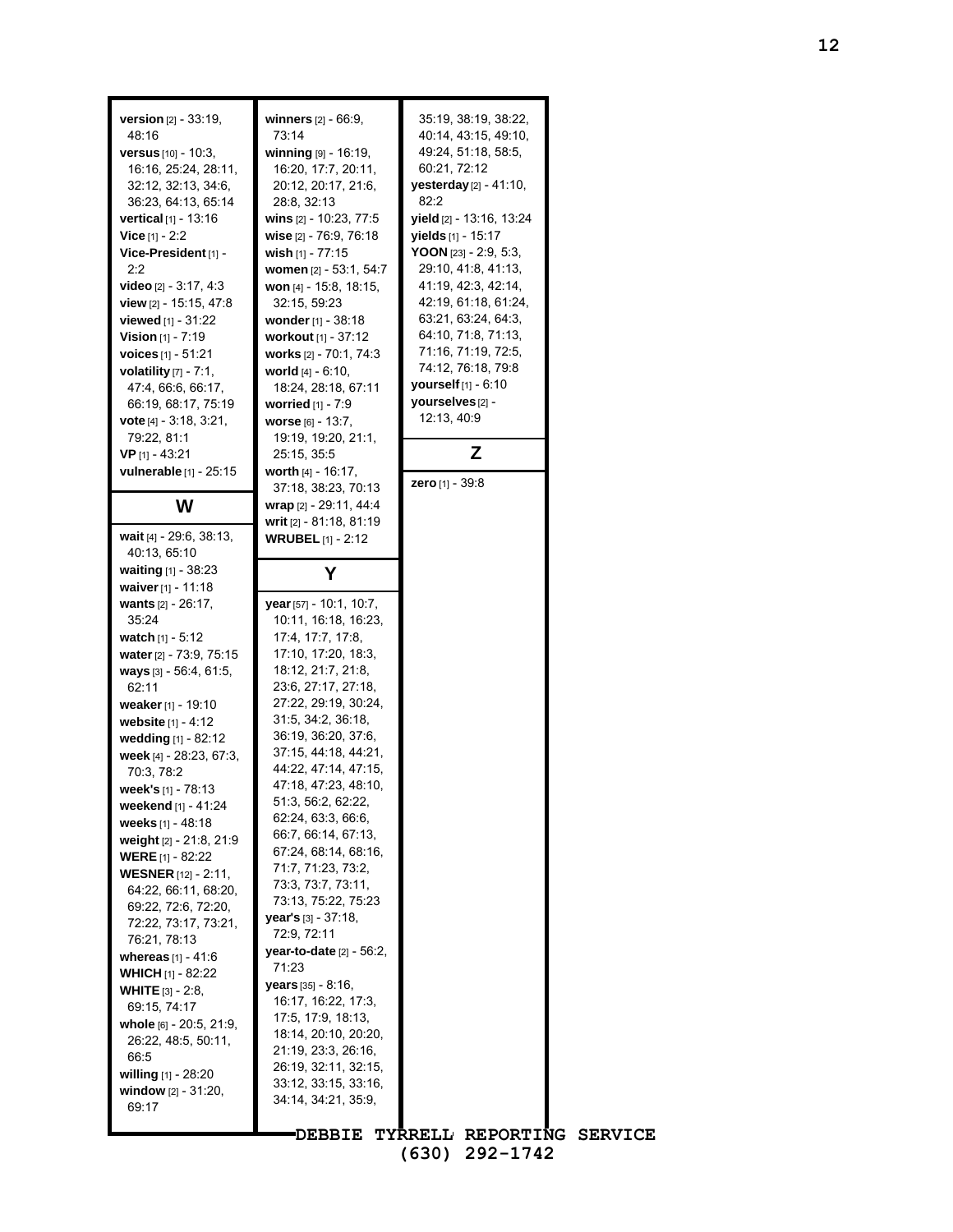**version** [2] - 33:19, 48:16
**versus** [10] - 10:3, 16:16, 25:24, 28:11, 32:12, 32:13, 34:6, 36:23, 64:13, 65:14
**vertical** [1] - 13:16
**Vice** [1] - 2:2
**Vice-President** [1] - 2:2
**video** [2] - 3:17, 4:3
**view** [2] - 15:15, 47:8
**viewed** [1] - 31:22
**Vision** [1] - 7:19
**voices** [1] - 51:21
**volatility** [7] - 7:1, 47:4, 66:6, 66:17, 66:19, 68:17, 75:19
**vote** [4] - 3:18, 3:21, 79:22, 81:1
**VP** [1] - 43:21
**vulnerable** [1] - 25:15

## W

**wait** [4] - 29:6, 38:13, 40:13, 65:10
**waiting** [1] - 38:23
**waiver** [1] - 11:18
**wants** [2] - 26:17, 35:24
**watch** [1] - 5:12
**water** [2] - 73:9, 75:15
**ways** [3] - 56:4, 61:5, 62:11
**weaker** [1] - 19:10
**website** [1] - 4:12
**wedding** [1] - 82:12
**week** [4] - 28:23, 67:3, 70:3, 78:2
**week's** [1] - 78:13
**weekend** [1] - 41:24
**weeks** [1] - 48:18
**weight** [2] - 21:8, 21:9
**WERE** [1] - 82:22
**WESNER** [12] - 2:11, 64:22, 66:11, 68:20, 69:22, 72:6, 72:20, 72:22, 73:17, 73:21, 76:21, 78:13
**whereas** [1] - 41:6
**WHICH** [1] - 82:22
**WHITE** [3] - 2:8, 69:15, 74:17
**whole** [6] - 20:5, 21:9, 26:22, 48:5, 50:11, 66:5
**willing** [1] - 28:20
**window** [2] - 31:20, 69:17
**winners** [2] - 66:9, 73:14
**winning** [9] - 16:19, 16:20, 17:7, 20:11, 20:12, 20:17, 21:6, 28:8, 32:13
**wins** [2] - 10:23, 77:5
**wise** [2] - 76:9, 76:18
**wish** [1] - 77:15
**women** [2] - 53:1, 54:7
**won** [4] - 15:8, 18:15, 32:15, 59:23
**wonder** [1] - 38:18
**workout** [1] - 37:12
**works** [2] - 70:1, 74:3
**world** [4] - 6:10, 18:24, 28:18, 67:11
**worried** [1] - 7:9
**worse** [6] - 13:7, 19:19, 19:20, 21:1, 25:15, 35:5
**worth** [4] - 16:17, 37:18, 38:23, 70:13
**wrap** [2] - 29:11, 44:4
**writ** [2] - 81:18, 81:19
**WRUBEL** [1] - 2:12

## Y

**year** [57] - 10:1, 10:7, 10:11, 16:18, 16:23, 17:4, 17:7, 17:8, 17:10, 17:20, 18:3, 18:12, 21:7, 21:8, 23:6, 27:17, 27:18, 27:22, 29:19, 30:24, 31:5, 34:2, 36:18, 36:19, 36:20, 37:6, 37:15, 44:18, 44:21, 44:22, 47:14, 47:15, 47:18, 47:23, 48:10, 51:3, 56:2, 62:22, 62:24, 63:3, 66:6, 66:7, 66:14, 67:13, 67:24, 68:14, 68:16, 71:7, 71:23, 73:2, 73:3, 73:7, 73:11, 73:13, 75:22, 75:23
**year's** [3] - 37:18, 72:9, 72:11
**year-to-date** [2] - 56:2, 71:23
**years** [35] - 8:16, 16:17, 16:22, 17:3, 17:5, 17:9, 18:13, 18:14, 20:10, 20:20, 21:19, 23:3, 26:16, 26:19, 32:11, 32:15, 33:12, 33:15, 33:16, 34:14, 34:21, 35:9, 35:19, 38:19, 38:22, 40:14, 43:15, 49:10, 49:24, 51:18, 58:5, 60:21, 72:12
**yesterday** [2] - 41:10, 82:2
**yield** [2] - 13:16, 13:24
**yields** [1] - 15:17
**YOON** [23] - 2:9, 5:3, 29:10, 41:8, 41:13, 41:19, 42:3, 42:14, 42:19, 61:18, 61:24, 63:21, 63:24, 64:3, 64:10, 71:8, 71:13, 71:16, 71:19, 72:5, 74:12, 76:18, 79:8
**yourself** [1] - 6:10
**yourselves** [2] - 12:13, 40:9

## Z

**zero** [1] - 39:8

DEBBIE TYRRELL REPORTING SERVICE
(630) 292-1742